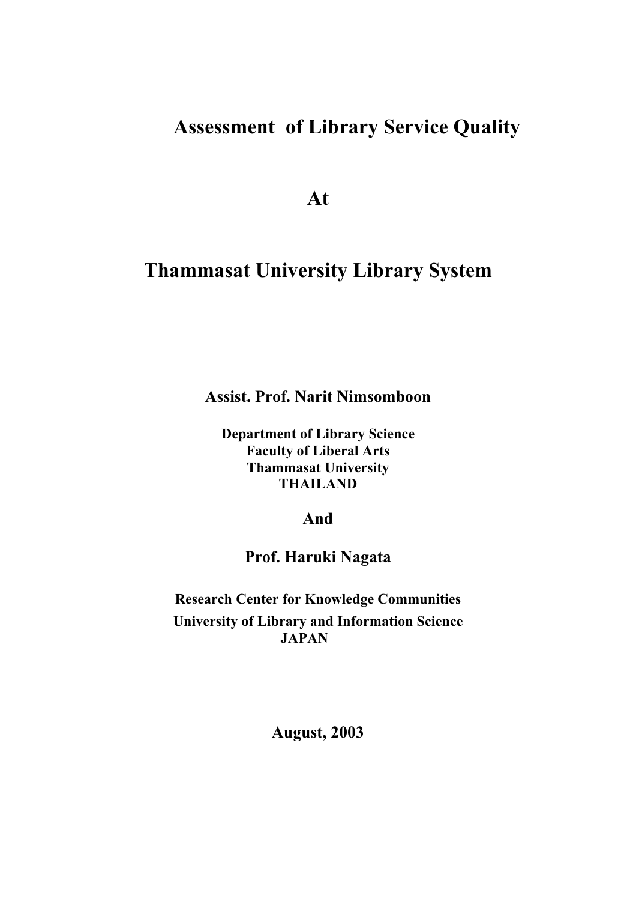# Assessment of Library Service Quality

# At

# Thammasat University Library System

**Assist. Prof. Narit Nimsomboon**

**Department of Library Science**
**Faculty of Liberal Arts**
**Thammasat University**
**THAILAND**

**And**

**Prof. Haruki Nagata**

**Research Center for Knowledge Communities**
**University of Library and Information Science**
**JAPAN**

**August, 2003**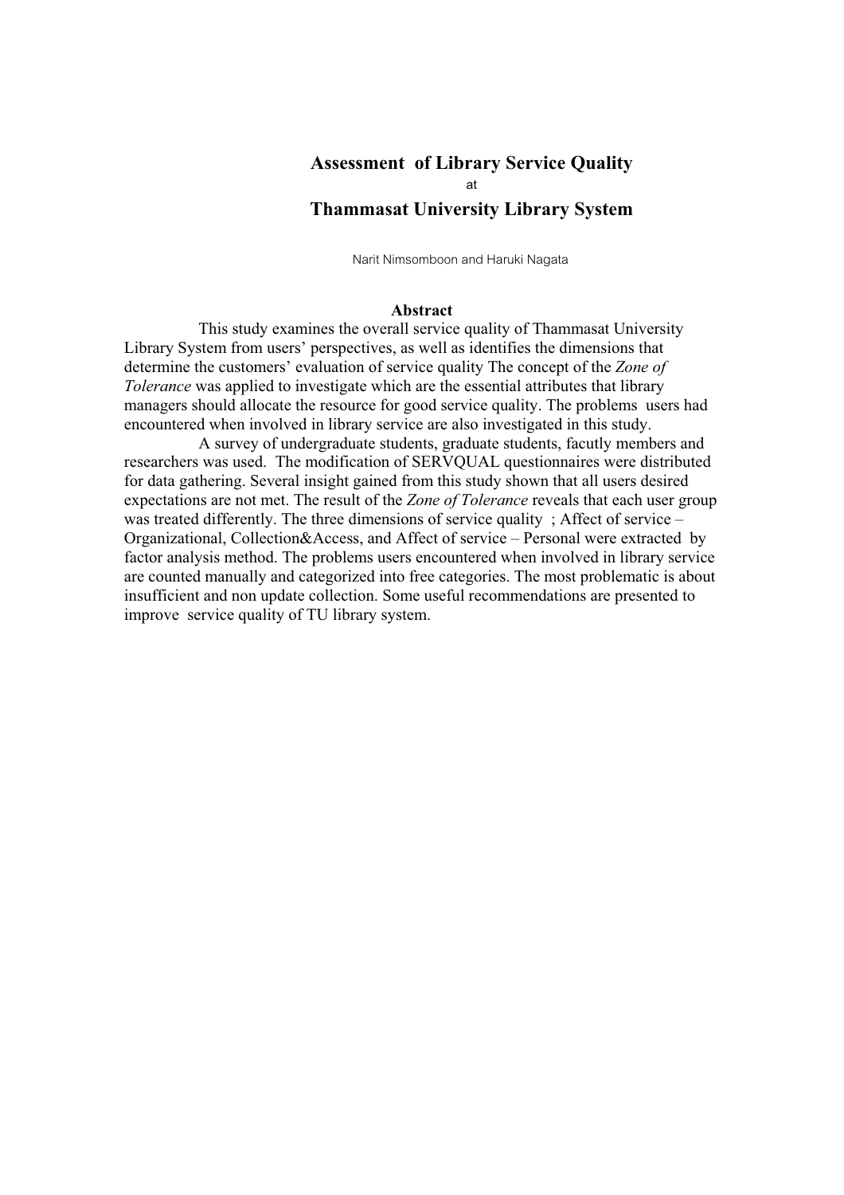# Assessment of Library Service Quality

at

# Thammasat University Library System

Narit Nimsomboon and Haruki Nagata

## Abstract

This study examines the overall service quality of Thammasat University Library System from users' perspectives, as well as identifies the dimensions that determine the customers' evaluation of service quality The concept of the *Zone of Tolerance* was applied to investigate which are the essential attributes that library managers should allocate the resource for good service quality. The problems users had encountered when involved in library service are also investigated in this study.

A survey of undergraduate students, graduate students, facutly members and researchers was used. The modification of SERVQUAL questionnaires were distributed for data gathering. Several insight gained from this study shown that all users desired expectations are not met. The result of the *Zone of Tolerance* reveals that each user group was treated differently. The three dimensions of service quality ; Affect of service – Organizational, Collection&Access, and Affect of service – Personal were extracted by factor analysis method. The problems users encountered when involved in library service are counted manually and categorized into free categories. The most problematic is about insufficient and non update collection. Some useful recommendations are presented to improve service quality of TU library system.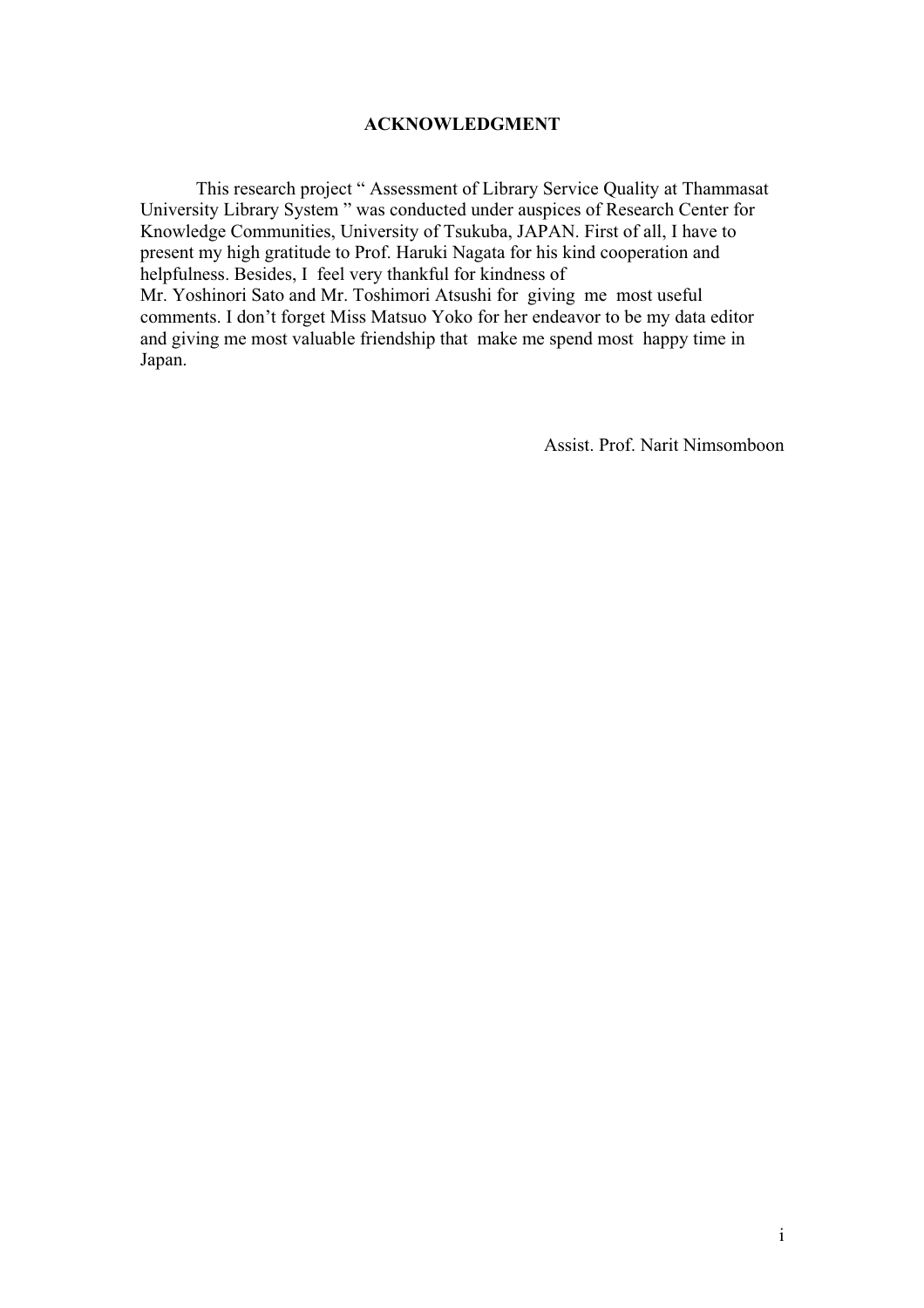# ACKNOWLEDGMENT

This research project " Assessment of Library Service Quality at Thammasat University Library System " was conducted under auspices of Research Center for Knowledge Communities, University of Tsukuba, JAPAN. First of all, I have to present my high gratitude to Prof. Haruki Nagata for his kind cooperation and helpfulness. Besides, I feel very thankful for kindness of Mr. Yoshinori Sato and Mr. Toshimori Atsushi for giving me most useful comments. I don't forget Miss Matsuo Yoko for her endeavor to be my data editor and giving me most valuable friendship that make me spend most happy time in Japan.

Assist. Prof. Narit Nimsomboon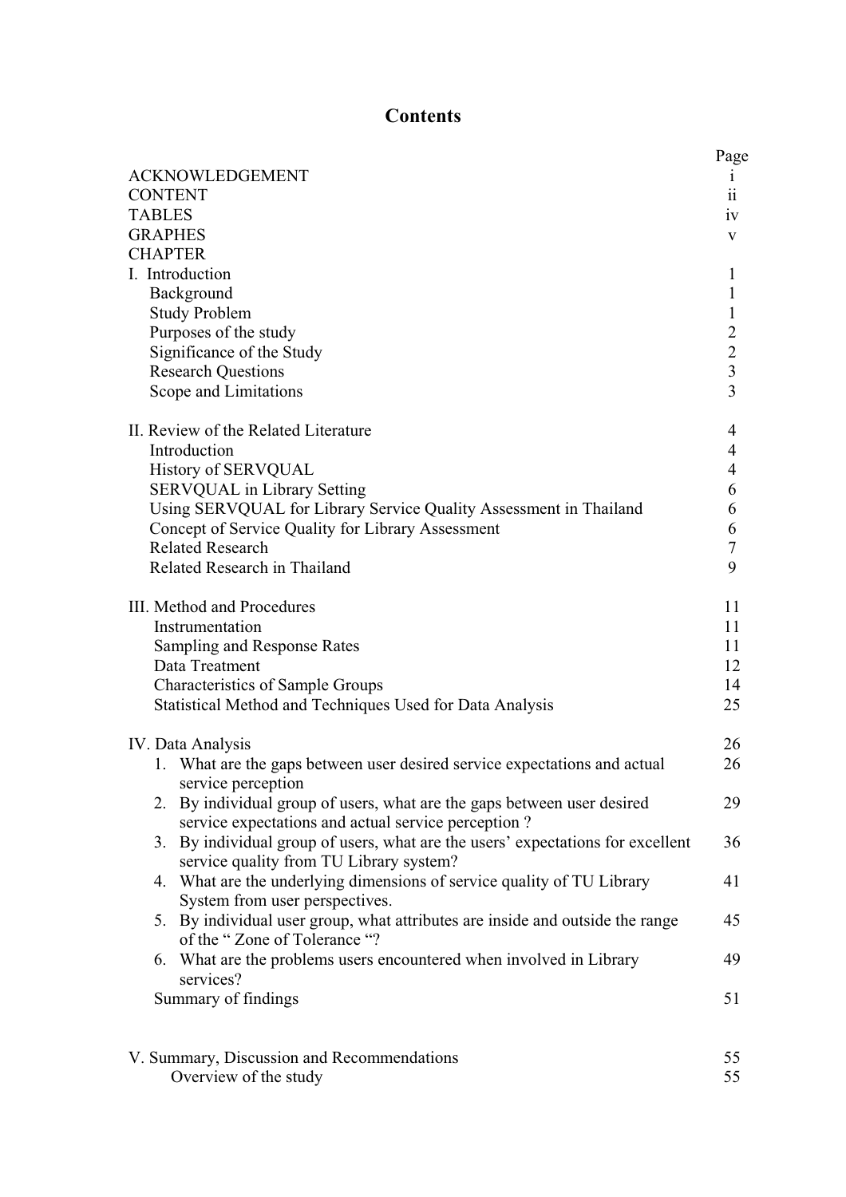# Contents

| | Page |
|---|---|
| ACKNOWLEDGEMENT | i |
| CONTENT | ii |
| TABLES | iv |
| GRAPHES | v |
| CHAPTER | |
| I. Introduction | 1 |
| Background | 1 |
| Study Problem | 1 |
| Purposes of the study | 2 |
| Significance of the Study | 2 |
| Research Questions | 3 |
| Scope and Limitations | 3 |
| | |
| II. Review of the Related Literature | 4 |
| Introduction | 4 |
| History of SERVQUAL | 4 |
| SERVQUAL in Library Setting | 6 |
| Using SERVQUAL for Library Service Quality Assessment in Thailand | 6 |
| Concept of Service Quality for Library Assessment | 6 |
| Related Research | 7 |
| Related Research in Thailand | 9 |
| | |
| III. Method and Procedures | 11 |
| Instrumentation | 11 |
| Sampling and Response Rates | 11 |
| Data Treatment | 12 |
| Characteristics of Sample Groups | 14 |
| Statistical Method and Techniques Used for Data Analysis | 25 |
| | |
| IV. Data Analysis | 26 |
| 1. What are the gaps between user desired service expectations and actual service perception | 26 |
| 2. By individual group of users, what are the gaps between user desired service expectations and actual service perception ? | 29 |
| 3. By individual group of users, what are the users' expectations for excellent service quality from TU Library system? | 36 |
| 4. What are the underlying dimensions of service quality of TU Library System from user perspectives. | 41 |
| 5. By individual user group, what attributes are inside and outside the range of the " Zone of Tolerance "? | 45 |
| 6. What are the problems users encountered when involved in Library services? | 49 |
| Summary of findings | 51 |
| | |
| V. Summary, Discussion and Recommendations | 55 |
| Overview of the study | 55 |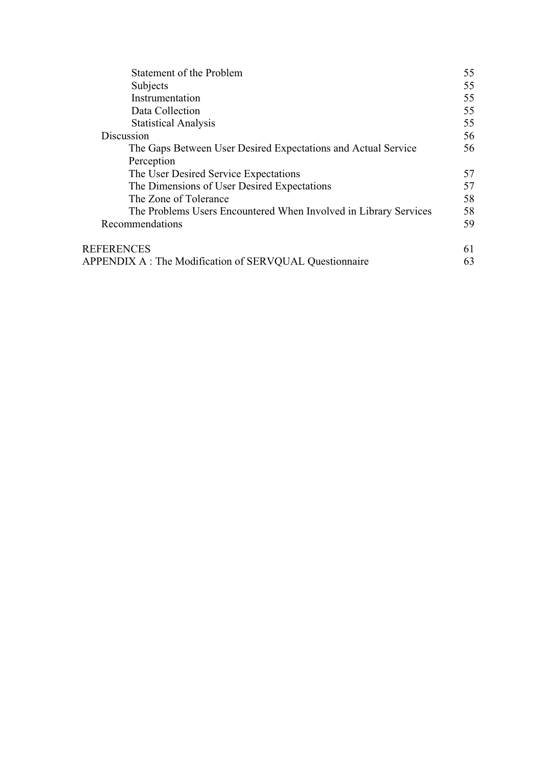| | |
|---|---|
| Statement of the Problem | 55 |
| Subjects | 55 |
| Instrumentation | 55 |
| Data Collection | 55 |
| Statistical Analysis | 55 |
| Discussion | 56 |
| The Gaps Between User Desired Expectations and Actual Service Perception | 56 |
| The User Desired Service Expectations | 57 |
| The Dimensions of User Desired Expectations | 57 |
| The Zone of Tolerance | 58 |
| The Problems Users Encountered When Involved in Library Services | 58 |
| Recommendations | 59 |
| REFERENCES | 61 |
| APPENDIX A : The Modification of SERVQUAL Questionnaire | 63 |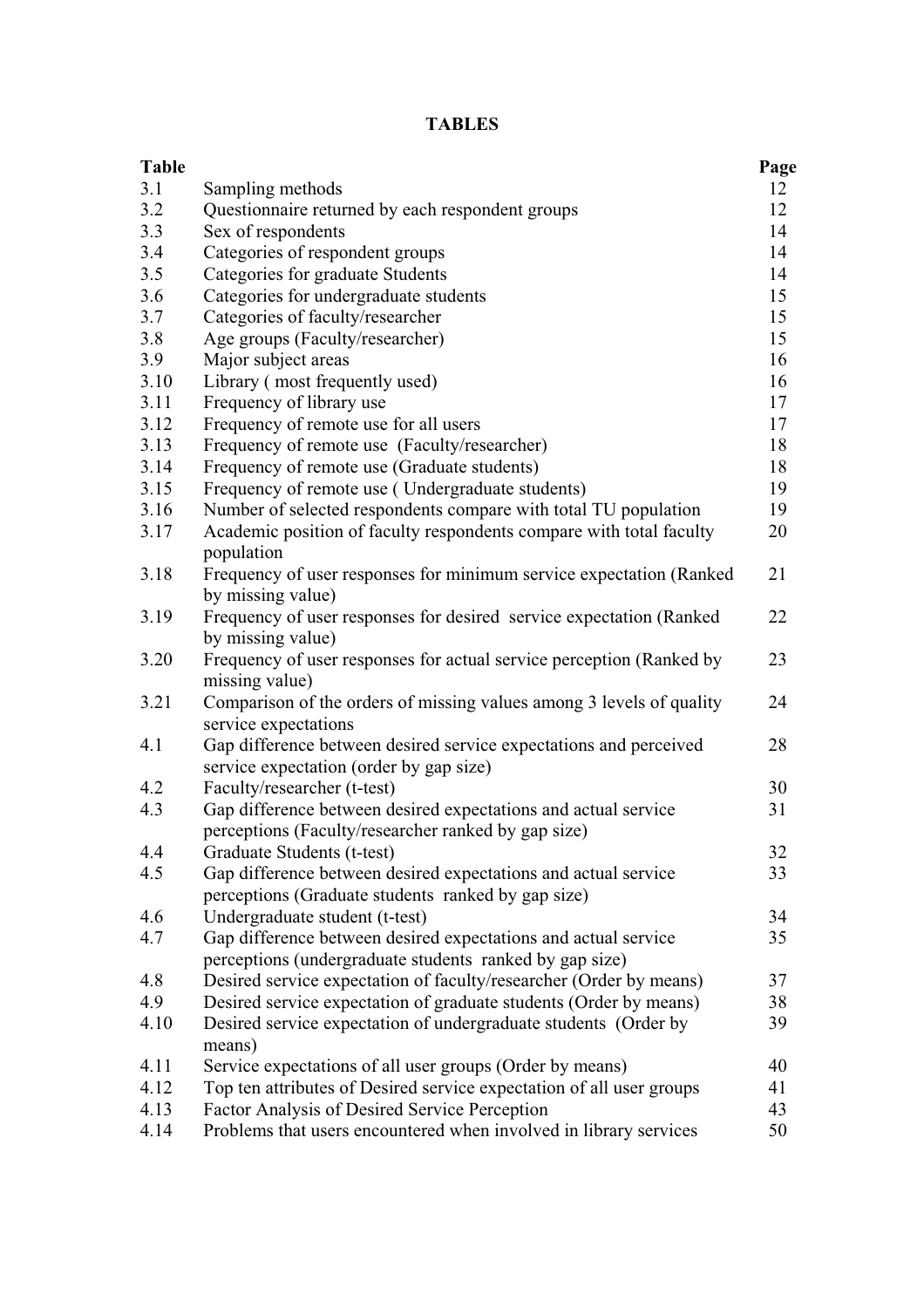# TABLES

| Table | | Page |
|---|---|---|
| 3.1 | Sampling methods | 12 |
| 3.2 | Questionnaire returned by each respondent groups | 12 |
| 3.3 | Sex of respondents | 14 |
| 3.4 | Categories of respondent groups | 14 |
| 3.5 | Categories for graduate Students | 14 |
| 3.6 | Categories for undergraduate students | 15 |
| 3.7 | Categories of faculty/researcher | 15 |
| 3.8 | Age groups (Faculty/researcher) | 15 |
| 3.9 | Major subject areas | 16 |
| 3.10 | Library ( most frequently used) | 16 |
| 3.11 | Frequency of library use | 17 |
| 3.12 | Frequency of remote use for all users | 17 |
| 3.13 | Frequency of remote use (Faculty/researcher) | 18 |
| 3.14 | Frequency of remote use (Graduate students) | 18 |
| 3.15 | Frequency of remote use ( Undergraduate students) | 19 |
| 3.16 | Number of selected respondents compare with total TU population | 19 |
| 3.17 | Academic position of faculty respondents compare with total faculty population | 20 |
| 3.18 | Frequency of user responses for minimum service expectation (Ranked by missing value) | 21 |
| 3.19 | Frequency of user responses for desired service expectation (Ranked by missing value) | 22 |
| 3.20 | Frequency of user responses for actual service perception (Ranked by missing value) | 23 |
| 3.21 | Comparison of the orders of missing values among 3 levels of quality service expectations | 24 |
| 4.1 | Gap difference between desired service expectations and perceived service expectation (order by gap size) | 28 |
| 4.2 | Faculty/researcher (t-test) | 30 |
| 4.3 | Gap difference between desired expectations and actual service perceptions (Faculty/researcher ranked by gap size) | 31 |
| 4.4 | Graduate Students (t-test) | 32 |
| 4.5 | Gap difference between desired expectations and actual service perceptions (Graduate students ranked by gap size) | 33 |
| 4.6 | Undergraduate student (t-test) | 34 |
| 4.7 | Gap difference between desired expectations and actual service perceptions (undergraduate students ranked by gap size) | 35 |
| 4.8 | Desired service expectation of faculty/researcher (Order by means) | 37 |
| 4.9 | Desired service expectation of graduate students (Order by means) | 38 |
| 4.10 | Desired service expectation of undergraduate students (Order by means) | 39 |
| 4.11 | Service expectations of all user groups (Order by means) | 40 |
| 4.12 | Top ten attributes of Desired service expectation of all user groups | 41 |
| 4.13 | Factor Analysis of Desired Service Perception | 43 |
| 4.14 | Problems that users encountered when involved in library services | 50 |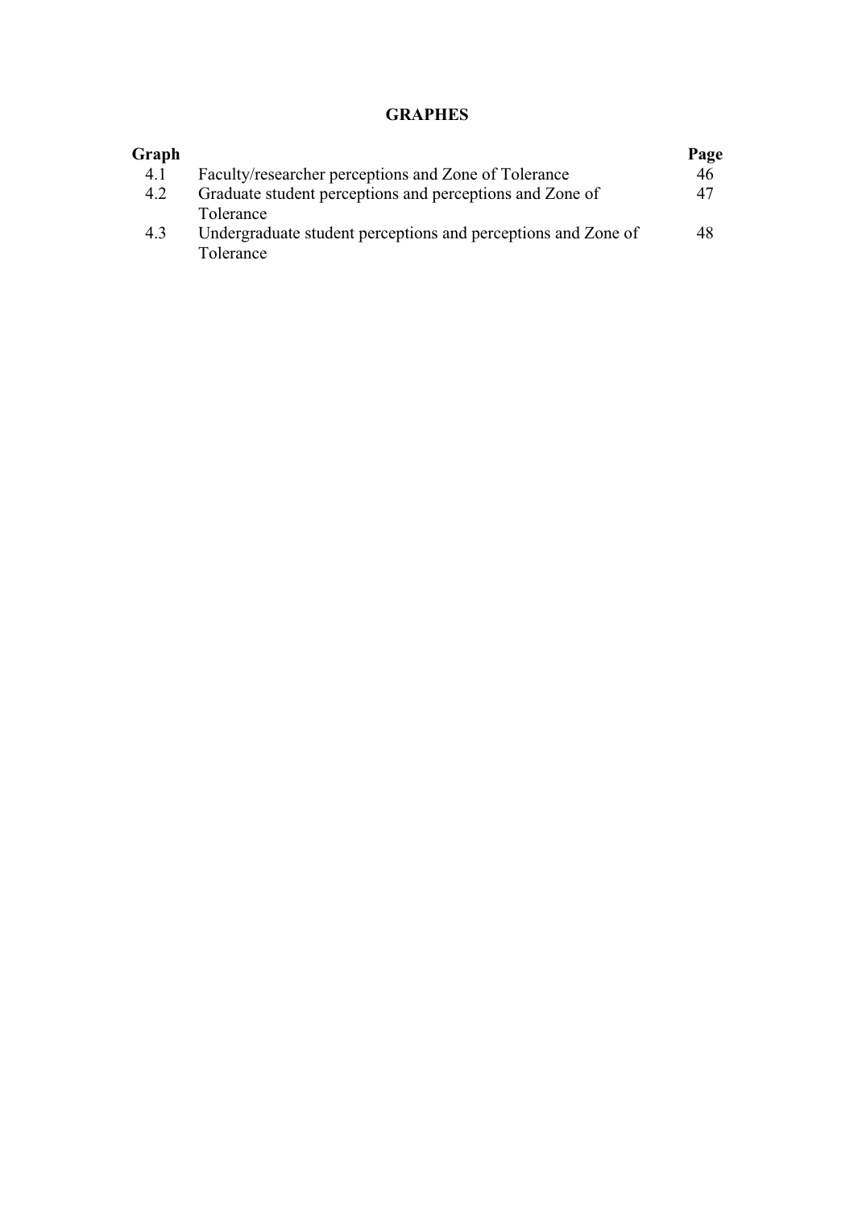# GRAPHES

| Graph | | Page |
|---|---|---|
| 4.1 | Faculty/researcher perceptions and Zone of Tolerance | 46 |
| 4.2 | Graduate student perceptions and perceptions and Zone of Tolerance | 47 |
| 4.3 | Undergraduate student perceptions and perceptions and Zone of Tolerance | 48 |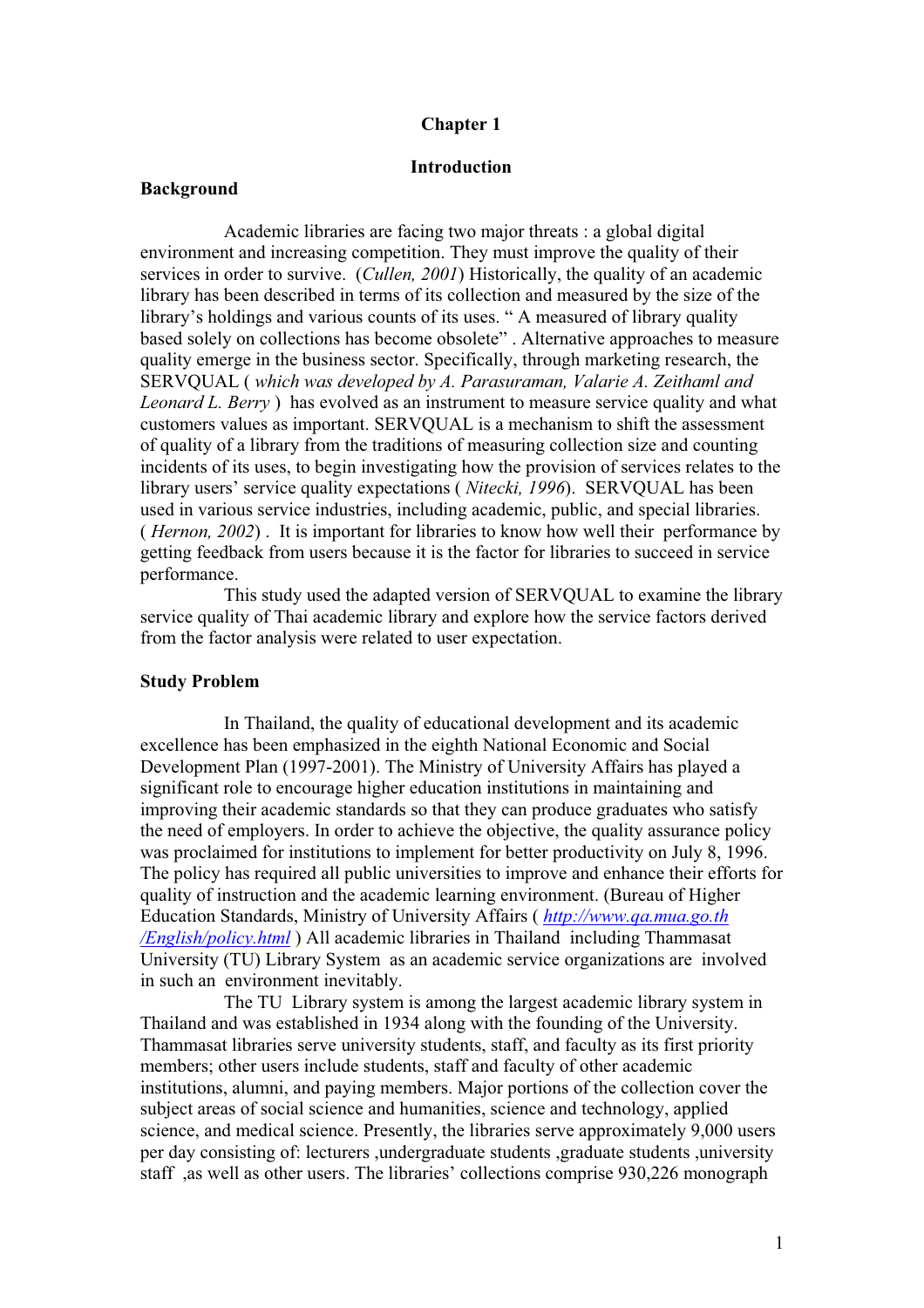# Chapter 1

## Introduction

### Background

Academic libraries are facing two major threats : a global digital environment and increasing competition. They must improve the quality of their services in order to survive. (*Cullen, 2001*) Historically, the quality of an academic library has been described in terms of its collection and measured by the size of the library's holdings and various counts of its uses. " A measured of library quality based solely on collections has become obsolete" . Alternative approaches to measure quality emerge in the business sector. Specifically, through marketing research, the SERVQUAL ( *which was developed by A. Parasuraman, Valarie A. Zeithaml and Leonard L. Berry* ) has evolved as an instrument to measure service quality and what customers values as important. SERVQUAL is a mechanism to shift the assessment of quality of a library from the traditions of measuring collection size and counting incidents of its uses, to begin investigating how the provision of services relates to the library users' service quality expectations ( *Nitecki, 1996*). SERVQUAL has been used in various service industries, including academic, public, and special libraries. ( *Hernon, 2002*) . It is important for libraries to know how well their performance by getting feedback from users because it is the factor for libraries to succeed in service performance.

This study used the adapted version of SERVQUAL to examine the library service quality of Thai academic library and explore how the service factors derived from the factor analysis were related to user expectation.

### Study Problem

In Thailand, the quality of educational development and its academic excellence has been emphasized in the eighth National Economic and Social Development Plan (1997-2001). The Ministry of University Affairs has played a significant role to encourage higher education institutions in maintaining and improving their academic standards so that they can produce graduates who satisfy the need of employers. In order to achieve the objective, the quality assurance policy was proclaimed for institutions to implement for better productivity on July 8, 1996. The policy has required all public universities to improve and enhance their efforts for quality of instruction and the academic learning environment. (Bureau of Higher Education Standards, Ministry of University Affairs ( [http://www.qa.mua.go.th/English/policy.html](http://www.qa.mua.go.th/English/policy.html) ) All academic libraries in Thailand including Thammasat University (TU) Library System as an academic service organizations are involved in such an environment inevitably.

The TU Library system is among the largest academic library system in Thailand and was established in 1934 along with the founding of the University. Thammasat libraries serve university students, staff, and faculty as its first priority members; other users include students, staff and faculty of other academic institutions, alumni, and paying members. Major portions of the collection cover the subject areas of social science and humanities, science and technology, applied science, and medical science. Presently, the libraries serve approximately 9,000 users per day consisting of: lecturers ,undergraduate students ,graduate students ,university staff ,as well as other users. The libraries' collections comprise 930,226 monograph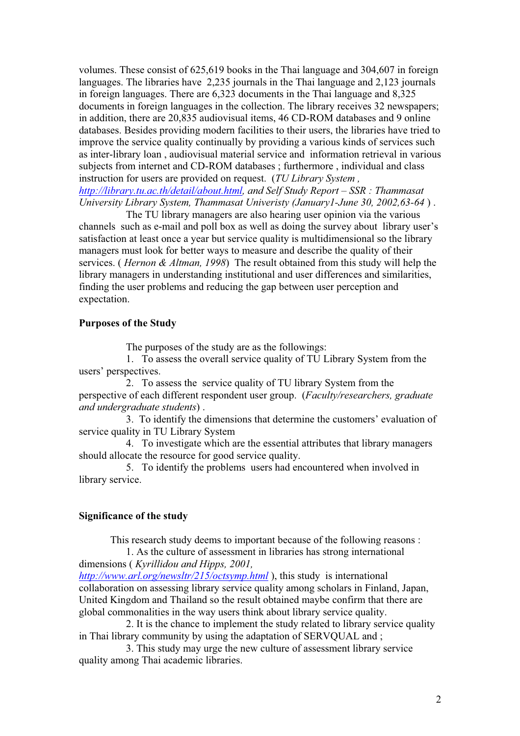volumes. These consist of 625,619 books in the Thai language and 304,607 in foreign languages. The libraries have 2,235 journals in the Thai language and 2,123 journals in foreign languages. There are 6,323 documents in the Thai language and 8,325 documents in foreign languages in the collection. The library receives 32 newspapers; in addition, there are 20,835 audiovisual items, 46 CD-ROM databases and 9 online databases. Besides providing modern facilities to their users, the libraries have tried to improve the service quality continually by providing a various kinds of services such as inter-library loan , audiovisual material service and information retrieval in various subjects from internet and CD-ROM databases ; furthermore , individual and class instruction for users are provided on request. (*TU Library System , http://library.tu.ac.th/detail/about.html, and Self Study Report – SSR : Thammasat University Library System, Thammasat Univeristy (January1-June 30, 2002,63-64* ) .

The TU library managers are also hearing user opinion via the various channels such as e-mail and poll box as well as doing the survey about library user's satisfaction at least once a year but service quality is multidimensional so the library managers must look for better ways to measure and describe the quality of their services. ( *Hernon & Altman, 1998*) The result obtained from this study will help the library managers in understanding institutional and user differences and similarities, finding the user problems and reducing the gap between user perception and expectation.

**Purposes of the Study**

The purposes of the study are as the followings:

1. To assess the overall service quality of TU Library System from the users' perspectives.
2. To assess the service quality of TU library System from the perspective of each different respondent user group. (*Faculty/researchers, graduate and undergraduate students*) .
3. To identify the dimensions that determine the customers' evaluation of service quality in TU Library System
4. To investigate which are the essential attributes that library managers should allocate the resource for good service quality.
5. To identify the problems users had encountered when involved in library service.

**Significance of the study**

This research study deems to important because of the following reasons :

1. As the culture of assessment in libraries has strong international dimensions ( *Kyrillidou and Hipps, 2001, http://www.arl.org/newsltr/215/octsymp.html* ), this study is international collaboration on assessing library service quality among scholars in Finland, Japan, United Kingdom and Thailand so the result obtained maybe confirm that there are global commonalities in the way users think about library service quality.
2. It is the chance to implement the study related to library service quality in Thai library community by using the adaptation of SERVQUAL and ;
3. This study may urge the new culture of assessment library service quality among Thai academic libraries.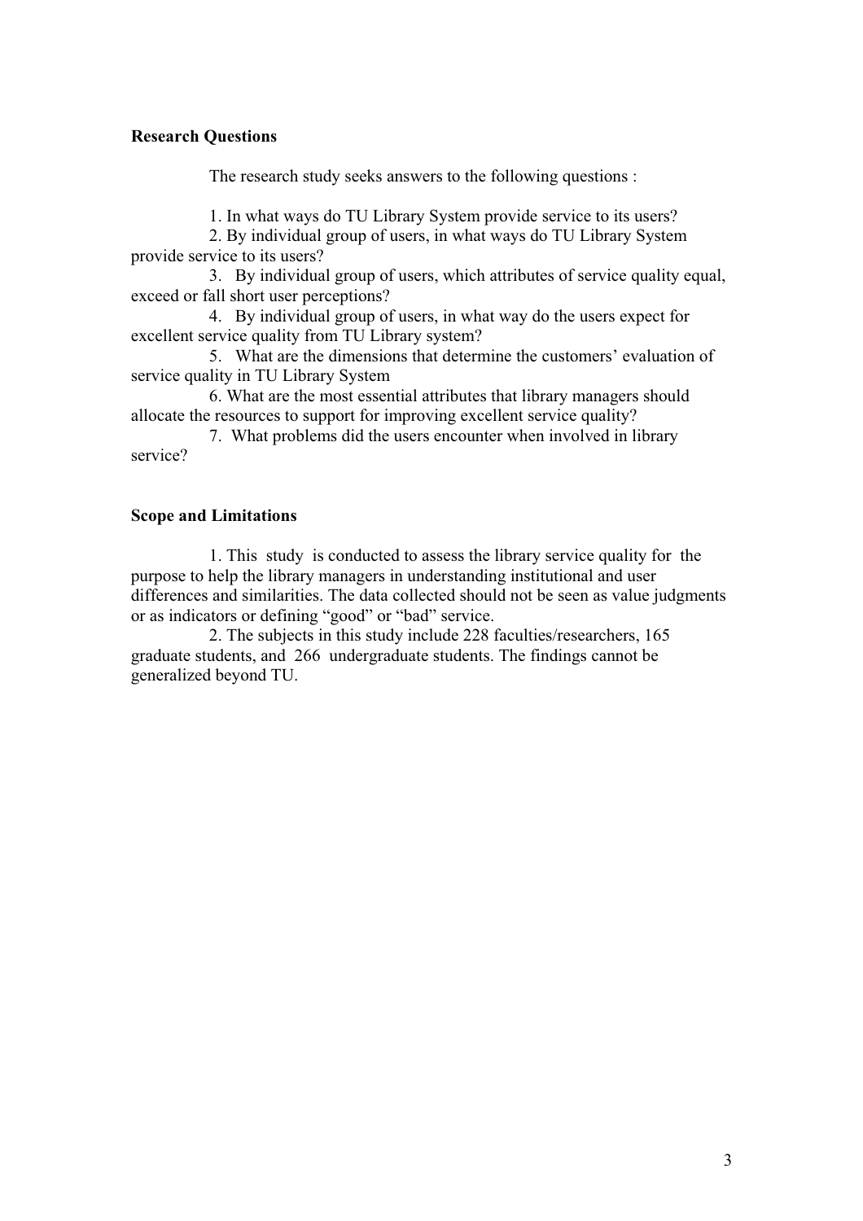**Research Questions**

The research study seeks answers to the following questions :

1. In what ways do TU Library System provide service to its users?
2. By individual group of users, in what ways do TU Library System provide service to its users?
3. By individual group of users, which attributes of service quality equal, exceed or fall short user perceptions?
4. By individual group of users, in what way do the users expect for excellent service quality from TU Library system?
5. What are the dimensions that determine the customers' evaluation of service quality in TU Library System
6. What are the most essential attributes that library managers should allocate the resources to support for improving excellent service quality?
7. What problems did the users encounter when involved in library service?

**Scope and Limitations**

1. This study is conducted to assess the library service quality for the purpose to help the library managers in understanding institutional and user differences and similarities. The data collected should not be seen as value judgments or as indicators or defining "good" or "bad" service.
2. The subjects in this study include 228 faculties/researchers, 165 graduate students, and 266 undergraduate students. The findings cannot be generalized beyond TU.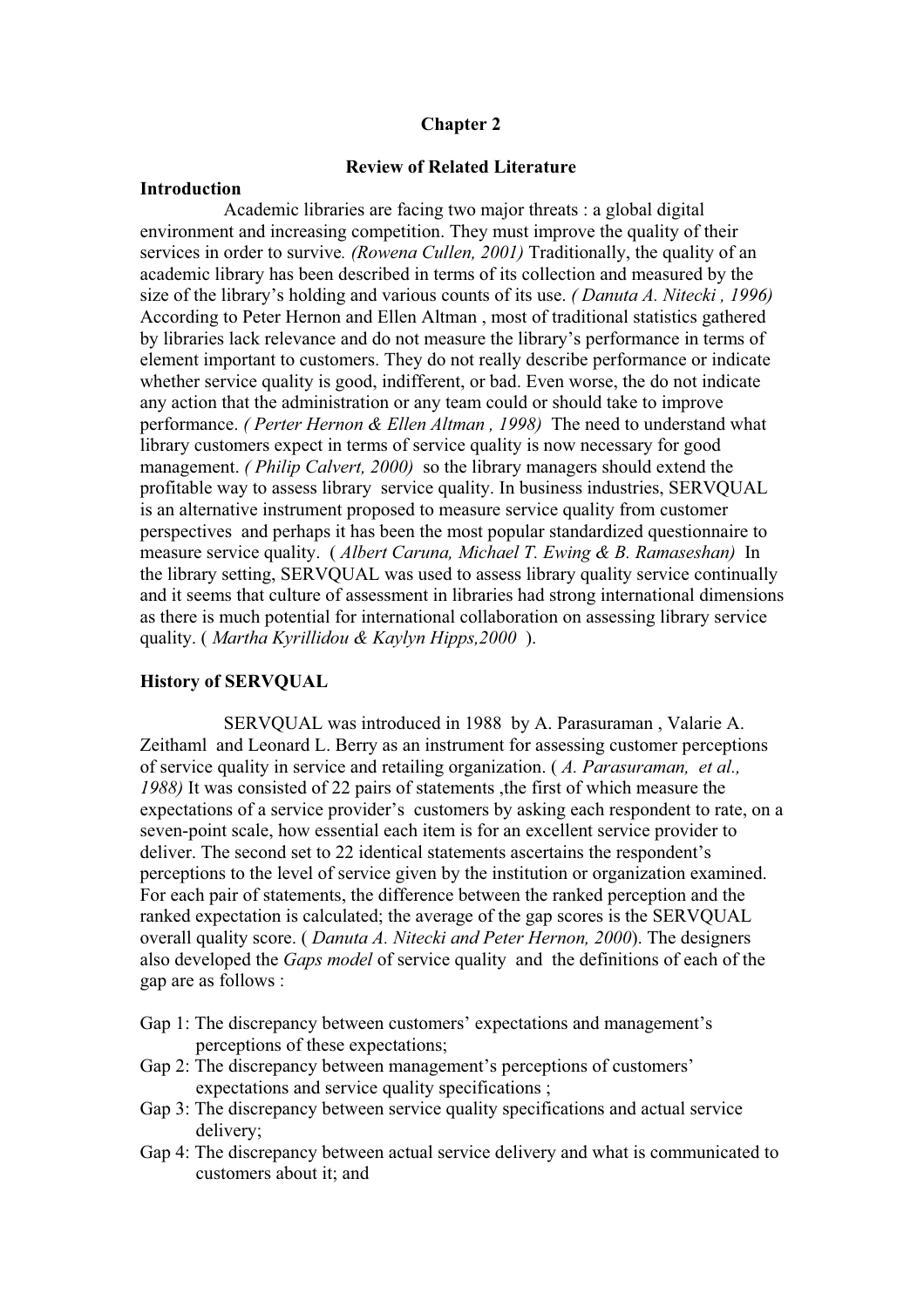# Chapter 2

## Review of Related Literature

### Introduction

Academic libraries are facing two major threats : a global digital environment and increasing competition. They must improve the quality of their services in order to survive*. (Rowena Cullen, 2001)* Traditionally, the quality of an academic library has been described in terms of its collection and measured by the size of the library's holding and various counts of its use. *( Danuta A. Nitecki , 1996)* According to Peter Hernon and Ellen Altman , most of traditional statistics gathered by libraries lack relevance and do not measure the library's performance in terms of element important to customers. They do not really describe performance or indicate whether service quality is good, indifferent, or bad. Even worse, the do not indicate any action that the administration or any team could or should take to improve performance. *( Perter Hernon & Ellen Altman , 1998)* The need to understand what library customers expect in terms of service quality is now necessary for good management. *( Philip Calvert, 2000)* so the library managers should extend the profitable way to assess library service quality. In business industries, SERVQUAL is an alternative instrument proposed to measure service quality from customer perspectives and perhaps it has been the most popular standardized questionnaire to measure service quality. ( *Albert Caruna, Michael T. Ewing & B. Ramaseshan)* In the library setting, SERVQUAL was used to assess library quality service continually and it seems that culture of assessment in libraries had strong international dimensions as there is much potential for international collaboration on assessing library service quality. ( *Martha Kyrillidou & Kaylyn Hipps,2000* ).

### History of SERVQUAL

SERVQUAL was introduced in 1988 by A. Parasuraman , Valarie A. Zeithaml and Leonard L. Berry as an instrument for assessing customer perceptions of service quality in service and retailing organization. ( *A. Parasuraman, et al., 1988)* It was consisted of 22 pairs of statements ,the first of which measure the expectations of a service provider's customers by asking each respondent to rate, on a seven-point scale, how essential each item is for an excellent service provider to deliver. The second set to 22 identical statements ascertains the respondent's perceptions to the level of service given by the institution or organization examined. For each pair of statements, the difference between the ranked perception and the ranked expectation is calculated; the average of the gap scores is the SERVQUAL overall quality score. ( *Danuta A. Nitecki and Peter Hernon, 2000*). The designers also developed the *Gaps model* of service quality and the definitions of each of the gap are as follows :

Gap 1: The discrepancy between customers' expectations and management's perceptions of these expectations;
Gap 2: The discrepancy between management's perceptions of customers' expectations and service quality specifications ;
Gap 3: The discrepancy between service quality specifications and actual service delivery;
Gap 4: The discrepancy between actual service delivery and what is communicated to customers about it; and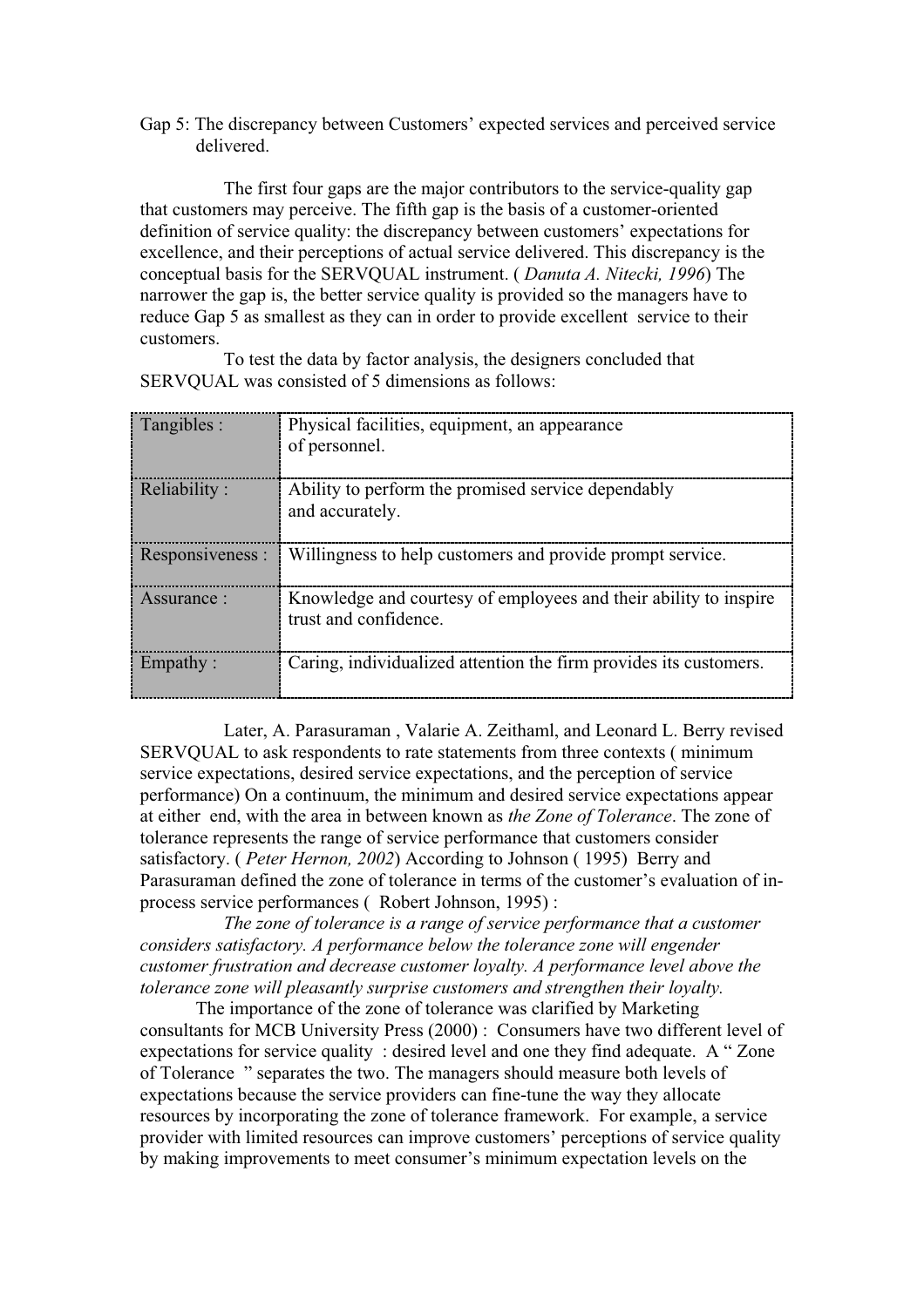Gap 5: The discrepancy between Customers' expected services and perceived service delivered.

The first four gaps are the major contributors to the service-quality gap that customers may perceive. The fifth gap is the basis of a customer-oriented definition of service quality: the discrepancy between customers' expectations for excellence, and their perceptions of actual service delivered. This discrepancy is the conceptual basis for the SERVQUAL instrument. ( *Danuta A. Nitecki, 1996*) The narrower the gap is, the better service quality is provided so the managers have to reduce Gap 5 as smallest as they can in order to provide excellent service to their customers.

To test the data by factor analysis, the designers concluded that SERVQUAL was consisted of 5 dimensions as follows:

| Dimension | Description |
|---|---|
| Tangibles : | Physical facilities, equipment, an appearance of personnel. |
| Reliability : | Ability to perform the promised service dependably and accurately. |
| Responsiveness : | Willingness to help customers and provide prompt service. |
| Assurance : | Knowledge and courtesy of employees and their ability to inspire trust and confidence. |
| Empathy : | Caring, individualized attention the firm provides its customers. |

Later, A. Parasuraman , Valarie A. Zeithaml, and Leonard L. Berry revised SERVQUAL to ask respondents to rate statements from three contexts ( minimum service expectations, desired service expectations, and the perception of service performance) On a continuum, the minimum and desired service expectations appear at either end, with the area in between known as *the Zone of Tolerance*. The zone of tolerance represents the range of service performance that customers consider satisfactory. ( *Peter Hernon, 2002*) According to Johnson ( 1995) Berry and Parasuraman defined the zone of tolerance in terms of the customer's evaluation of in-process service performances ( Robert Johnson, 1995) :

*The zone of tolerance is a range of service performance that a customer considers satisfactory. A performance below the tolerance zone will engender customer frustration and decrease customer loyalty. A performance level above the tolerance zone will pleasantly surprise customers and strengthen their loyalty.*

The importance of the zone of tolerance was clarified by Marketing consultants for MCB University Press (2000) : Consumers have two different level of expectations for service quality : desired level and one they find adequate. A " Zone of Tolerance " separates the two. The managers should measure both levels of expectations because the service providers can fine-tune the way they allocate resources by incorporating the zone of tolerance framework. For example, a service provider with limited resources can improve customers' perceptions of service quality by making improvements to meet consumer's minimum expectation levels on the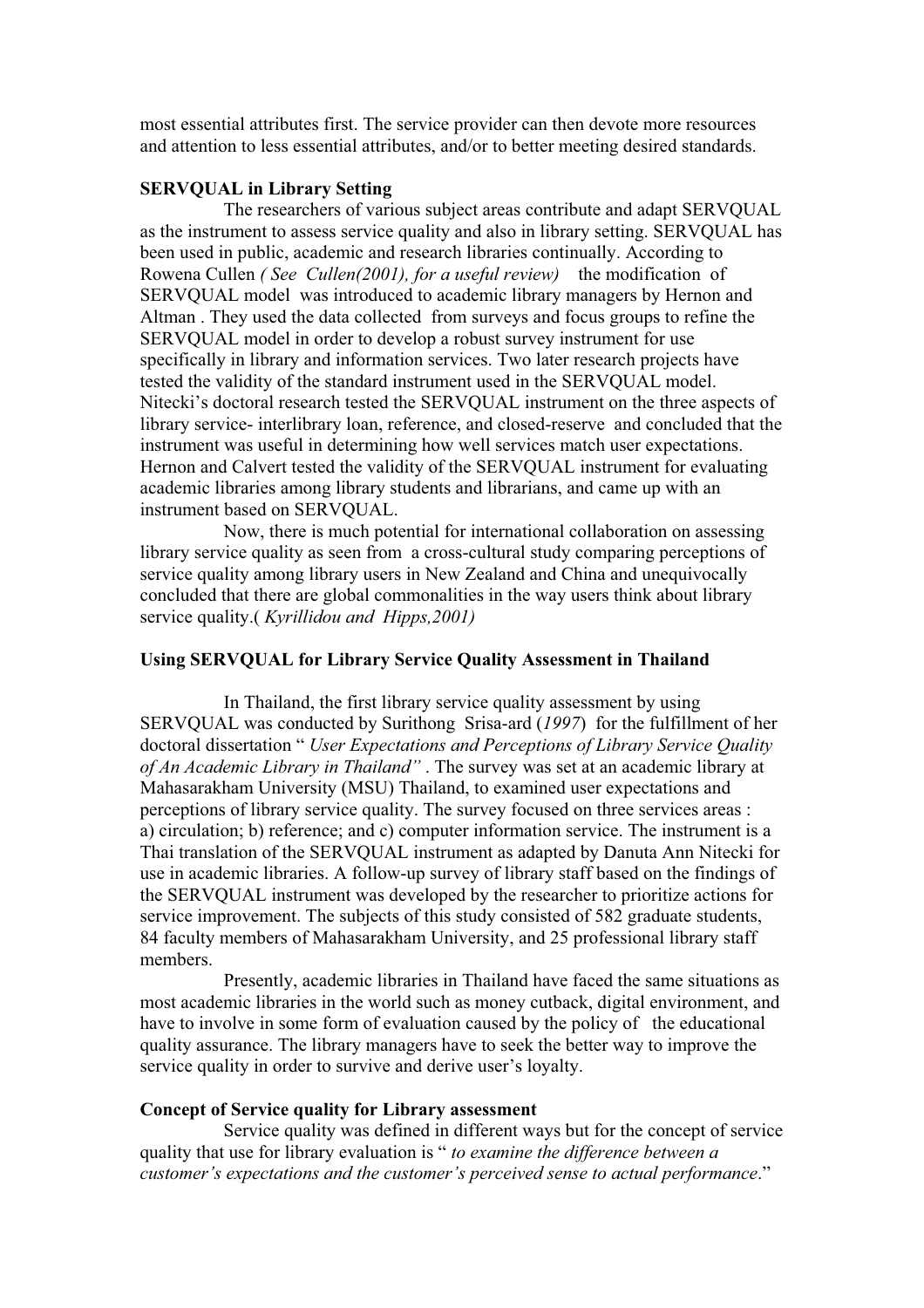most essential attributes first. The service provider can then devote more resources and attention to less essential attributes, and/or to better meeting desired standards.

**SERVQUAL in Library Setting**

The researchers of various subject areas contribute and adapt SERVQUAL as the instrument to assess service quality and also in library setting. SERVQUAL has been used in public, academic and research libraries continually. According to Rowena Cullen *( See Cullen(2001), for a useful review)* the modification of SERVQUAL model was introduced to academic library managers by Hernon and Altman . They used the data collected from surveys and focus groups to refine the SERVQUAL model in order to develop a robust survey instrument for use specifically in library and information services. Two later research projects have tested the validity of the standard instrument used in the SERVQUAL model. Nitecki's doctoral research tested the SERVQUAL instrument on the three aspects of library service- interlibrary loan, reference, and closed-reserve and concluded that the instrument was useful in determining how well services match user expectations. Hernon and Calvert tested the validity of the SERVQUAL instrument for evaluating academic libraries among library students and librarians, and came up with an instrument based on SERVQUAL.

Now, there is much potential for international collaboration on assessing library service quality as seen from a cross-cultural study comparing perceptions of service quality among library users in New Zealand and China and unequivocally concluded that there are global commonalities in the way users think about library service quality.( *Kyrillidou and Hipps,2001)*

**Using SERVQUAL for Library Service Quality Assessment in Thailand**

In Thailand, the first library service quality assessment by using SERVQUAL was conducted by Surithong Srisa-ard (*1997*) for the fulfillment of her doctoral dissertation " *User Expectations and Perceptions of Library Service Quality of An Academic Library in Thailand"* . The survey was set at an academic library at Mahasarakham University (MSU) Thailand, to examined user expectations and perceptions of library service quality. The survey focused on three services areas : a) circulation; b) reference; and c) computer information service. The instrument is a Thai translation of the SERVQUAL instrument as adapted by Danuta Ann Nitecki for use in academic libraries. A follow-up survey of library staff based on the findings of the SERVQUAL instrument was developed by the researcher to prioritize actions for service improvement. The subjects of this study consisted of 582 graduate students, 84 faculty members of Mahasarakham University, and 25 professional library staff members.

Presently, academic libraries in Thailand have faced the same situations as most academic libraries in the world such as money cutback, digital environment, and have to involve in some form of evaluation caused by the policy of the educational quality assurance. The library managers have to seek the better way to improve the service quality in order to survive and derive user's loyalty.

**Concept of Service quality for Library assessment**

Service quality was defined in different ways but for the concept of service quality that use for library evaluation is " *to examine the difference between a customer's expectations and the customer's perceived sense to actual performance*."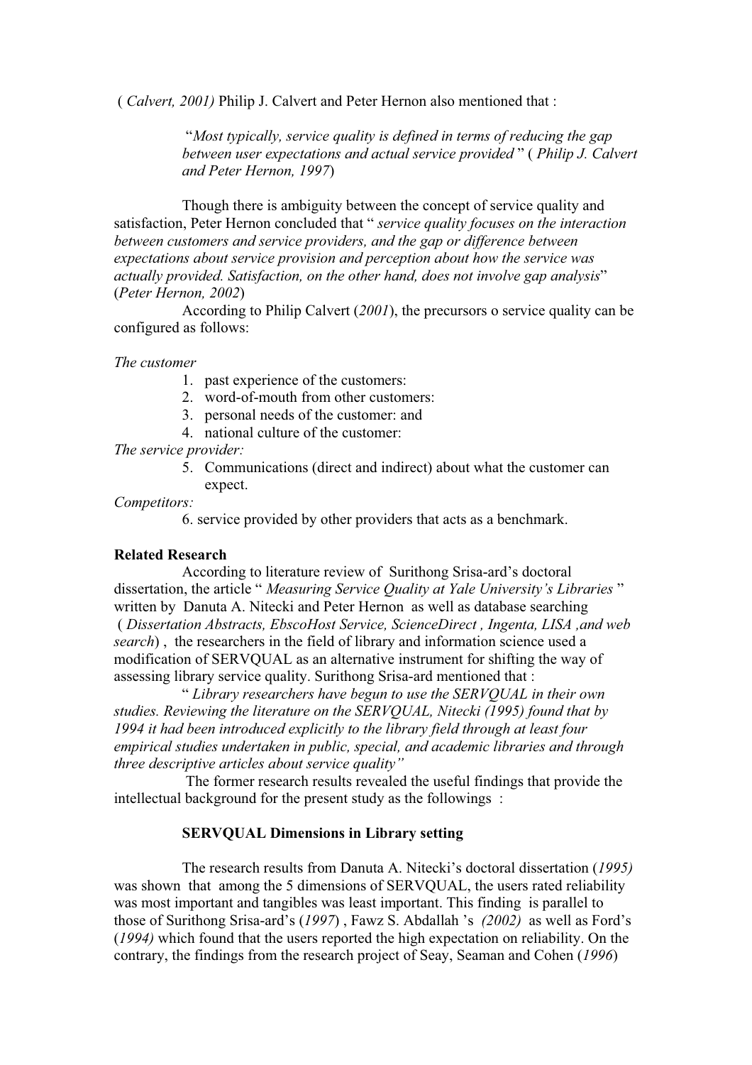( *Calvert, 2001)* Philip J. Calvert and Peter Hernon also mentioned that :

> "*Most typically, service quality is defined in terms of reducing the gap between user expectations and actual service provided* " ( *Philip J. Calvert and Peter Hernon, 1997*)

Though there is ambiguity between the concept of service quality and satisfaction, Peter Hernon concluded that " *service quality focuses on the interaction between customers and service providers, and the gap or difference between expectations about service provision and perception about how the service was actually provided. Satisfaction, on the other hand, does not involve gap analysis*" (*Peter Hernon, 2002*)

According to Philip Calvert (*2001*), the precursors o service quality can be configured as follows:

*The customer*

1. past experience of the customers:
2. word-of-mouth from other customers:
3. personal needs of the customer: and
4. national culture of the customer:

*The service provider:*

5. Communications (direct and indirect) about what the customer can expect.

*Competitors:*

6. service provided by other providers that acts as a benchmark.

**Related Research**

According to literature review of Surithong Srisa-ard's doctoral dissertation, the article " *Measuring Service Quality at Yale University's Libraries* " written by Danuta A. Nitecki and Peter Hernon as well as database searching ( *Dissertation Abstracts, EbscoHost Service, ScienceDirect , Ingenta, LISA ,and web search*) , the researchers in the field of library and information science used a modification of SERVQUAL as an alternative instrument for shifting the way of assessing library service quality. Surithong Srisa-ard mentioned that :

" *Library researchers have begun to use the SERVQUAL in their own studies. Reviewing the literature on the SERVQUAL, Nitecki (1995) found that by 1994 it had been introduced explicitly to the library field through at least four empirical studies undertaken in public, special, and academic libraries and through three descriptive articles about service quality"*

The former research results revealed the useful findings that provide the intellectual background for the present study as the followings :

**SERVQUAL Dimensions in Library setting**

The research results from Danuta A. Nitecki's doctoral dissertation (*1995)* was shown that among the 5 dimensions of SERVQUAL, the users rated reliability was most important and tangibles was least important. This finding is parallel to those of Surithong Srisa-ard's (*1997*) , Fawz S. Abdallah 's *(2002)* as well as Ford's (*1994)* which found that the users reported the high expectation on reliability. On the contrary, the findings from the research project of Seay, Seaman and Cohen (*1996*)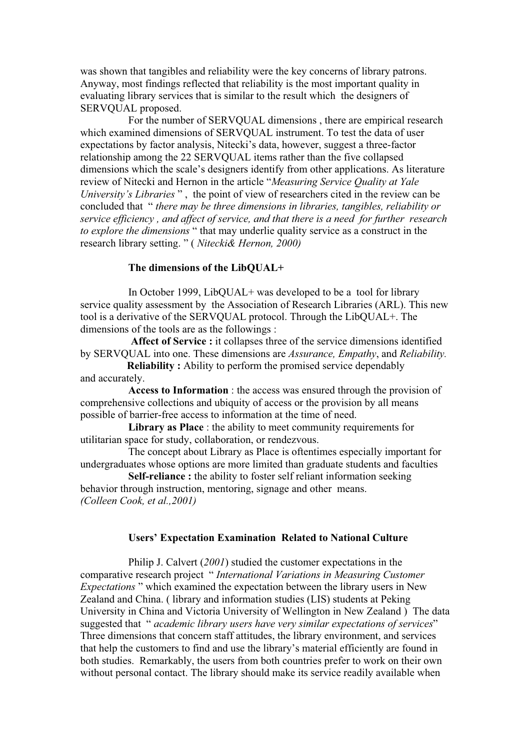was shown that tangibles and reliability were the key concerns of library patrons. Anyway, most findings reflected that reliability is the most important quality in evaluating library services that is similar to the result which the designers of SERVQUAL proposed.

For the number of SERVQUAL dimensions , there are empirical research which examined dimensions of SERVQUAL instrument. To test the data of user expectations by factor analysis, Nitecki's data, however, suggest a three-factor relationship among the 22 SERVQUAL items rather than the five collapsed dimensions which the scale's designers identify from other applications. As literature review of Nitecki and Hernon in the article "*Measuring Service Quality at Yale University's Libraries* " , the point of view of researchers cited in the review can be concluded that " *there may be three dimensions in libraries, tangibles, reliability or service efficiency , and affect of service, and that there is a need for further research to explore the dimensions* " that may underlie quality service as a construct in the research library setting. " ( *Nitecki& Hernon, 2000)*

**The dimensions of the LibQUAL+**

In October 1999, LibQUAL+ was developed to be a tool for library service quality assessment by the Association of Research Libraries (ARL). This new tool is a derivative of the SERVQUAL protocol. Through the LibQUAL+. The dimensions of the tools are as the followings :

**Affect of Service :** it collapses three of the service dimensions identified by SERVQUAL into one. These dimensions are *Assurance, Empathy*, and *Reliability.*

**Reliability :** Ability to perform the promised service dependably and accurately.

**Access to Information** : the access was ensured through the provision of comprehensive collections and ubiquity of access or the provision by all means possible of barrier-free access to information at the time of need.

**Library as Place** : the ability to meet community requirements for utilitarian space for study, collaboration, or rendezvous.

The concept about Library as Place is oftentimes especially important for undergraduates whose options are more limited than graduate students and faculties

**Self-reliance :** the ability to foster self reliant information seeking behavior through instruction, mentoring, signage and other means.
*(Colleen Cook, et al.,2001)*

**Users' Expectation Examination Related to National Culture**

Philip J. Calvert (*2001*) studied the customer expectations in the comparative research project " *International Variations in Measuring Customer Expectations* " which examined the expectation between the library users in New Zealand and China. ( library and information studies (LIS) students at Peking University in China and Victoria University of Wellington in New Zealand ) The data suggested that " *academic library users have very similar expectations of services*" Three dimensions that concern staff attitudes, the library environment, and services that help the customers to find and use the library's material efficiently are found in both studies. Remarkably, the users from both countries prefer to work on their own without personal contact. The library should make its service readily available when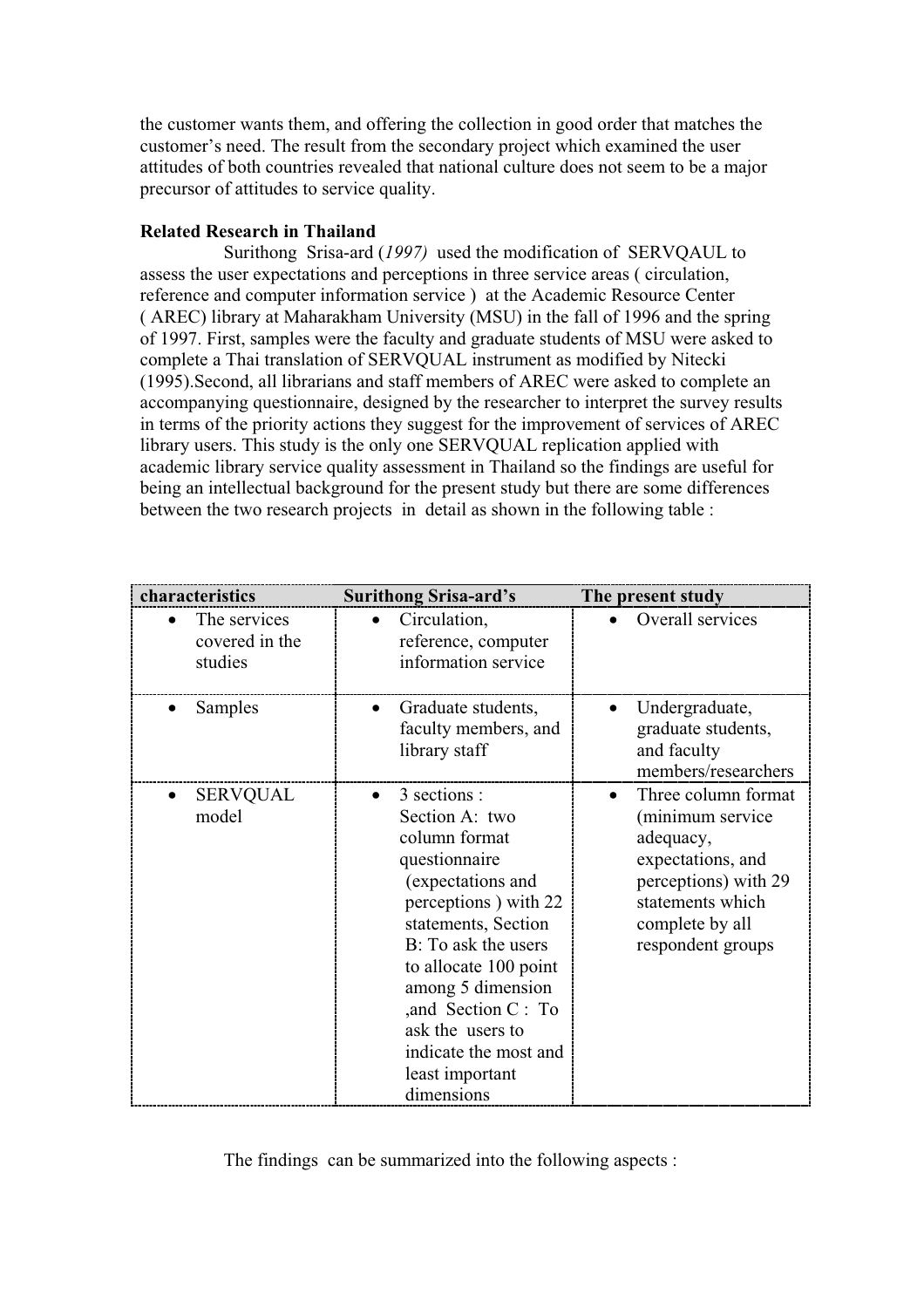the customer wants them, and offering the collection in good order that matches the customer's need. The result from the secondary project which examined the user attitudes of both countries revealed that national culture does not seem to be a major precursor of attitudes to service quality.

**Related Research in Thailand**

Surithong Srisa-ard (*1997*) used the modification of SERVQAUL to assess the user expectations and perceptions in three service areas ( circulation, reference and computer information service ) at the Academic Resource Center ( AREC) library at Maharakham University (MSU) in the fall of 1996 and the spring of 1997. First, samples were the faculty and graduate students of MSU were asked to complete a Thai translation of SERVQUAL instrument as modified by Nitecki (1995).Second, all librarians and staff members of AREC were asked to complete an accompanying questionnaire, designed by the researcher to interpret the survey results in terms of the priority actions they suggest for the improvement of services of AREC library users. This study is the only one SERVQUAL replication applied with academic library service quality assessment in Thailand so the findings are useful for being an intellectual background for the present study but there are some differences between the two research projects in detail as shown in the following table :

| characteristics | Surithong Srisa-ard's | The present study |
|---|---|---|
| • The services covered in the studies | • Circulation, reference, computer information service | • Overall services |
| • Samples | • Graduate students, faculty members, and library staff | • Undergraduate, graduate students, and faculty members/researchers |
| • SERVQUAL model | • 3 sections : Section A: two column format questionnaire (expectations and perceptions ) with 22 statements, Section B: To ask the users to allocate 100 point among 5 dimension ,and Section C : To ask the users to indicate the most and least important dimensions | • Three column format (minimum service adequacy, expectations, and perceptions) with 29 statements which complete by all respondent groups |

The findings can be summarized into the following aspects :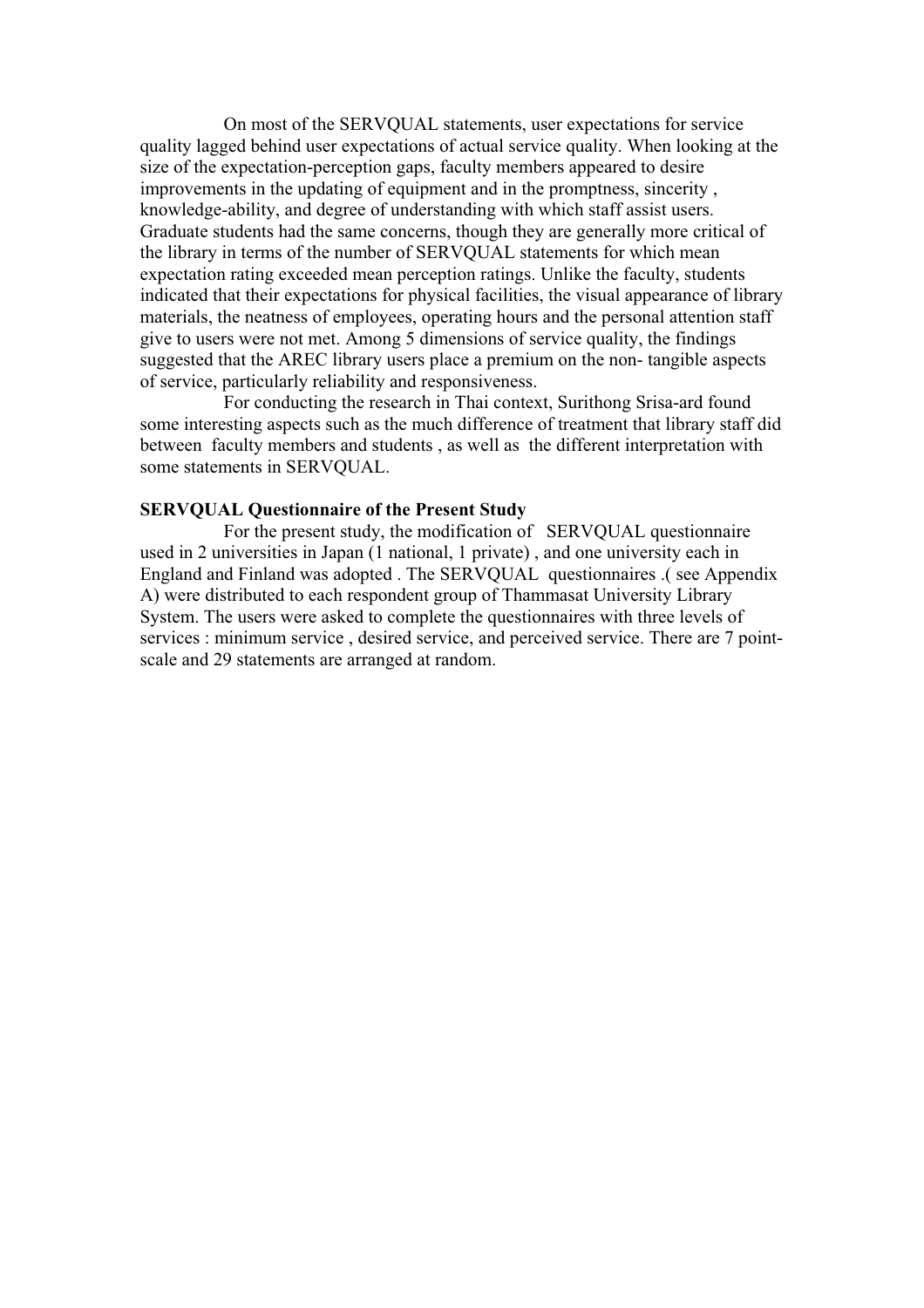On most of the SERVQUAL statements, user expectations for service quality lagged behind user expectations of actual service quality. When looking at the size of the expectation-perception gaps, faculty members appeared to desire improvements in the updating of equipment and in the promptness, sincerity , knowledge-ability, and degree of understanding with which staff assist users. Graduate students had the same concerns, though they are generally more critical of the library in terms of the number of SERVQUAL statements for which mean expectation rating exceeded mean perception ratings. Unlike the faculty, students indicated that their expectations for physical facilities, the visual appearance of library materials, the neatness of employees, operating hours and the personal attention staff give to users were not met. Among 5 dimensions of service quality, the findings suggested that the AREC library users place a premium on the non- tangible aspects of service, particularly reliability and responsiveness.

For conducting the research in Thai context, Surithong Srisa-ard found some interesting aspects such as the much difference of treatment that library staff did between faculty members and students , as well as the different interpretation with some statements in SERVQUAL.

**SERVQUAL Questionnaire of the Present Study**

For the present study, the modification of SERVQUAL questionnaire used in 2 universities in Japan (1 national, 1 private) , and one university each in England and Finland was adopted . The SERVQUAL questionnaires .( see Appendix A) were distributed to each respondent group of Thammasat University Library System. The users were asked to complete the questionnaires with three levels of services : minimum service , desired service, and perceived service. There are 7 point-scale and 29 statements are arranged at random.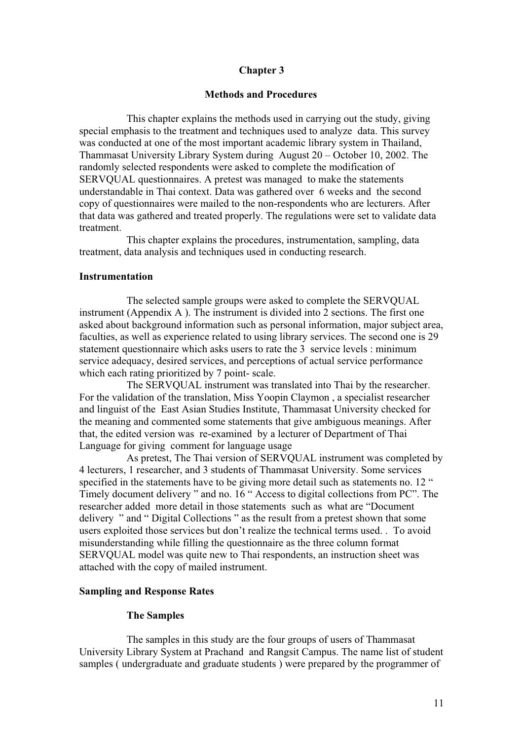# Chapter 3

## Methods and Procedures

This chapter explains the methods used in carrying out the study, giving special emphasis to the treatment and techniques used to analyze data. This survey was conducted at one of the most important academic library system in Thailand, Thammasat University Library System during August 20 – October 10, 2002. The randomly selected respondents were asked to complete the modification of SERVQUAL questionnaires. A pretest was managed to make the statements understandable in Thai context. Data was gathered over 6 weeks and the second copy of questionnaires were mailed to the non-respondents who are lecturers. After that data was gathered and treated properly. The regulations were set to validate data treatment.

This chapter explains the procedures, instrumentation, sampling, data treatment, data analysis and techniques used in conducting research.

### Instrumentation

The selected sample groups were asked to complete the SERVQUAL instrument (Appendix A ). The instrument is divided into 2 sections. The first one asked about background information such as personal information, major subject area, faculties, as well as experience related to using library services. The second one is 29 statement questionnaire which asks users to rate the 3 service levels : minimum service adequacy, desired services, and perceptions of actual service performance which each rating prioritized by 7 point- scale.

The SERVQUAL instrument was translated into Thai by the researcher. For the validation of the translation, Miss Yoopin Claymon , a specialist researcher and linguist of the East Asian Studies Institute, Thammasat University checked for the meaning and commented some statements that give ambiguous meanings. After that, the edited version was re-examined by a lecturer of Department of Thai Language for giving comment for language usage

As pretest, The Thai version of SERVQUAL instrument was completed by 4 lecturers, 1 researcher, and 3 students of Thammasat University. Some services specified in the statements have to be giving more detail such as statements no. 12 " Timely document delivery " and no. 16 " Access to digital collections from PC". The researcher added more detail in those statements such as what are "Document delivery " and " Digital Collections " as the result from a pretest shown that some users exploited those services but don't realize the technical terms used. . To avoid misunderstanding while filling the questionnaire as the three column format SERVQUAL model was quite new to Thai respondents, an instruction sheet was attached with the copy of mailed instrument.

### Sampling and Response Rates

#### The Samples

The samples in this study are the four groups of users of Thammasat University Library System at Prachand and Rangsit Campus. The name list of student samples ( undergraduate and graduate students ) were prepared by the programmer of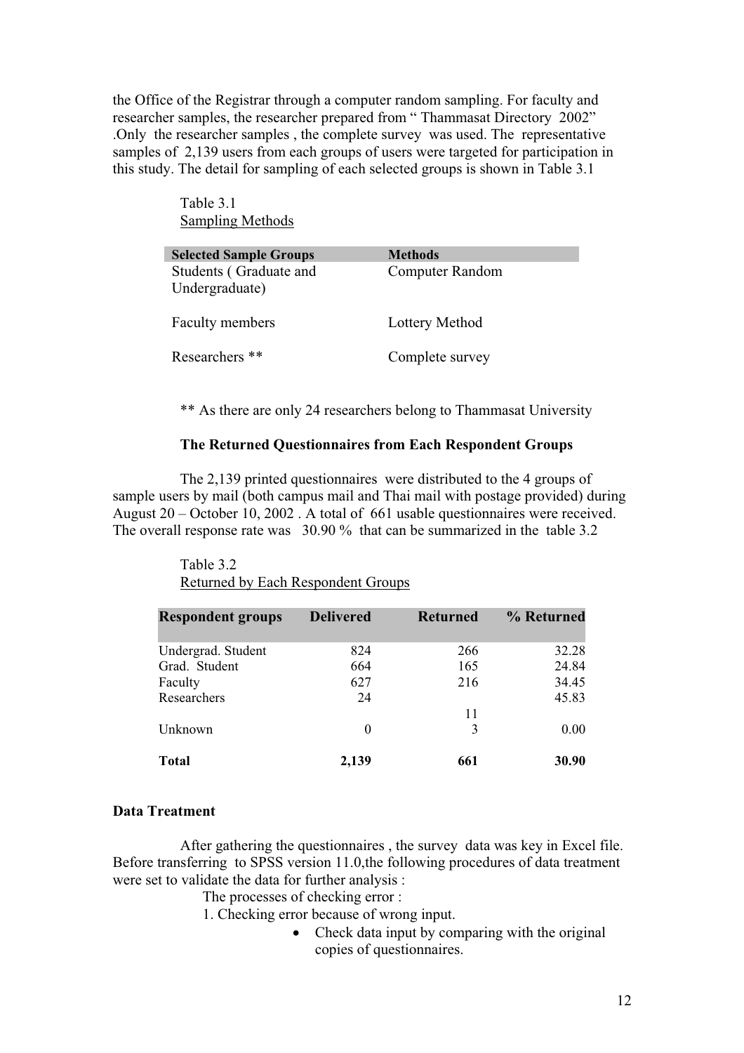the Office of the Registrar through a computer random sampling. For faculty and researcher samples, the researcher prepared from " Thammasat Directory 2002" .Only the researcher samples , the complete survey was used. The representative samples of 2,139 users from each groups of users were targeted for participation in this study. The detail for sampling of each selected groups is shown in Table 3.1

Table 3.1
Sampling Methods

| Selected Sample Groups | Methods |
|---|---|
| Students ( Graduate and Undergraduate) | Computer Random |
| Faculty members | Lottery Method |
| Researchers ** | Complete survey |

** As there are only 24 researchers belong to Thammasat University

**The Returned Questionnaires from Each Respondent Groups**

The 2,139 printed questionnaires were distributed to the 4 groups of sample users by mail (both campus mail and Thai mail with postage provided) during August 20 – October 10, 2002 . A total of 661 usable questionnaires were received. The overall response rate was 30.90 % that can be summarized in the table 3.2

Table 3.2
Returned by Each Respondent Groups

| Respondent groups | Delivered | Returned | % Returned |
|---|---|---|---|
| Undergrad. Student | 824 | 266 | 32.28 |
| Grad. Student | 664 | 165 | 24.84 |
| Faculty | 627 | 216 | 34.45 |
| Researchers | 24 | 11 | 45.83 |
| Unknown | 0 | 3 | 0.00 |
| **Total** | **2,139** | **661** | **30.90** |

**Data Treatment**

After gathering the questionnaires , the survey data was key in Excel file. Before transferring to SPSS version 11.0,the following procedures of data treatment were set to validate the data for further analysis :

The processes of checking error :

1. Checking error because of wrong input.
   - Check data input by comparing with the original copies of questionnaires.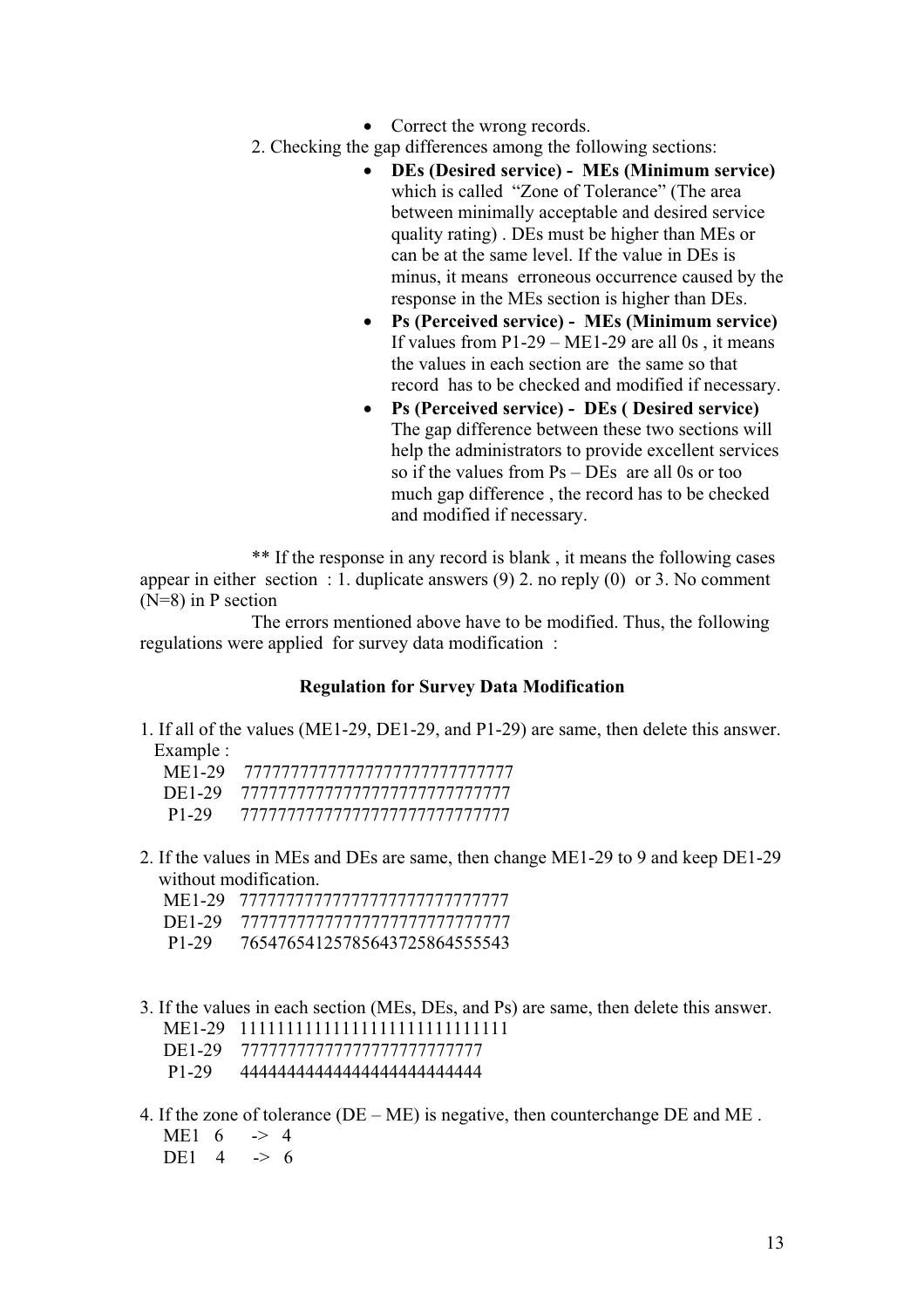- Correct the wrong records.

2. Checking the gap differences among the following sections:
    - **DEs (Desired service) - MEs (Minimum service)** which is called "Zone of Tolerance" (The area between minimally acceptable and desired service quality rating) . DEs must be higher than MEs or can be at the same level. If the value in DEs is minus, it means erroneous occurrence caused by the response in the MEs section is higher than DEs.
    - **Ps (Perceived service) - MEs (Minimum service)** If values from P1-29 – ME1-29 are all 0s , it means the values in each section are the same so that record has to be checked and modified if necessary.
    - **Ps (Perceived service) - DEs ( Desired service)** The gap difference between these two sections will help the administrators to provide excellent services so if the values from Ps – DEs are all 0s or too much gap difference , the record has to be checked and modified if necessary.

** If the response in any record is blank , it means the following cases appear in either section : 1. duplicate answers (9) 2. no reply (0) or 3. No comment (N=8) in P section

The errors mentioned above have to be modified. Thus, the following regulations were applied for survey data modification :

### Regulation for Survey Data Modification

1. If all of the values (ME1-29, DE1-29, and P1-29) are same, then delete this answer.
   Example :

```
ME1-29   77777777777777777777777777777
DE1-29   77777777777777777777777777777
P1-29    77777777777777777777777777777
```

2. If the values in MEs and DEs are same, then change ME1-29 to 9 and keep DE1-29 without modification.

```
ME1-29   77777777777777777777777777777
DE1-29   77777777777777777777777777777
P1-29    76547654125785643725864555543
```

3. If the values in each section (MEs, DEs, and Ps) are same, then delete this answer.

```
ME1-29   11111111111111111111111111111
DE1-29   7777777777777777777777777
P1-29    4444444444444444444444444
```

4. If the zone of tolerance (DE – ME) is negative, then counterchange DE and ME .

```
ME1   6   ->  4
DE1   4   ->  6
```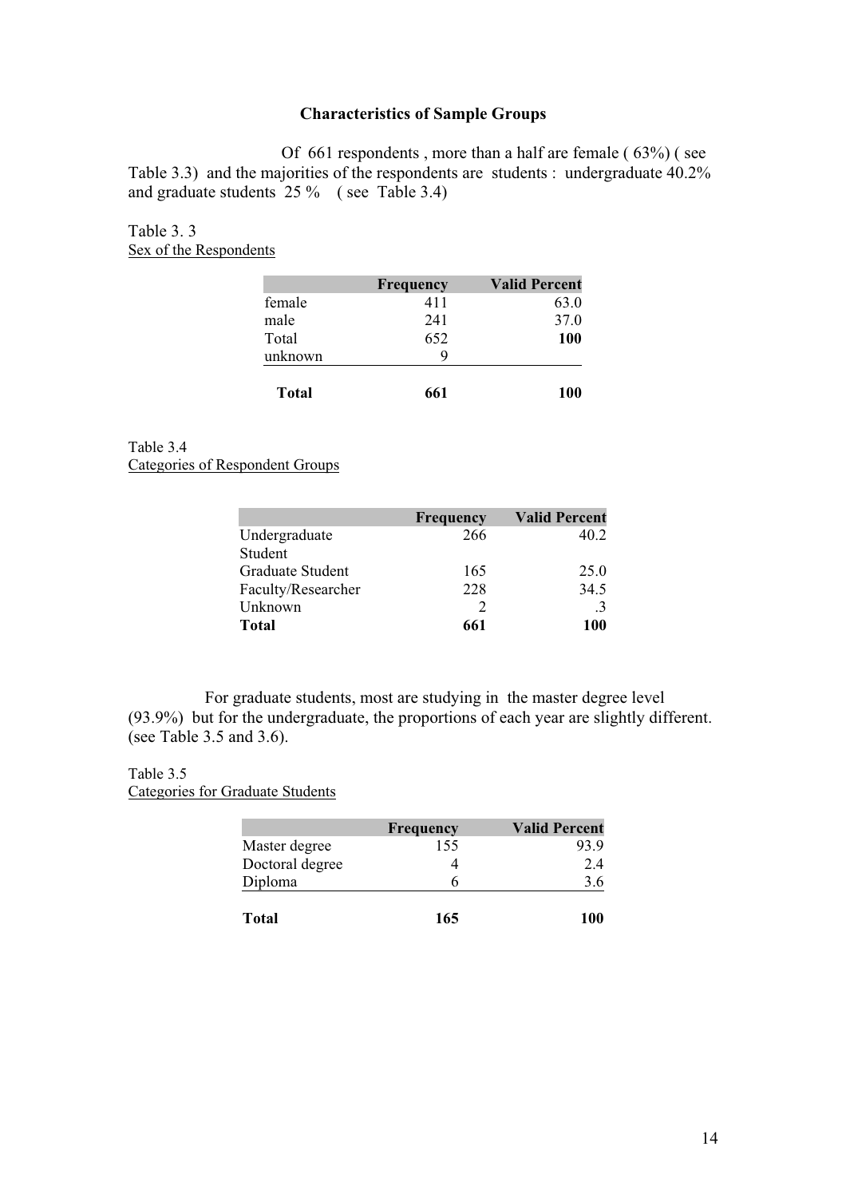### Characteristics of Sample Groups

Of 661 respondents , more than a half are female ( 63%) ( see Table 3.3) and the majorities of the respondents are students : undergraduate 40.2% and graduate students 25 % ( see Table 3.4)

Table 3. 3
Sex of the Respondents

| | Frequency | Valid Percent |
|---|---|---|
| female | 411 | 63.0 |
| male | 241 | 37.0 |
| Total | 652 | **100** |
| unknown | 9 | |
| **Total** | **661** | **100** |

Table 3.4
Categories of Respondent Groups

| | Frequency | Valid Percent |
|---|---|---|
| Undergraduate Student | 266 | 40.2 |
| Graduate Student | 165 | 25.0 |
| Faculty/Researcher | 228 | 34.5 |
| Unknown | 2 | .3 |
| **Total** | **661** | **100** |

For graduate students, most are studying in the master degree level (93.9%) but for the undergraduate, the proportions of each year are slightly different. (see Table 3.5 and 3.6).

Table 3.5
Categories for Graduate Students

| | Frequency | Valid Percent |
|---|---|---|
| Master degree | 155 | 93.9 |
| Doctoral degree | 4 | 2.4 |
| Diploma | 6 | 3.6 |
| **Total** | **165** | **100** |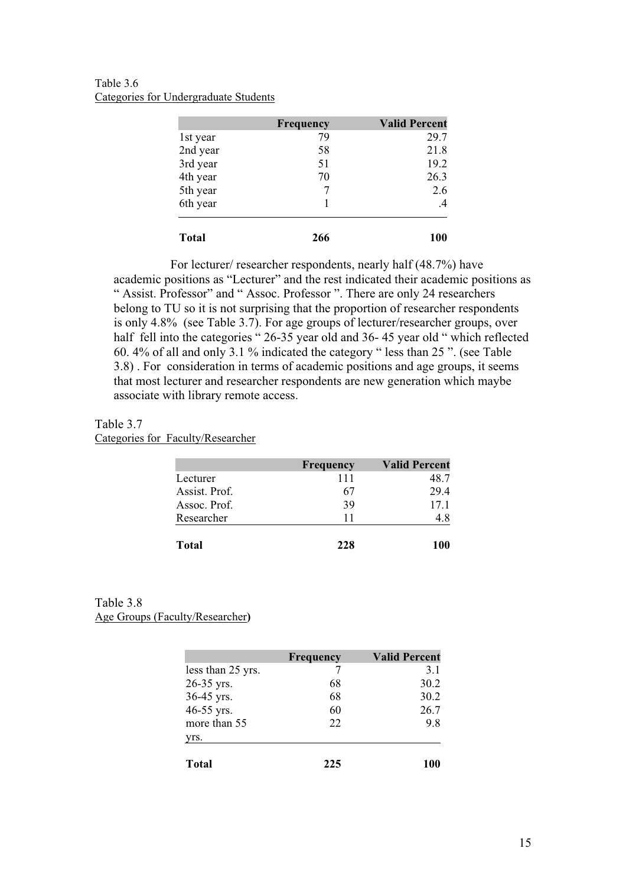Table 3.6
Categories for Undergraduate Students

| | Frequency | Valid Percent |
|---|---|---|
| 1st year | 79 | 29.7 |
| 2nd year | 58 | 21.8 |
| 3rd year | 51 | 19.2 |
| 4th year | 70 | 26.3 |
| 5th year | 7 | 2.6 |
| 6th year | 1 | .4 |
| **Total** | **266** | **100** |

For lecturer/ researcher respondents, nearly half (48.7%) have academic positions as "Lecturer" and the rest indicated their academic positions as " Assist. Professor" and " Assoc. Professor ". There are only 24 researchers belong to TU so it is not surprising that the proportion of researcher respondents is only 4.8% (see Table 3.7). For age groups of lecturer/researcher groups, over half fell into the categories " 26-35 year old and 36- 45 year old " which reflected 60. 4% of all and only 3.1 % indicated the category " less than 25 ". (see Table 3.8) . For consideration in terms of academic positions and age groups, it seems that most lecturer and researcher respondents are new generation which maybe associate with library remote access.

Table 3.7
Categories for Faculty/Researcher

| | Frequency | Valid Percent |
|---|---|---|
| Lecturer | 111 | 48.7 |
| Assist. Prof. | 67 | 29.4 |
| Assoc. Prof. | 39 | 17.1 |
| Researcher | 11 | 4.8 |
| **Total** | **228** | **100** |

Table 3.8
Age Groups (Faculty/Researcher)

| | Frequency | Valid Percent |
|---|---|---|
| less than 25 yrs. | 7 | 3.1 |
| 26-35 yrs. | 68 | 30.2 |
| 36-45 yrs. | 68 | 30.2 |
| 46-55 yrs. | 60 | 26.7 |
| more than 55 yrs. | 22 | 9.8 |
| **Total** | **225** | **100** |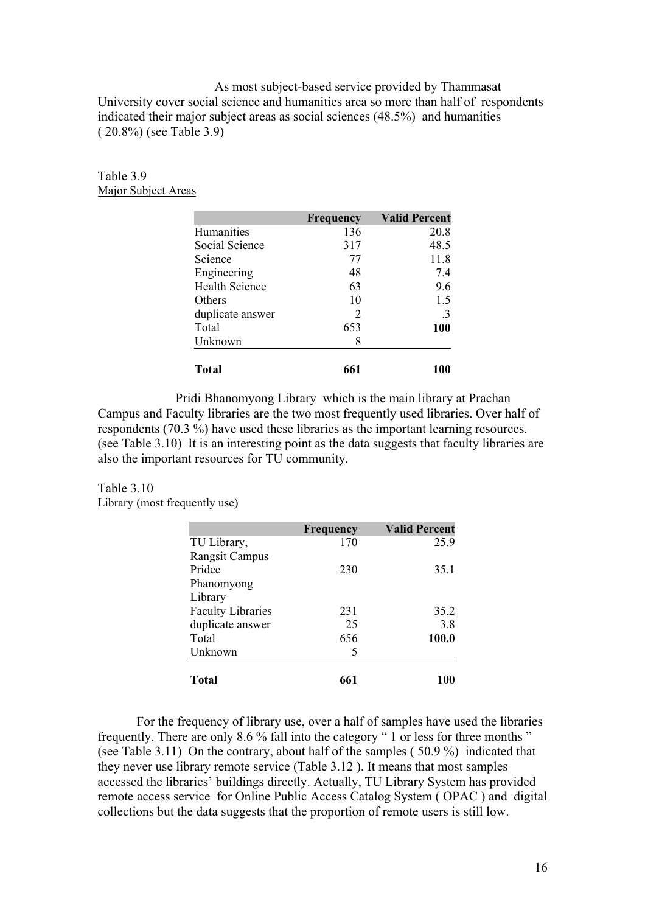As most subject-based service provided by Thammasat University cover social science and humanities area so more than half of respondents indicated their major subject areas as social sciences (48.5%) and humanities ( 20.8%) (see Table 3.9)

Table 3.9
Major Subject Areas

| | Frequency | Valid Percent |
|---|---|---|
| Humanities | 136 | 20.8 |
| Social Science | 317 | 48.5 |
| Science | 77 | 11.8 |
| Engineering | 48 | 7.4 |
| Health Science | 63 | 9.6 |
| Others | 10 | 1.5 |
| duplicate answer | 2 | .3 |
| Total | 653 | **100** |
| Unknown | 8 | |
| **Total** | **661** | **100** |

Pridi Bhanomyong Library which is the main library at Prachan Campus and Faculty libraries are the two most frequently used libraries. Over half of respondents (70.3 %) have used these libraries as the important learning resources. (see Table 3.10) It is an interesting point as the data suggests that faculty libraries are also the important resources for TU community.

Table 3.10
Library (most frequently use)

| | Frequency | Valid Percent |
|---|---|---|
| TU Library, Rangsit Campus | 170 | 25.9 |
| Pridee Phanomyong Library | 230 | 35.1 |
| Faculty Libraries | 231 | 35.2 |
| duplicate answer | 25 | 3.8 |
| Total | 656 | **100.0** |
| Unknown | 5 | |
| **Total** | **661** | **100** |

For the frequency of library use, over a half of samples have used the libraries frequently. There are only 8.6 % fall into the category " 1 or less for three months " (see Table 3.11) On the contrary, about half of the samples ( 50.9 %) indicated that they never use library remote service (Table 3.12 ). It means that most samples accessed the libraries' buildings directly. Actually, TU Library System has provided remote access service for Online Public Access Catalog System ( OPAC ) and digital collections but the data suggests that the proportion of remote users is still low.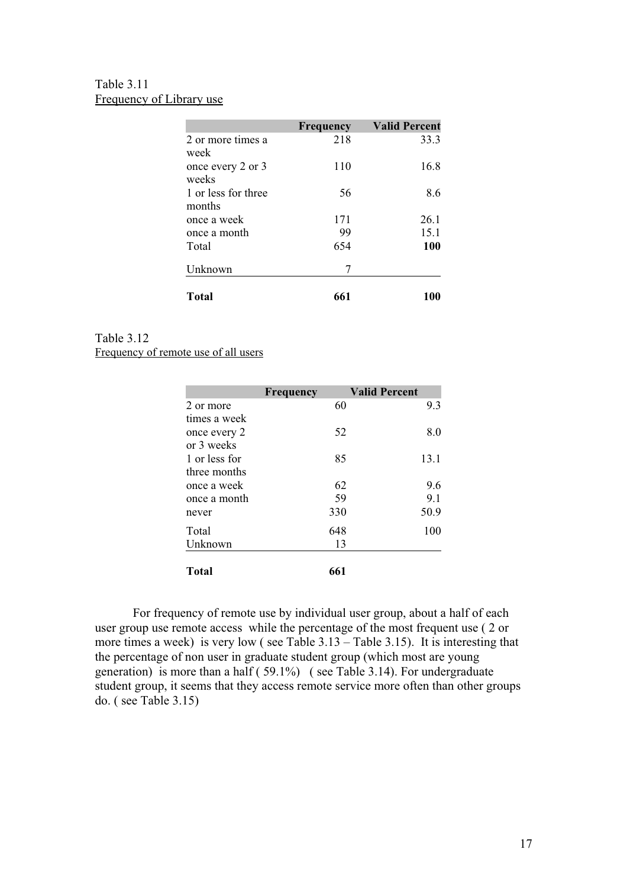Table 3.11
Frequency of Library use

| | Frequency | Valid Percent |
|---|---|---|
| 2 or more times a week | 218 | 33.3 |
| once every 2 or 3 weeks | 110 | 16.8 |
| 1 or less for three months | 56 | 8.6 |
| once a week | 171 | 26.1 |
| once a month | 99 | 15.1 |
| Total | 654 | **100** |
| Unknown | 7 | |
| **Total** | **661** | **100** |

Table 3.12
Frequency of remote use of all users

| | Frequency | Valid Percent |
|---|---|---|
| 2 or more times a week | 60 | 9.3 |
| once every 2 or 3 weeks | 52 | 8.0 |
| 1 or less for three months | 85 | 13.1 |
| once a week | 62 | 9.6 |
| once a month | 59 | 9.1 |
| never | 330 | 50.9 |
| Total | 648 | 100 |
| Unknown | 13 | |
| **Total** | **661** | |

For frequency of remote use by individual user group, about a half of each user group use remote access while the percentage of the most frequent use ( 2 or more times a week) is very low ( see Table 3.13 – Table 3.15). It is interesting that the percentage of non user in graduate student group (which most are young generation) is more than a half ( 59.1%) ( see Table 3.14). For undergraduate student group, it seems that they access remote service more often than other groups do. ( see Table 3.15)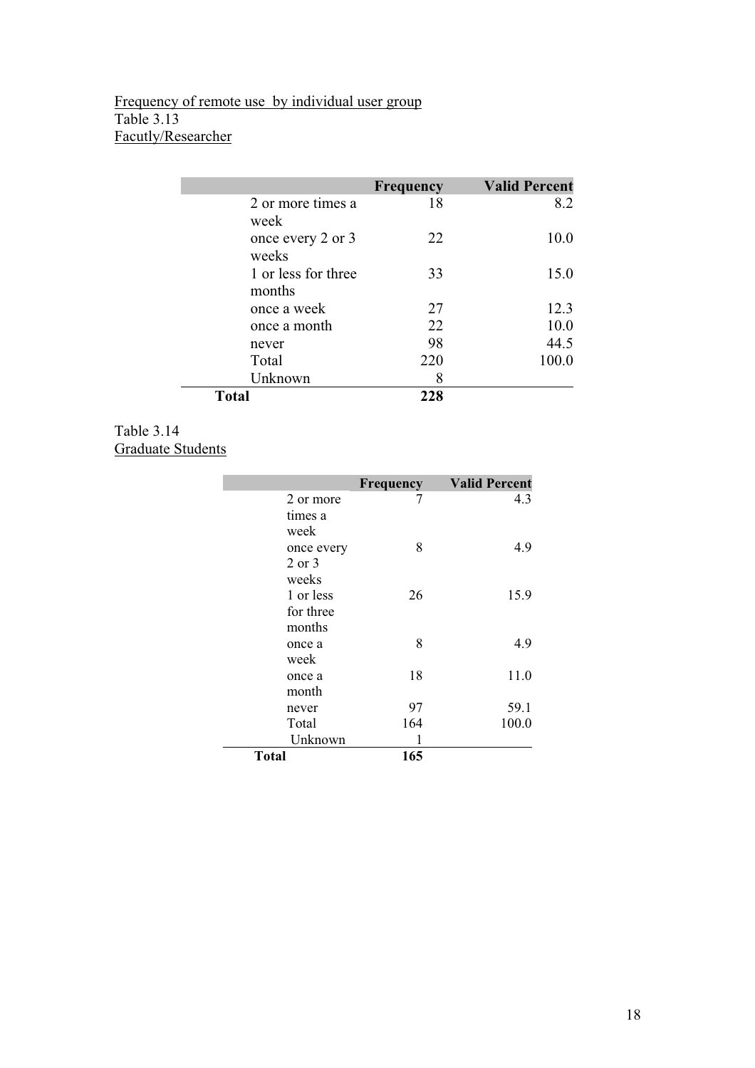Frequency of remote use by individual user group

Table 3.13

Facutly/Researcher

| | Frequency | Valid Percent |
|---|---|---|
| 2 or more times a week | 18 | 8.2 |
| once every 2 or 3 weeks | 22 | 10.0 |
| 1 or less for three months | 33 | 15.0 |
| once a week | 27 | 12.3 |
| once a month | 22 | 10.0 |
| never | 98 | 44.5 |
| Total | 220 | 100.0 |
| Unknown | 8 | |
| **Total** | **228** | |

Table 3.14

Graduate Students

| | Frequency | Valid Percent |
|---|---|---|
| 2 or more times a week | 7 | 4.3 |
| once every 2 or 3 weeks | 8 | 4.9 |
| 1 or less for three months | 26 | 15.9 |
| once a week | 8 | 4.9 |
| once a month | 18 | 11.0 |
| never | 97 | 59.1 |
| Total | 164 | 100.0 |
| Unknown | 1 | |
| **Total** | **165** | |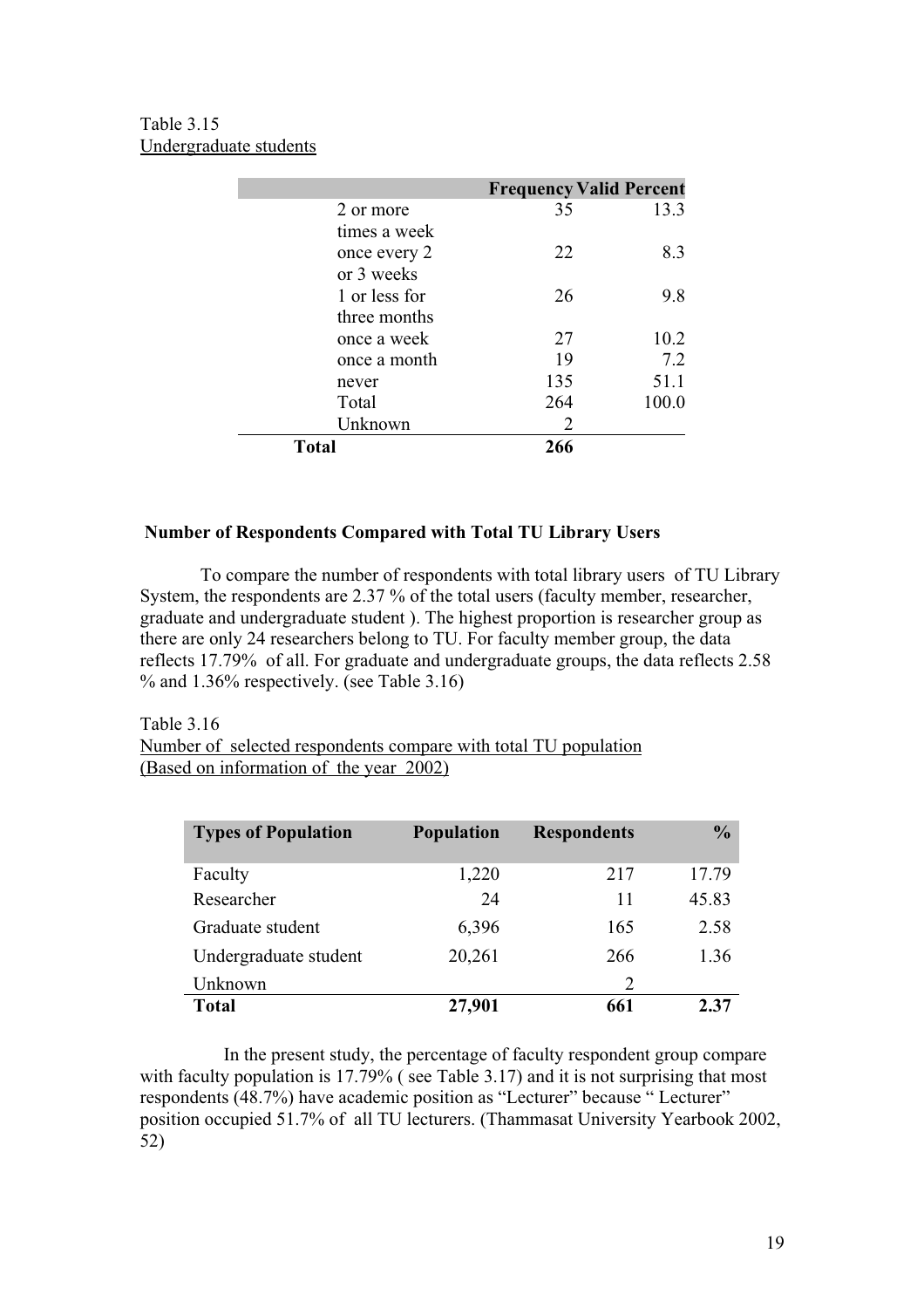Table 3.15
Undergraduate students

| | Frequency | Valid Percent |
|---|---|---|
| 2 or more times a week | 35 | 13.3 |
| once every 2 or 3 weeks | 22 | 8.3 |
| 1 or less for three months | 26 | 9.8 |
| once a week | 27 | 10.2 |
| once a month | 19 | 7.2 |
| never | 135 | 51.1 |
| Total | 264 | 100.0 |
| Unknown | 2 | |
| **Total** | **266** | |

**Number of Respondents Compared with Total TU Library Users**

To compare the number of respondents with total library users of TU Library System, the respondents are 2.37 % of the total users (faculty member, researcher, graduate and undergraduate student ). The highest proportion is researcher group as there are only 24 researchers belong to TU. For faculty member group, the data reflects 17.79% of all. For graduate and undergraduate groups, the data reflects 2.58 % and 1.36% respectively. (see Table 3.16)

Table 3.16
Number of selected respondents compare with total TU population
(Based on information of the year 2002)

| Types of Population | Population | Respondents | % |
|---|---|---|---|
| Faculty | 1,220 | 217 | 17.79 |
| Researcher | 24 | 11 | 45.83 |
| Graduate student | 6,396 | 165 | 2.58 |
| Undergraduate student | 20,261 | 266 | 1.36 |
| Unknown | | 2 | |
| **Total** | **27,901** | **661** | **2.37** |

In the present study, the percentage of faculty respondent group compare with faculty population is 17.79% ( see Table 3.17) and it is not surprising that most respondents (48.7%) have academic position as "Lecturer" because " Lecturer" position occupied 51.7% of all TU lecturers. (Thammasat University Yearbook 2002, 52)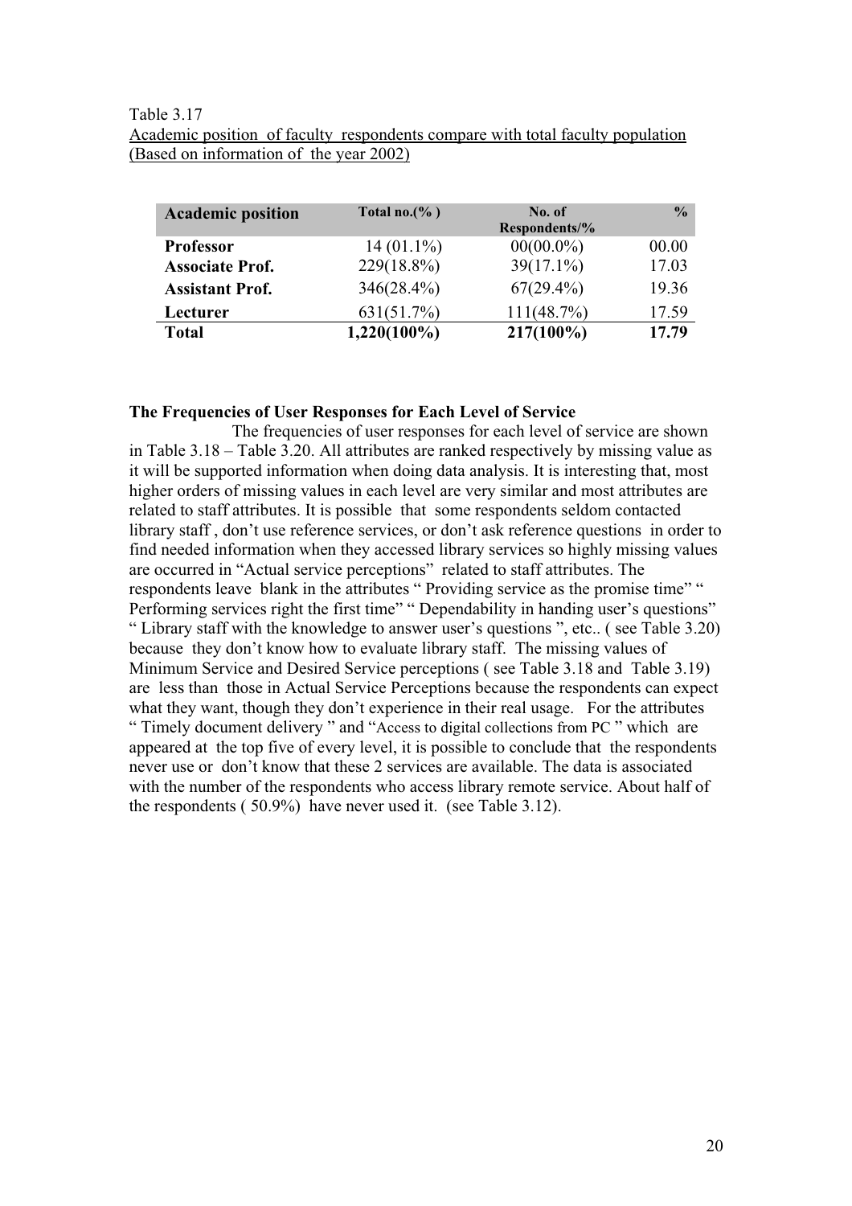Table 3.17

Academic position of faculty respondents compare with total faculty population (Based on information of the year 2002)

| Academic position | Total no.(% ) | No. of Respondents/% | % |
|---|---|---|---|
| **Professor** | 14 (01.1%) | 00(00.0%) | 00.00 |
| **Associate Prof.** | 229(18.8%) | 39(17.1%) | 17.03 |
| **Assistant Prof.** | 346(28.4%) | 67(29.4%) | 19.36 |
| **Lecturer** | 631(51.7%) | 111(48.7%) | 17.59 |
| **Total** | **1,220(100%)** | **217(100%)** | **17.79** |

**The Frequencies of User Responses for Each Level of Service**

The frequencies of user responses for each level of service are shown in Table 3.18 – Table 3.20. All attributes are ranked respectively by missing value as it will be supported information when doing data analysis. It is interesting that, most higher orders of missing values in each level are very similar and most attributes are related to staff attributes. It is possible that some respondents seldom contacted library staff , don't use reference services, or don't ask reference questions in order to find needed information when they accessed library services so highly missing values are occurred in "Actual service perceptions" related to staff attributes. The respondents leave blank in the attributes " Providing service as the promise time" " Performing services right the first time" " Dependability in handing user's questions" " Library staff with the knowledge to answer user's questions ", etc.. ( see Table 3.20) because they don't know how to evaluate library staff. The missing values of Minimum Service and Desired Service perceptions ( see Table 3.18 and Table 3.19) are less than those in Actual Service Perceptions because the respondents can expect what they want, though they don't experience in their real usage. For the attributes " Timely document delivery " and "Access to digital collections from PC " which are appeared at the top five of every level, it is possible to conclude that the respondents never use or don't know that these 2 services are available. The data is associated with the number of the respondents who access library remote service. About half of the respondents ( 50.9%) have never used it. (see Table 3.12).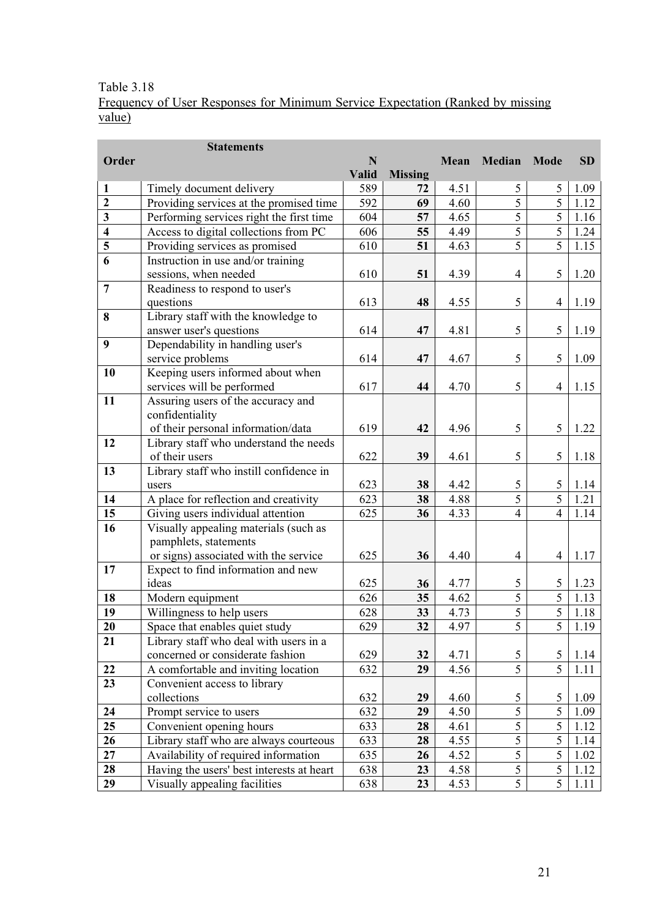Table 3.18

Frequency of User Responses for Minimum Service Expectation (Ranked by missing value)

| Order | Statements | N Valid | Missing | Mean | Median | Mode | SD |
|---|---|---|---|---|---|---|---|
| **1** | Timely document delivery | 589 | **72** | 4.51 | 5 | 5 | 1.09 |
| **2** | Providing services at the promised time | 592 | **69** | 4.60 | 5 | 5 | 1.12 |
| **3** | Performing services right the first time | 604 | **57** | 4.65 | 5 | 5 | 1.16 |
| **4** | Access to digital collections from PC | 606 | **55** | 4.49 | 5 | 5 | 1.24 |
| **5** | Providing services as promised | 610 | **51** | 4.63 | 5 | 5 | 1.15 |
| **6** | Instruction in use and/or training sessions, when needed | 610 | **51** | 4.39 | 4 | 5 | 1.20 |
| **7** | Readiness to respond to user's questions | 613 | **48** | 4.55 | 5 | 4 | 1.19 |
| **8** | Library staff with the knowledge to answer user's questions | 614 | **47** | 4.81 | 5 | 5 | 1.19 |
| **9** | Dependability in handling user's service problems | 614 | **47** | 4.67 | 5 | 5 | 1.09 |
| **10** | Keeping users informed about when services will be performed | 617 | **44** | 4.70 | 5 | 4 | 1.15 |
| **11** | Assuring users of the accuracy and confidentiality of their personal information/data | 619 | **42** | 4.96 | 5 | 5 | 1.22 |
| **12** | Library staff who understand the needs of their users | 622 | **39** | 4.61 | 5 | 5 | 1.18 |
| **13** | Library staff who instill confidence in users | 623 | **38** | 4.42 | 5 | 5 | 1.14 |
| **14** | A place for reflection and creativity | 623 | **38** | 4.88 | 5 | 5 | 1.21 |
| **15** | Giving users individual attention | 625 | **36** | 4.33 | 4 | 4 | 1.14 |
| **16** | Visually appealing materials (such as pamphlets, statements or signs) associated with the service | 625 | **36** | 4.40 | 4 | 4 | 1.17 |
| **17** | Expect to find information and new ideas | 625 | **36** | 4.77 | 5 | 5 | 1.23 |
| **18** | Modern equipment | 626 | **35** | 4.62 | 5 | 5 | 1.13 |
| **19** | Willingness to help users | 628 | **33** | 4.73 | 5 | 5 | 1.18 |
| **20** | Space that enables quiet study | 629 | **32** | 4.97 | 5 | 5 | 1.19 |
| **21** | Library staff who deal with users in a concerned or considerate fashion | 629 | **32** | 4.71 | 5 | 5 | 1.14 |
| **22** | A comfortable and inviting location | 632 | **29** | 4.56 | 5 | 5 | 1.11 |
| **23** | Convenient access to library collections | 632 | **29** | 4.60 | 5 | 5 | 1.09 |
| **24** | Prompt service to users | 632 | **29** | 4.50 | 5 | 5 | 1.09 |
| **25** | Convenient opening hours | 633 | **28** | 4.61 | 5 | 5 | 1.12 |
| **26** | Library staff who are always courteous | 633 | **28** | 4.55 | 5 | 5 | 1.14 |
| **27** | Availability of required information | 635 | **26** | 4.52 | 5 | 5 | 1.02 |
| **28** | Having the users' best interests at heart | 638 | **23** | 4.58 | 5 | 5 | 1.12 |
| **29** | Visually appealing facilities | 638 | **23** | 4.53 | 5 | 5 | 1.11 |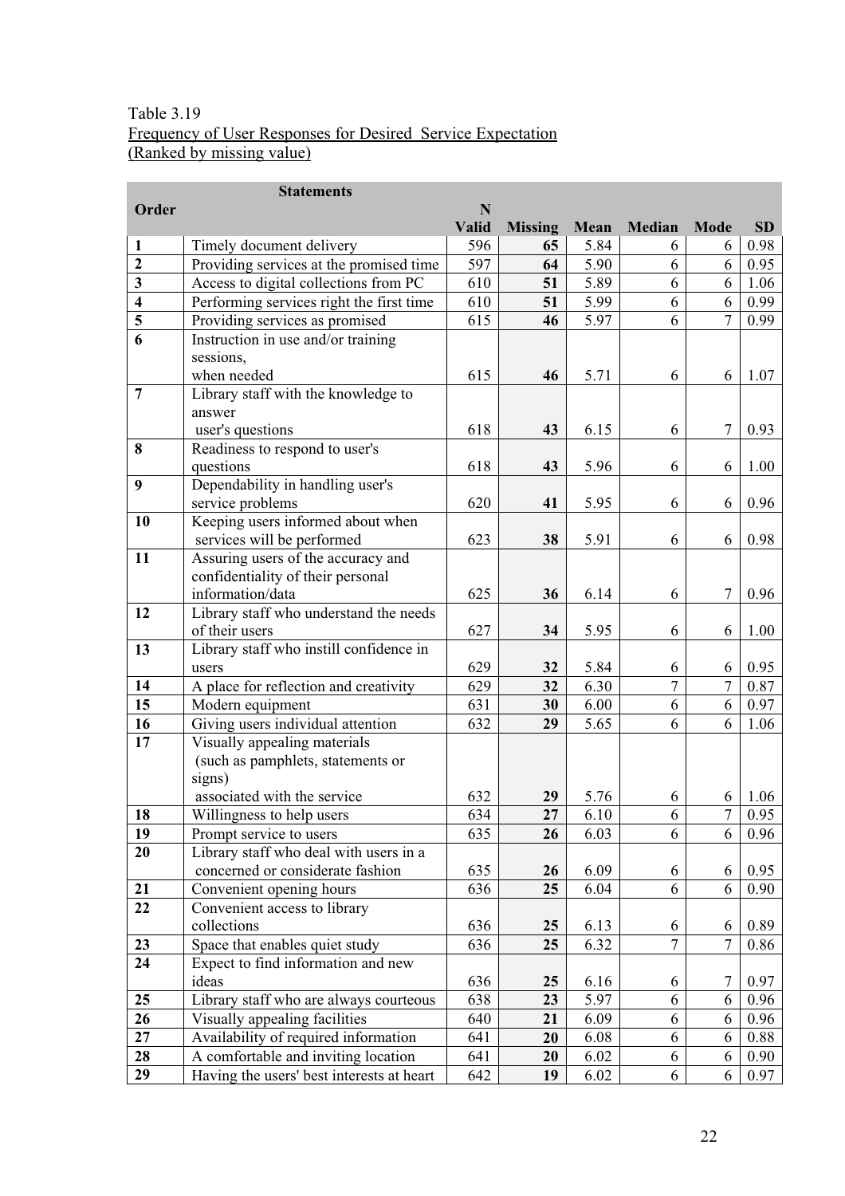Table 3.19

Frequency of User Responses for Desired Service Expectation

(Ranked by missing value)

| Order | Statements | N Valid | Missing | Mean | Median | Mode | SD |
|---|---|---|---|---|---|---|---|
| **1** | Timely document delivery | 596 | **65** | 5.84 | 6 | 6 | 0.98 |
| **2** | Providing services at the promised time | 597 | **64** | 5.90 | 6 | 6 | 0.95 |
| **3** | Access to digital collections from PC | 610 | **51** | 5.89 | 6 | 6 | 1.06 |
| **4** | Performing services right the first time | 610 | **51** | 5.99 | 6 | 6 | 0.99 |
| **5** | Providing services as promised | 615 | **46** | 5.97 | 6 | 7 | 0.99 |
| **6** | Instruction in use and/or training sessions, when needed | 615 | **46** | 5.71 | 6 | 6 | 1.07 |
| **7** | Library staff with the knowledge to answer user's questions | 618 | **43** | 6.15 | 6 | 7 | 0.93 |
| **8** | Readiness to respond to user's questions | 618 | **43** | 5.96 | 6 | 6 | 1.00 |
| **9** | Dependability in handling user's service problems | 620 | **41** | 5.95 | 6 | 6 | 0.96 |
| **10** | Keeping users informed about when services will be performed | 623 | **38** | 5.91 | 6 | 6 | 0.98 |
| **11** | Assuring users of the accuracy and confidentiality of their personal information/data | 625 | **36** | 6.14 | 6 | 7 | 0.96 |
| **12** | Library staff who understand the needs of their users | 627 | **34** | 5.95 | 6 | 6 | 1.00 |
| **13** | Library staff who instill confidence in users | 629 | **32** | 5.84 | 6 | 6 | 0.95 |
| **14** | A place for reflection and creativity | 629 | **32** | 6.30 | 7 | 7 | 0.87 |
| **15** | Modern equipment | 631 | **30** | 6.00 | 6 | 6 | 0.97 |
| **16** | Giving users individual attention | 632 | **29** | 5.65 | 6 | 6 | 1.06 |
| **17** | Visually appealing materials (such as pamphlets, statements or signs) associated with the service | 632 | **29** | 5.76 | 6 | 6 | 1.06 |
| **18** | Willingness to help users | 634 | **27** | 6.10 | 6 | 7 | 0.95 |
| **19** | Prompt service to users | 635 | **26** | 6.03 | 6 | 6 | 0.96 |
| **20** | Library staff who deal with users in a concerned or considerate fashion | 635 | **26** | 6.09 | 6 | 6 | 0.95 |
| **21** | Convenient opening hours | 636 | **25** | 6.04 | 6 | 6 | 0.90 |
| **22** | Convenient access to library collections | 636 | **25** | 6.13 | 6 | 6 | 0.89 |
| **23** | Space that enables quiet study | 636 | **25** | 6.32 | 7 | 7 | 0.86 |
| **24** | Expect to find information and new ideas | 636 | **25** | 6.16 | 6 | 7 | 0.97 |
| **25** | Library staff who are always courteous | 638 | **23** | 5.97 | 6 | 6 | 0.96 |
| **26** | Visually appealing facilities | 640 | **21** | 6.09 | 6 | 6 | 0.96 |
| **27** | Availability of required information | 641 | **20** | 6.08 | 6 | 6 | 0.88 |
| **28** | A comfortable and inviting location | 641 | **20** | 6.02 | 6 | 6 | 0.90 |
| **29** | Having the users' best interests at heart | 642 | **19** | 6.02 | 6 | 6 | 0.97 |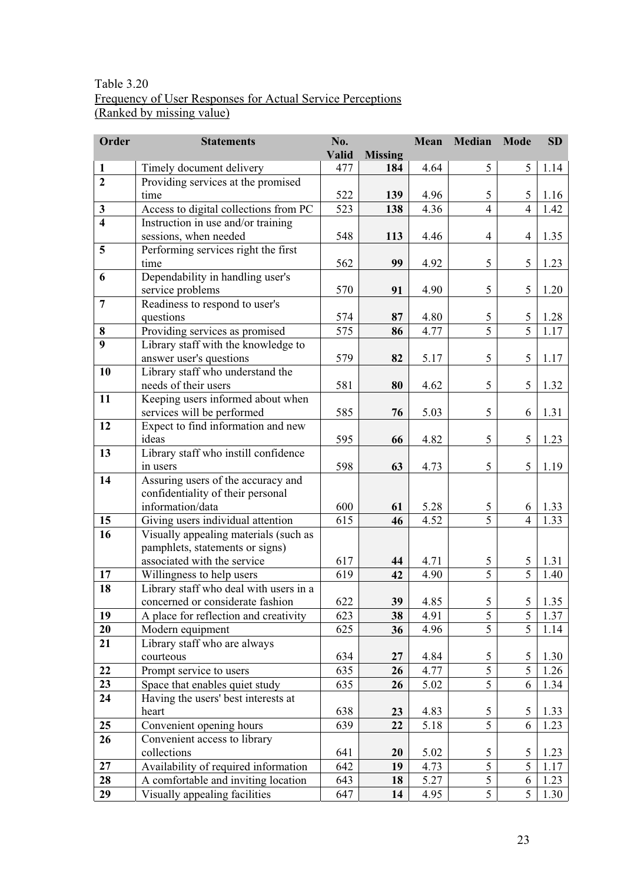Table 3.20

Frequency of User Responses for Actual Service Perceptions

(Ranked by missing value)

| Order | Statements | No. Valid | Missing | Mean | Median | Mode | SD |
|---|---|---|---|---|---|---|---|
| **1** | Timely document delivery | 477 | **184** | 4.64 | 5 | 5 | 1.14 |
| **2** | Providing services at the promised time | 522 | **139** | 4.96 | 5 | 5 | 1.16 |
| **3** | Access to digital collections from PC | 523 | **138** | 4.36 | 4 | 4 | 1.42 |
| **4** | Instruction in use and/or training sessions, when needed | 548 | **113** | 4.46 | 4 | 4 | 1.35 |
| **5** | Performing services right the first time | 562 | **99** | 4.92 | 5 | 5 | 1.23 |
| **6** | Dependability in handling user's service problems | 570 | **91** | 4.90 | 5 | 5 | 1.20 |
| **7** | Readiness to respond to user's questions | 574 | **87** | 4.80 | 5 | 5 | 1.28 |
| **8** | Providing services as promised | 575 | **86** | 4.77 | 5 | 5 | 1.17 |
| **9** | Library staff with the knowledge to answer user's questions | 579 | **82** | 5.17 | 5 | 5 | 1.17 |
| **10** | Library staff who understand the needs of their users | 581 | **80** | 4.62 | 5 | 5 | 1.32 |
| **11** | Keeping users informed about when services will be performed | 585 | **76** | 5.03 | 5 | 6 | 1.31 |
| **12** | Expect to find information and new ideas | 595 | **66** | 4.82 | 5 | 5 | 1.23 |
| **13** | Library staff who instill confidence in users | 598 | **63** | 4.73 | 5 | 5 | 1.19 |
| **14** | Assuring users of the accuracy and confidentiality of their personal information/data | 600 | **61** | 5.28 | 5 | 6 | 1.33 |
| **15** | Giving users individual attention | 615 | **46** | 4.52 | 5 | 4 | 1.33 |
| **16** | Visually appealing materials (such as pamphlets, statements or signs) associated with the service | 617 | **44** | 4.71 | 5 | 5 | 1.31 |
| **17** | Willingness to help users | 619 | **42** | 4.90 | 5 | 5 | 1.40 |
| **18** | Library staff who deal with users in a concerned or considerate fashion | 622 | **39** | 4.85 | 5 | 5 | 1.35 |
| **19** | A place for reflection and creativity | 623 | **38** | 4.91 | 5 | 5 | 1.37 |
| **20** | Modern equipment | 625 | **36** | 4.96 | 5 | 5 | 1.14 |
| **21** | Library staff who are always courteous | 634 | **27** | 4.84 | 5 | 5 | 1.30 |
| **22** | Prompt service to users | 635 | **26** | 4.77 | 5 | 5 | 1.26 |
| **23** | Space that enables quiet study | 635 | **26** | 5.02 | 5 | 6 | 1.34 |
| **24** | Having the users' best interests at heart | 638 | **23** | 4.83 | 5 | 5 | 1.33 |
| **25** | Convenient opening hours | 639 | **22** | 5.18 | 5 | 6 | 1.23 |
| **26** | Convenient access to library collections | 641 | **20** | 5.02 | 5 | 5 | 1.23 |
| **27** | Availability of required information | 642 | **19** | 4.73 | 5 | 5 | 1.17 |
| **28** | A comfortable and inviting location | 643 | **18** | 5.27 | 5 | 6 | 1.23 |
| **29** | Visually appealing facilities | 647 | **14** | 4.95 | 5 | 5 | 1.30 |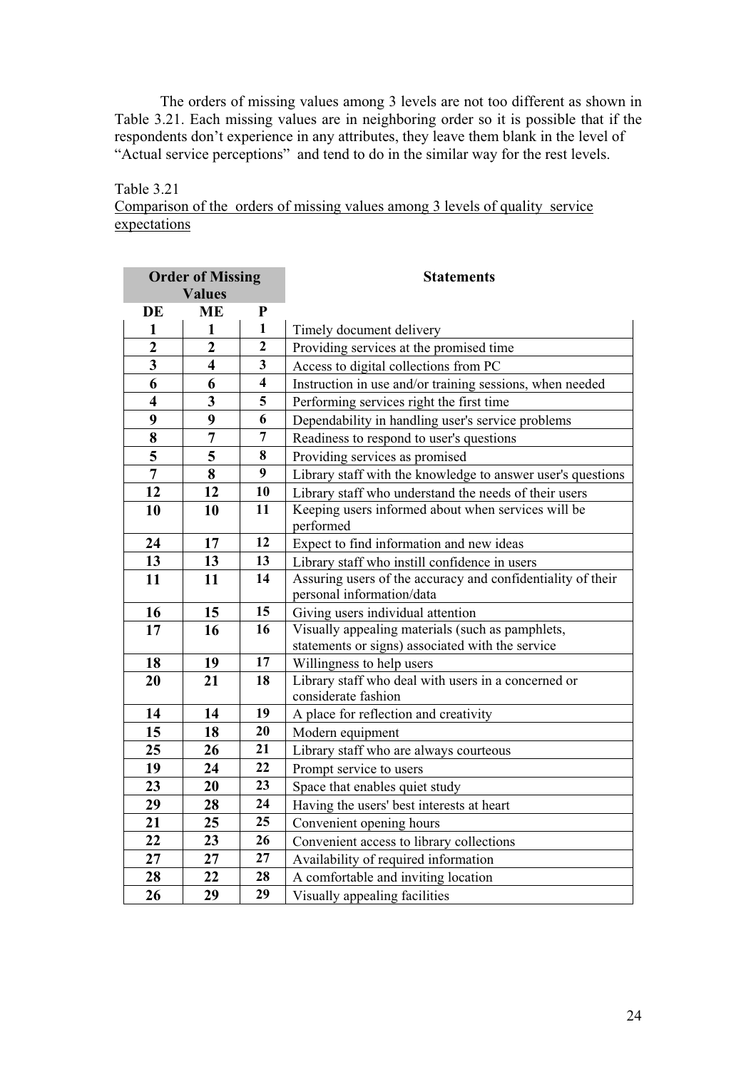The orders of missing values among 3 levels are not too different as shown in Table 3.21. Each missing values are in neighboring order so it is possible that if the respondents don't experience in any attributes, they leave them blank in the level of "Actual service perceptions" and tend to do in the similar way for the rest levels.

Table 3.21

Comparison of the orders of missing values among 3 levels of quality service expectations

| **Order of Missing Values** | | | **Statements** |
|---|---|---|---|
| **DE** | **ME** | **P** | |
| **1** | **1** | **1** | Timely document delivery |
| **2** | **2** | **2** | Providing services at the promised time |
| **3** | **4** | **3** | Access to digital collections from PC |
| **6** | **6** | **4** | Instruction in use and/or training sessions, when needed |
| **4** | **3** | **5** | Performing services right the first time |
| **9** | **9** | **6** | Dependability in handling user's service problems |
| **8** | **7** | **7** | Readiness to respond to user's questions |
| **5** | **5** | **8** | Providing services as promised |
| **7** | **8** | **9** | Library staff with the knowledge to answer user's questions |
| **12** | **12** | **10** | Library staff who understand the needs of their users |
| **10** | **10** | **11** | Keeping users informed about when services will be performed |
| **24** | **17** | **12** | Expect to find information and new ideas |
| **13** | **13** | **13** | Library staff who instill confidence in users |
| **11** | **11** | **14** | Assuring users of the accuracy and confidentiality of their personal information/data |
| **16** | **15** | **15** | Giving users individual attention |
| **17** | **16** | **16** | Visually appealing materials (such as pamphlets, statements or signs) associated with the service |
| **18** | **19** | **17** | Willingness to help users |
| **20** | **21** | **18** | Library staff who deal with users in a concerned or considerate fashion |
| **14** | **14** | **19** | A place for reflection and creativity |
| **15** | **18** | **20** | Modern equipment |
| **25** | **26** | **21** | Library staff who are always courteous |
| **19** | **24** | **22** | Prompt service to users |
| **23** | **20** | **23** | Space that enables quiet study |
| **29** | **28** | **24** | Having the users' best interests at heart |
| **21** | **25** | **25** | Convenient opening hours |
| **22** | **23** | **26** | Convenient access to library collections |
| **27** | **27** | **27** | Availability of required information |
| **28** | **22** | **28** | A comfortable and inviting location |
| **26** | **29** | **29** | Visually appealing facilities |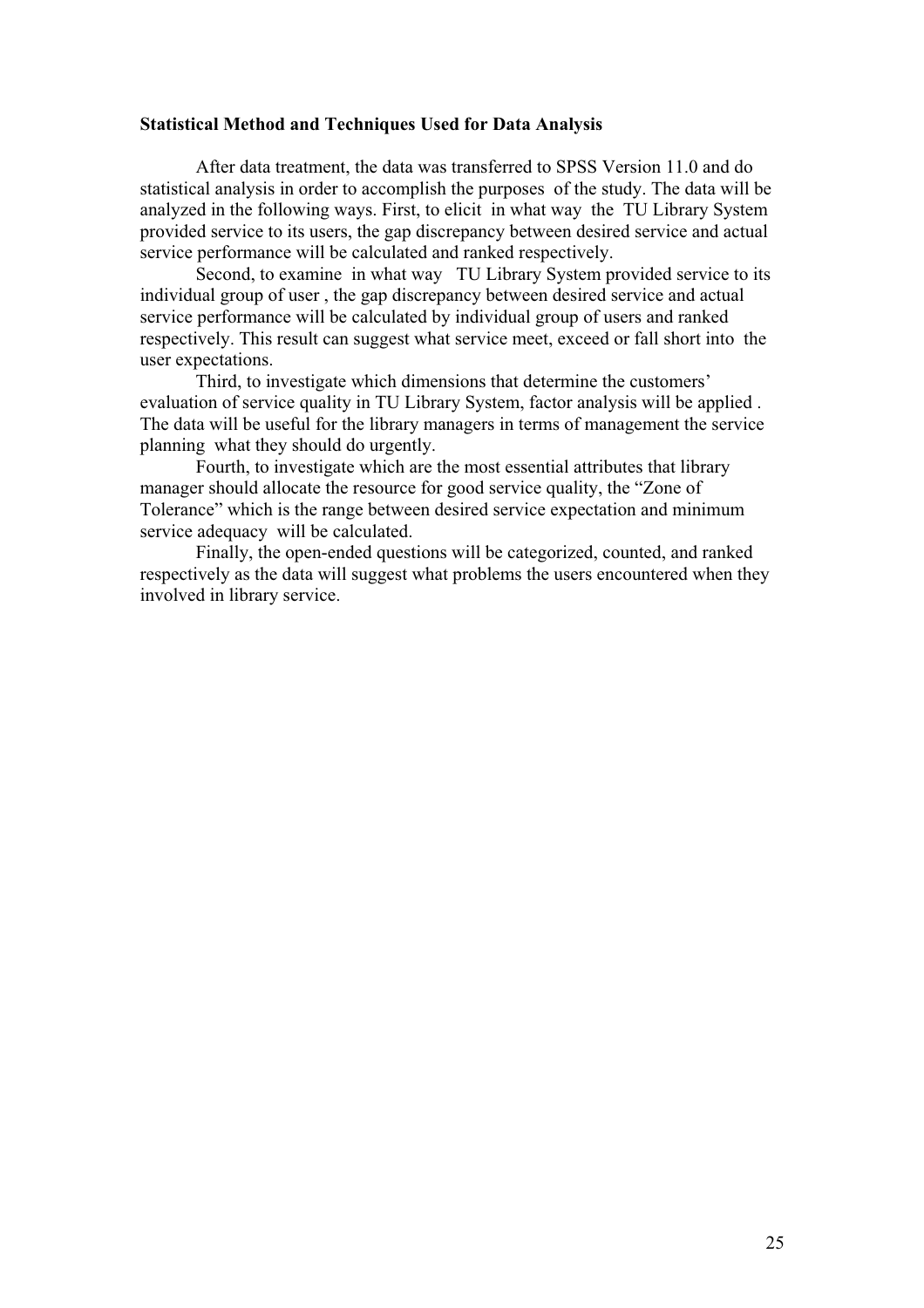**Statistical Method and Techniques Used for Data Analysis**

After data treatment, the data was transferred to SPSS Version 11.0 and do statistical analysis in order to accomplish the purposes of the study. The data will be analyzed in the following ways. First, to elicit in what way the TU Library System provided service to its users, the gap discrepancy between desired service and actual service performance will be calculated and ranked respectively.

Second, to examine in what way TU Library System provided service to its individual group of user , the gap discrepancy between desired service and actual service performance will be calculated by individual group of users and ranked respectively. This result can suggest what service meet, exceed or fall short into the user expectations.

Third, to investigate which dimensions that determine the customers' evaluation of service quality in TU Library System, factor analysis will be applied . The data will be useful for the library managers in terms of management the service planning what they should do urgently.

Fourth, to investigate which are the most essential attributes that library manager should allocate the resource for good service quality, the "Zone of Tolerance" which is the range between desired service expectation and minimum service adequacy will be calculated.

Finally, the open-ended questions will be categorized, counted, and ranked respectively as the data will suggest what problems the users encountered when they involved in library service.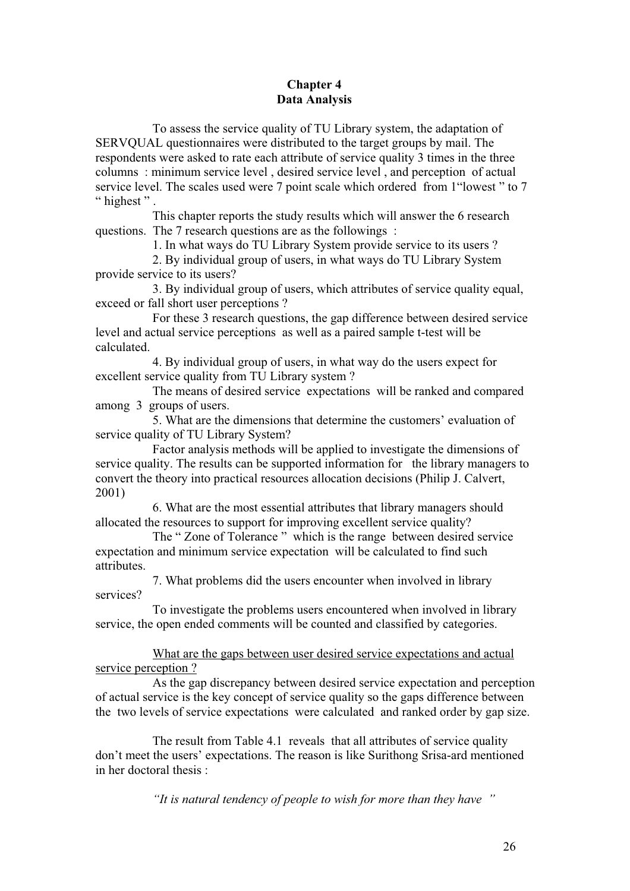# Chapter 4
# Data Analysis

To assess the service quality of TU Library system, the adaptation of SERVQUAL questionnaires were distributed to the target groups by mail. The respondents were asked to rate each attribute of service quality 3 times in the three columns : minimum service level , desired service level , and perception of actual service level. The scales used were 7 point scale which ordered from 1"lowest " to 7 " highest " .

This chapter reports the study results which will answer the 6 research questions. The 7 research questions are as the followings :

1. In what ways do TU Library System provide service to its users ?
2. By individual group of users, in what ways do TU Library System provide service to its users?
3. By individual group of users, which attributes of service quality equal, exceed or fall short user perceptions ?

For these 3 research questions, the gap difference between desired service level and actual service perceptions as well as a paired sample t-test will be calculated.

4. By individual group of users, in what way do the users expect for excellent service quality from TU Library system ?

The means of desired service expectations will be ranked and compared among 3 groups of users.

5. What are the dimensions that determine the customers' evaluation of service quality of TU Library System?

Factor analysis methods will be applied to investigate the dimensions of service quality. The results can be supported information for the library managers to convert the theory into practical resources allocation decisions (Philip J. Calvert, 2001)

6. What are the most essential attributes that library managers should allocated the resources to support for improving excellent service quality?

The " Zone of Tolerance " which is the range between desired service expectation and minimum service expectation will be calculated to find such attributes.

7. What problems did the users encounter when involved in library services?

To investigate the problems users encountered when involved in library service, the open ended comments will be counted and classified by categories.

<u>What are the gaps between user desired service expectations and actual service perception ?</u>

As the gap discrepancy between desired service expectation and perception of actual service is the key concept of service quality so the gaps difference between the two levels of service expectations were calculated and ranked order by gap size.

The result from Table 4.1 reveals that all attributes of service quality don't meet the users' expectations. The reason is like Surithong Srisa-ard mentioned in her doctoral thesis :

*"It is natural tendency of people to wish for more than they have "*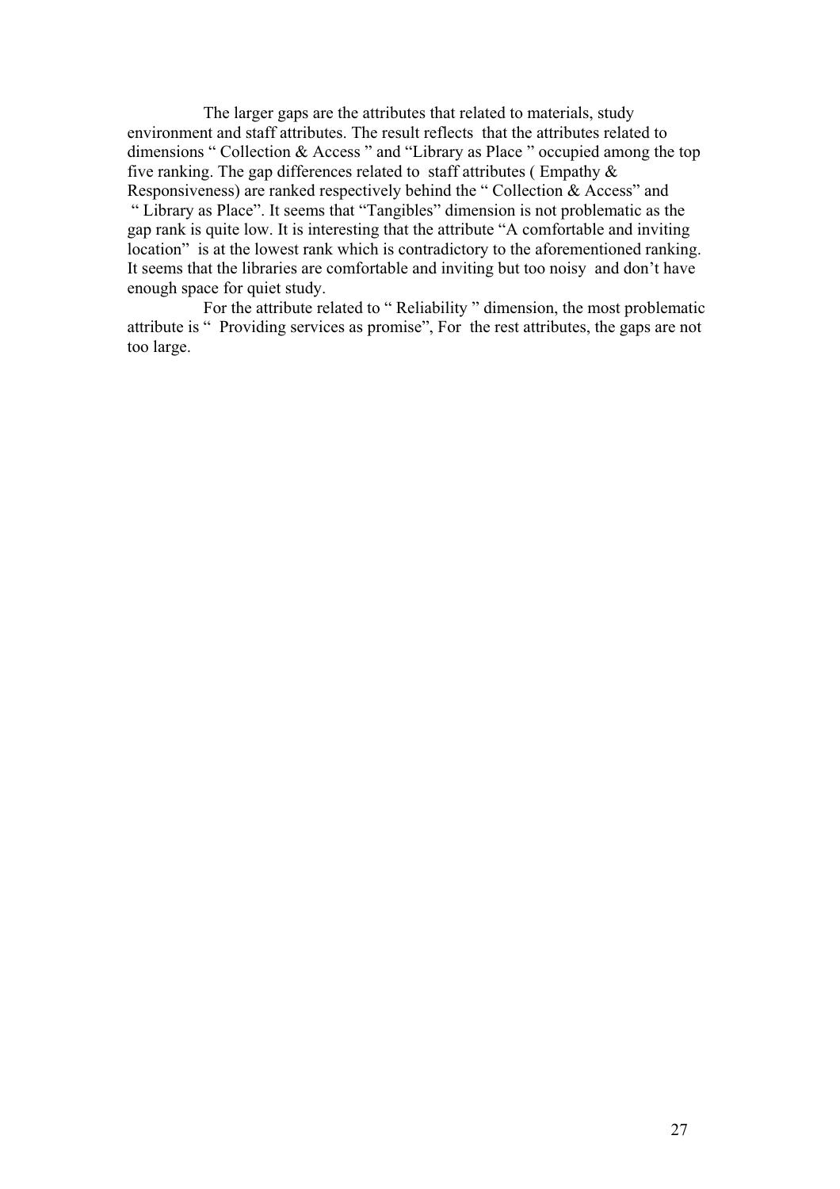The larger gaps are the attributes that related to materials, study environment and staff attributes. The result reflects that the attributes related to dimensions " Collection & Access " and "Library as Place " occupied among the top five ranking. The gap differences related to staff attributes ( Empathy & Responsiveness) are ranked respectively behind the " Collection & Access" and " Library as Place". It seems that "Tangibles" dimension is not problematic as the gap rank is quite low. It is interesting that the attribute "A comfortable and inviting location" is at the lowest rank which is contradictory to the aforementioned ranking. It seems that the libraries are comfortable and inviting but too noisy and don't have enough space for quiet study.

For the attribute related to " Reliability " dimension, the most problematic attribute is " Providing services as promise", For the rest attributes, the gaps are not too large.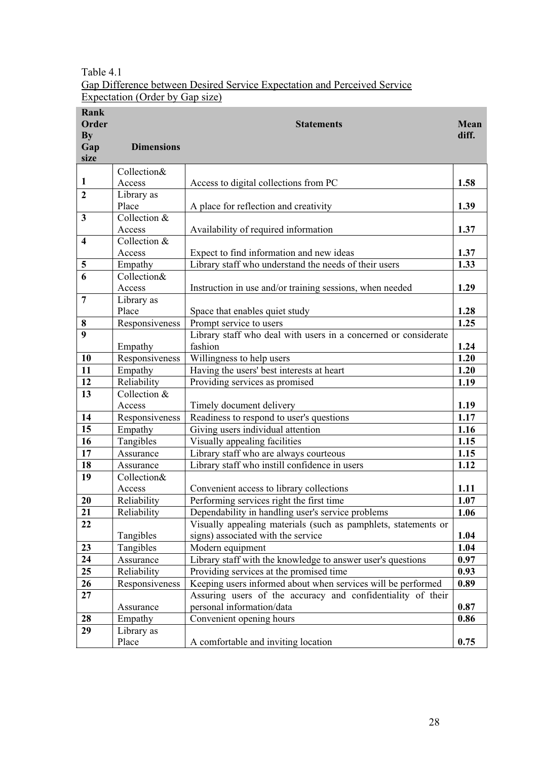Table 4.1

Gap Difference between Desired Service Expectation and Perceived Service Expectation (Order by Gap size)

| **Rank Order By Gap size** | **Dimensions** | **Statements** | **Mean diff.** |
|---|---|---|---|
| 1 | Collection& Access | Access to digital collections from PC | **1.58** |
| 2 | Library as Place | A place for reflection and creativity | **1.39** |
| 3 | Collection & Access | Availability of required information | **1.37** |
| 4 | Collection & Access | Expect to find information and new ideas | **1.37** |
| 5 | Empathy | Library staff who understand the needs of their users | **1.33** |
| 6 | Collection& Access | Instruction in use and/or training sessions, when needed | **1.29** |
| 7 | Library as Place | Space that enables quiet study | **1.28** |
| 8 | Responsiveness | Prompt service to users | **1.25** |
| 9 | Empathy | Library staff who deal with users in a concerned or considerate fashion | **1.24** |
| 10 | Responsiveness | Willingness to help users | **1.20** |
| 11 | Empathy | Having the users' best interests at heart | **1.20** |
| 12 | Reliability | Providing services as promised | **1.19** |
| 13 | Collection & Access | Timely document delivery | **1.19** |
| 14 | Responsiveness | Readiness to respond to user's questions | **1.17** |
| 15 | Empathy | Giving users individual attention | **1.16** |
| 16 | Tangibles | Visually appealing facilities | **1.15** |
| 17 | Assurance | Library staff who are always courteous | **1.15** |
| 18 | Assurance | Library staff who instill confidence in users | **1.12** |
| 19 | Collection& Access | Convenient access to library collections | **1.11** |
| 20 | Reliability | Performing services right the first time | **1.07** |
| 21 | Reliability | Dependability in handling user's service problems | **1.06** |
| 22 | Tangibles | Visually appealing materials (such as pamphlets, statements or signs) associated with the service | **1.04** |
| 23 | Tangibles | Modern equipment | **1.04** |
| 24 | Assurance | Library staff with the knowledge to answer user's questions | **0.97** |
| 25 | Reliability | Providing services at the promised time | **0.93** |
| 26 | Responsiveness | Keeping users informed about when services will be performed | **0.89** |
| 27 | Assurance | Assuring users of the accuracy and confidentiality of their personal information/data | **0.87** |
| 28 | Empathy | Convenient opening hours | **0.86** |
| 29 | Library as Place | A comfortable and inviting location | **0.75** |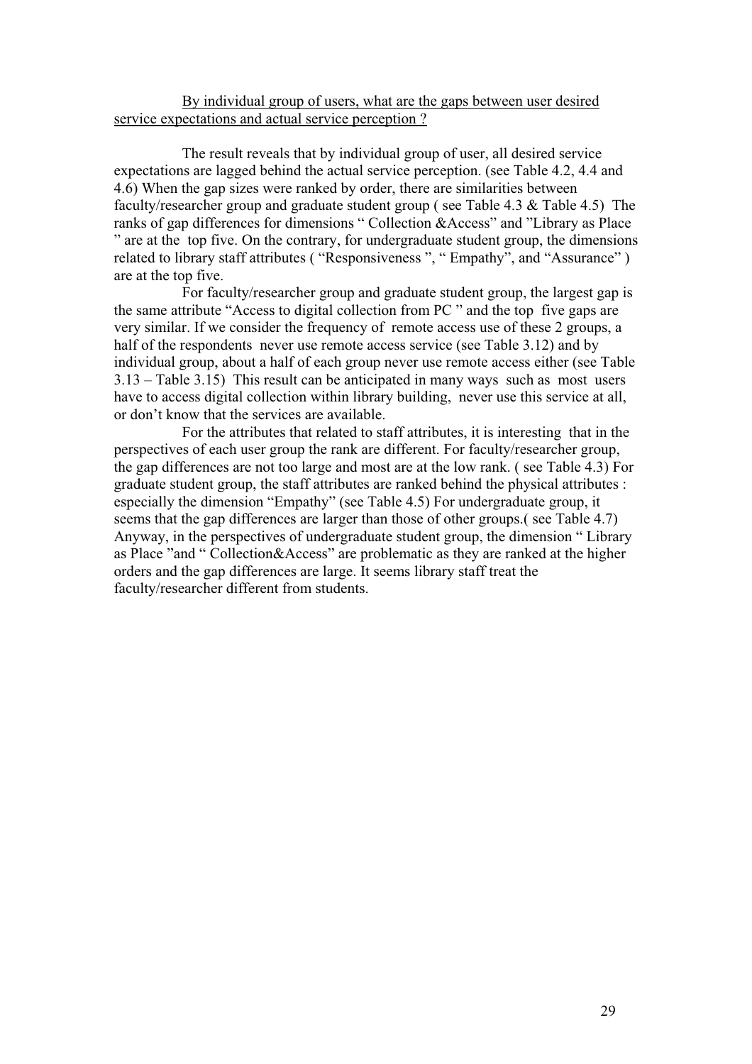<u>By individual group of users, what are the gaps between user desired service expectations and actual service perception ?</u>

The result reveals that by individual group of user, all desired service expectations are lagged behind the actual service perception. (see Table 4.2, 4.4 and 4.6) When the gap sizes were ranked by order, there are similarities between faculty/researcher group and graduate student group ( see Table 4.3 & Table 4.5) The ranks of gap differences for dimensions " Collection &Access" and "Library as Place " are at the top five. On the contrary, for undergraduate student group, the dimensions related to library staff attributes ( "Responsiveness ", " Empathy", and "Assurance" ) are at the top five.

For faculty/researcher group and graduate student group, the largest gap is the same attribute "Access to digital collection from PC " and the top five gaps are very similar. If we consider the frequency of remote access use of these 2 groups, a half of the respondents never use remote access service (see Table 3.12) and by individual group, about a half of each group never use remote access either (see Table 3.13 – Table 3.15) This result can be anticipated in many ways such as most users have to access digital collection within library building, never use this service at all, or don't know that the services are available.

For the attributes that related to staff attributes, it is interesting that in the perspectives of each user group the rank are different. For faculty/researcher group, the gap differences are not too large and most are at the low rank. ( see Table 4.3) For graduate student group, the staff attributes are ranked behind the physical attributes : especially the dimension "Empathy" (see Table 4.5) For undergraduate group, it seems that the gap differences are larger than those of other groups.( see Table 4.7) Anyway, in the perspectives of undergraduate student group, the dimension " Library as Place "and " Collection&Access" are problematic as they are ranked at the higher orders and the gap differences are large. It seems library staff treat the faculty/researcher different from students.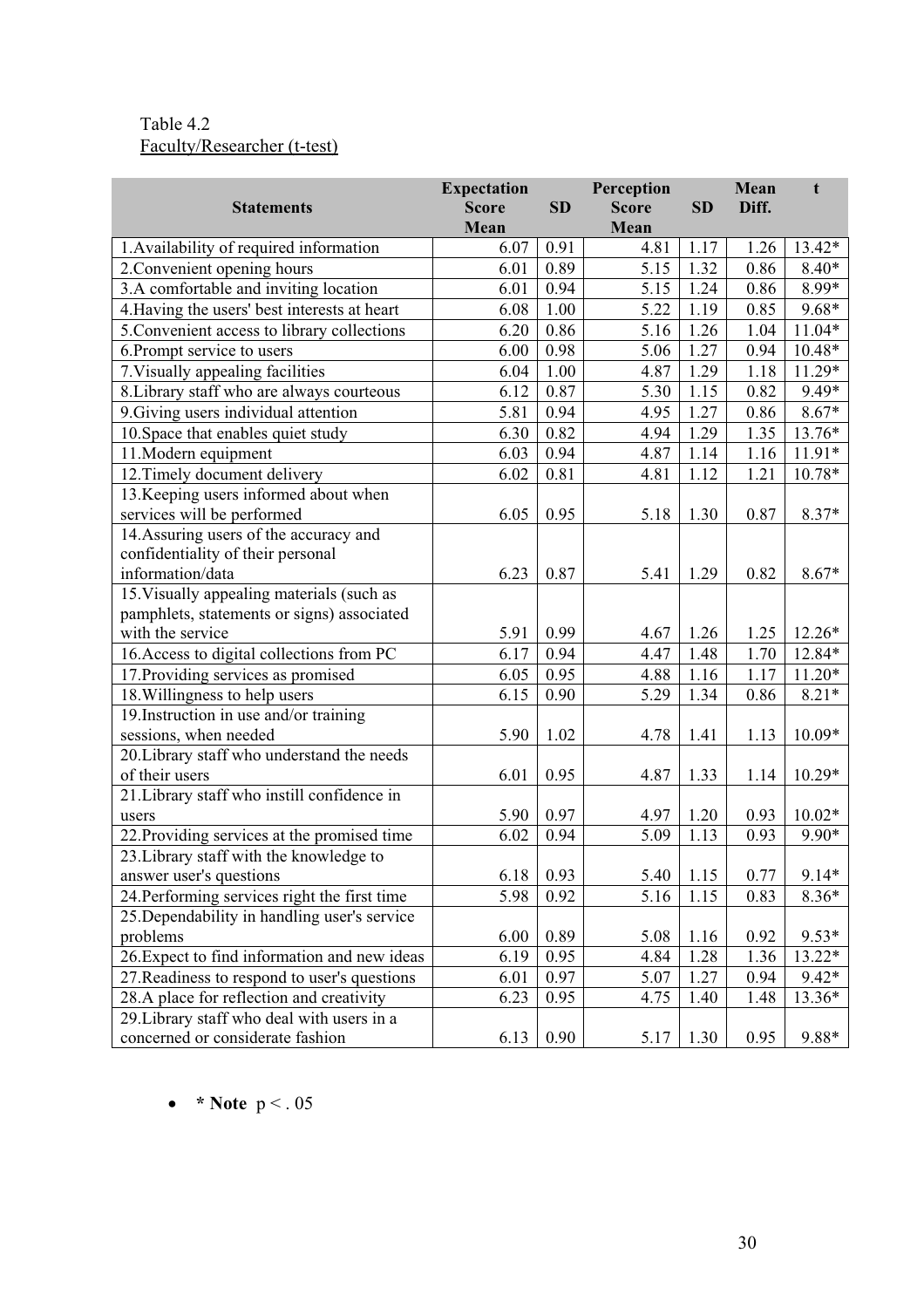Table 4.2

Faculty/Researcher (t-test)

| Statements | Expectation Score Mean | SD | Perception Score Mean | SD | Mean Diff. | t |
|---|---|---|---|---|---|---|
| 1.Availability of required information | 6.07 | 0.91 | 4.81 | 1.17 | 1.26 | 13.42* |
| 2.Convenient opening hours | 6.01 | 0.89 | 5.15 | 1.32 | 0.86 | 8.40* |
| 3.A comfortable and inviting location | 6.01 | 0.94 | 5.15 | 1.24 | 0.86 | 8.99* |
| 4.Having the users' best interests at heart | 6.08 | 1.00 | 5.22 | 1.19 | 0.85 | 9.68* |
| 5.Convenient access to library collections | 6.20 | 0.86 | 5.16 | 1.26 | 1.04 | 11.04* |
| 6.Prompt service to users | 6.00 | 0.98 | 5.06 | 1.27 | 0.94 | 10.48* |
| 7.Visually appealing facilities | 6.04 | 1.00 | 4.87 | 1.29 | 1.18 | 11.29* |
| 8.Library staff who are always courteous | 6.12 | 0.87 | 5.30 | 1.15 | 0.82 | 9.49* |
| 9.Giving users individual attention | 5.81 | 0.94 | 4.95 | 1.27 | 0.86 | 8.67* |
| 10.Space that enables quiet study | 6.30 | 0.82 | 4.94 | 1.29 | 1.35 | 13.76* |
| 11.Modern equipment | 6.03 | 0.94 | 4.87 | 1.14 | 1.16 | 11.91* |
| 12.Timely document delivery | 6.02 | 0.81 | 4.81 | 1.12 | 1.21 | 10.78* |
| 13.Keeping users informed about when services will be performed | 6.05 | 0.95 | 5.18 | 1.30 | 0.87 | 8.37* |
| 14.Assuring users of the accuracy and confidentiality of their personal information/data | 6.23 | 0.87 | 5.41 | 1.29 | 0.82 | 8.67* |
| 15.Visually appealing materials (such as pamphlets, statements or signs) associated with the service | 5.91 | 0.99 | 4.67 | 1.26 | 1.25 | 12.26* |
| 16.Access to digital collections from PC | 6.17 | 0.94 | 4.47 | 1.48 | 1.70 | 12.84* |
| 17.Providing services as promised | 6.05 | 0.95 | 4.88 | 1.16 | 1.17 | 11.20* |
| 18.Willingness to help users | 6.15 | 0.90 | 5.29 | 1.34 | 0.86 | 8.21* |
| 19.Instruction in use and/or training sessions, when needed | 5.90 | 1.02 | 4.78 | 1.41 | 1.13 | 10.09* |
| 20.Library staff who understand the needs of their users | 6.01 | 0.95 | 4.87 | 1.33 | 1.14 | 10.29* |
| 21.Library staff who instill confidence in users | 5.90 | 0.97 | 4.97 | 1.20 | 0.93 | 10.02* |
| 22.Providing services at the promised time | 6.02 | 0.94 | 5.09 | 1.13 | 0.93 | 9.90* |
| 23.Library staff with the knowledge to answer user's questions | 6.18 | 0.93 | 5.40 | 1.15 | 0.77 | 9.14* |
| 24.Performing services right the first time | 5.98 | 0.92 | 5.16 | 1.15 | 0.83 | 8.36* |
| 25.Dependability in handling user's service problems | 6.00 | 0.89 | 5.08 | 1.16 | 0.92 | 9.53* |
| 26.Expect to find information and new ideas | 6.19 | 0.95 | 4.84 | 1.28 | 1.36 | 13.22* |
| 27.Readiness to respond to user's questions | 6.01 | 0.97 | 5.07 | 1.27 | 0.94 | 9.42* |
| 28.A place for reflection and creativity | 6.23 | 0.95 | 4.75 | 1.40 | 1.48 | 13.36* |
| 29.Library staff who deal with users in a concerned or considerate fashion | 6.13 | 0.90 | 5.17 | 1.30 | 0.95 | 9.88* |

- **\* Note** $p < .05$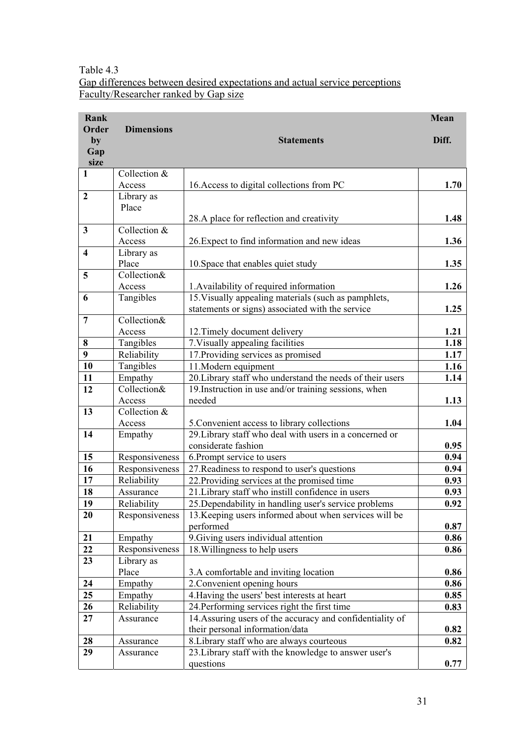Table 4.3

Gap differences between desired expectations and actual service perceptions Faculty/Researcher ranked by Gap size

| Rank Order by Gap size | Dimensions | Statements | Mean Diff. |
|---|---|---|---|
| **1** | Collection & Access | 16.Access to digital collections from PC | **1.70** |
| **2** | Library as Place | 28.A place for reflection and creativity | **1.48** |
| **3** | Collection & Access | 26.Expect to find information and new ideas | **1.36** |
| **4** | Library as Place | 10.Space that enables quiet study | **1.35** |
| **5** | Collection& Access | 1.Availability of required information | **1.26** |
| **6** | Tangibles | 15.Visually appealing materials (such as pamphlets, statements or signs) associated with the service | **1.25** |
| **7** | Collection& Access | 12.Timely document delivery | **1.21** |
| **8** | Tangibles | 7.Visually appealing facilities | **1.18** |
| **9** | Reliability | 17.Providing services as promised | **1.17** |
| **10** | Tangibles | 11.Modern equipment | **1.16** |
| **11** | Empathy | 20.Library staff who understand the needs of their users | **1.14** |
| **12** | Collection& Access | 19.Instruction in use and/or training sessions, when needed | **1.13** |
| **13** | Collection & Access | 5.Convenient access to library collections | **1.04** |
| **14** | Empathy | 29.Library staff who deal with users in a concerned or considerate fashion | **0.95** |
| **15** | Responsiveness | 6.Prompt service to users | **0.94** |
| **16** | Responsiveness | 27.Readiness to respond to user's questions | **0.94** |
| **17** | Reliability | 22.Providing services at the promised time | **0.93** |
| **18** | Assurance | 21.Library staff who instill confidence in users | **0.93** |
| **19** | Reliability | 25.Dependability in handling user's service problems | **0.92** |
| **20** | Responsiveness | 13.Keeping users informed about when services will be performed | **0.87** |
| **21** | Empathy | 9.Giving users individual attention | **0.86** |
| **22** | Responsiveness | 18.Willingness to help users | **0.86** |
| **23** | Library as Place | 3.A comfortable and inviting location | **0.86** |
| **24** | Empathy | 2.Convenient opening hours | **0.86** |
| **25** | Empathy | 4.Having the users' best interests at heart | **0.85** |
| **26** | Reliability | 24.Performing services right the first time | **0.83** |
| **27** | Assurance | 14.Assuring users of the accuracy and confidentiality of their personal information/data | **0.82** |
| **28** | Assurance | 8.Library staff who are always courteous | **0.82** |
| **29** | Assurance | 23.Library staff with the knowledge to answer user's questions | **0.77** |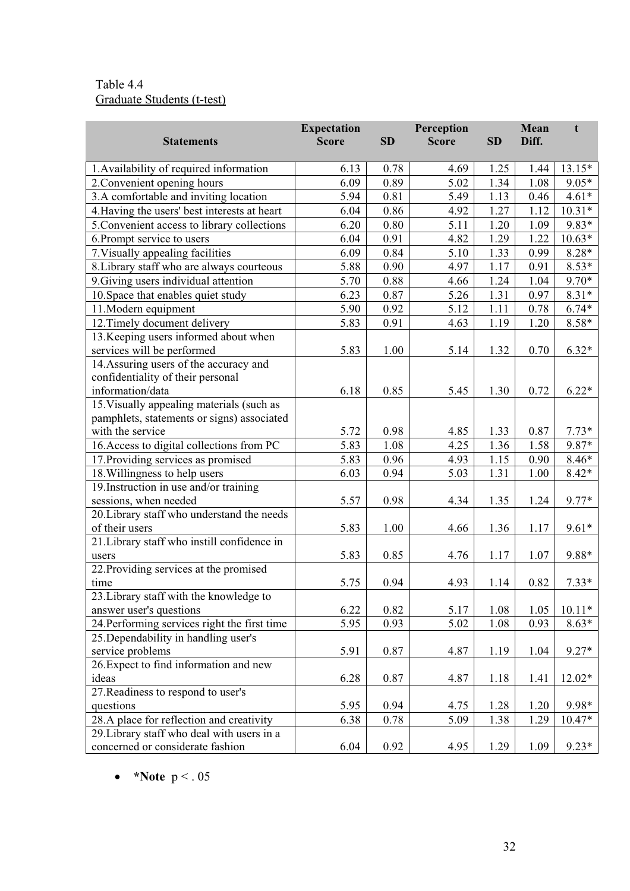Table 4.4
Graduate Students (t-test)

| Statements | Expectation Score | SD | Perception Score | SD | Mean Diff. | t |
|---|---|---|---|---|---|---|
| 1.Availability of required information | 6.13 | 0.78 | 4.69 | 1.25 | 1.44 | 13.15* |
| 2.Convenient opening hours | 6.09 | 0.89 | 5.02 | 1.34 | 1.08 | 9.05* |
| 3.A comfortable and inviting location | 5.94 | 0.81 | 5.49 | 1.13 | 0.46 | 4.61* |
| 4.Having the users' best interests at heart | 6.04 | 0.86 | 4.92 | 1.27 | 1.12 | 10.31* |
| 5.Convenient access to library collections | 6.20 | 0.80 | 5.11 | 1.20 | 1.09 | 9.83* |
| 6.Prompt service to users | 6.04 | 0.91 | 4.82 | 1.29 | 1.22 | 10.63* |
| 7.Visually appealing facilities | 6.09 | 0.84 | 5.10 | 1.33 | 0.99 | 8.28* |
| 8.Library staff who are always courteous | 5.88 | 0.90 | 4.97 | 1.17 | 0.91 | 8.53* |
| 9.Giving users individual attention | 5.70 | 0.88 | 4.66 | 1.24 | 1.04 | 9.70* |
| 10.Space that enables quiet study | 6.23 | 0.87 | 5.26 | 1.31 | 0.97 | 8.31* |
| 11.Modern equipment | 5.90 | 0.92 | 5.12 | 1.11 | 0.78 | 6.74* |
| 12.Timely document delivery | 5.83 | 0.91 | 4.63 | 1.19 | 1.20 | 8.58* |
| 13.Keeping users informed about when services will be performed | 5.83 | 1.00 | 5.14 | 1.32 | 0.70 | 6.32* |
| 14.Assuring users of the accuracy and confidentiality of their personal information/data | 6.18 | 0.85 | 5.45 | 1.30 | 0.72 | 6.22* |
| 15.Visually appealing materials (such as pamphlets, statements or signs) associated with the service | 5.72 | 0.98 | 4.85 | 1.33 | 0.87 | 7.73* |
| 16.Access to digital collections from PC | 5.83 | 1.08 | 4.25 | 1.36 | 1.58 | 9.87* |
| 17.Providing services as promised | 5.83 | 0.96 | 4.93 | 1.15 | 0.90 | 8.46* |
| 18.Willingness to help users | 6.03 | 0.94 | 5.03 | 1.31 | 1.00 | 8.42* |
| 19.Instruction in use and/or training sessions, when needed | 5.57 | 0.98 | 4.34 | 1.35 | 1.24 | 9.77* |
| 20.Library staff who understand the needs of their users | 5.83 | 1.00 | 4.66 | 1.36 | 1.17 | 9.61* |
| 21.Library staff who instill confidence in users | 5.83 | 0.85 | 4.76 | 1.17 | 1.07 | 9.88* |
| 22.Providing services at the promised time | 5.75 | 0.94 | 4.93 | 1.14 | 0.82 | 7.33* |
| 23.Library staff with the knowledge to answer user's questions | 6.22 | 0.82 | 5.17 | 1.08 | 1.05 | 10.11* |
| 24.Performing services right the first time | 5.95 | 0.93 | 5.02 | 1.08 | 0.93 | 8.63* |
| 25.Dependability in handling user's service problems | 5.91 | 0.87 | 4.87 | 1.19 | 1.04 | 9.27* |
| 26.Expect to find information and new ideas | 6.28 | 0.87 | 4.87 | 1.18 | 1.41 | 12.02* |
| 27.Readiness to respond to user's questions | 5.95 | 0.94 | 4.75 | 1.28 | 1.20 | 9.98* |
| 28.A place for reflection and creativity | 6.38 | 0.78 | 5.09 | 1.38 | 1.29 | 10.47* |
| 29.Library staff who deal with users in a concerned or considerate fashion | 6.04 | 0.92 | 4.95 | 1.29 | 1.09 | 9.23* |

- ***Note** $p < .05$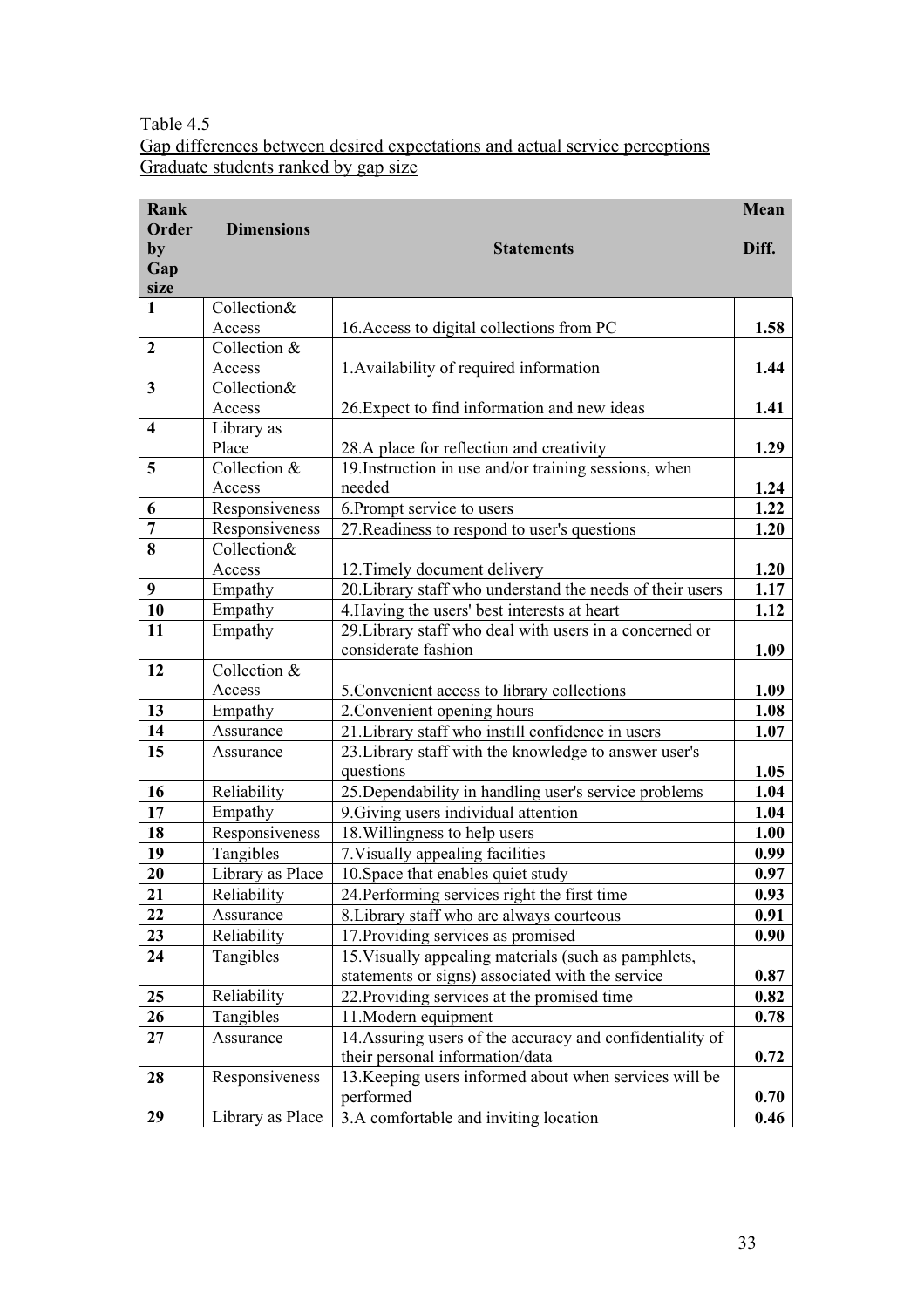Table 4.5

Gap differences between desired expectations and actual service perceptions

Graduate students ranked by gap size

| Rank Order by Gap size | Dimensions | Statements | Mean Diff. |
|---|---|---|---|
| **1** | Collection& Access | 16.Access to digital collections from PC | **1.58** |
| **2** | Collection & Access | 1.Availability of required information | **1.44** |
| **3** | Collection& Access | 26.Expect to find information and new ideas | **1.41** |
| **4** | Library as Place | 28.A place for reflection and creativity | **1.29** |
| **5** | Collection & Access | 19.Instruction in use and/or training sessions, when needed | **1.24** |
| **6** | Responsiveness | 6.Prompt service to users | **1.22** |
| **7** | Responsiveness | 27.Readiness to respond to user's questions | **1.20** |
| **8** | Collection& Access | 12.Timely document delivery | **1.20** |
| **9** | Empathy | 20.Library staff who understand the needs of their users | **1.17** |
| **10** | Empathy | 4.Having the users' best interests at heart | **1.12** |
| **11** | Empathy | 29.Library staff who deal with users in a concerned or considerate fashion | **1.09** |
| **12** | Collection & Access | 5.Convenient access to library collections | **1.09** |
| **13** | Empathy | 2.Convenient opening hours | **1.08** |
| **14** | Assurance | 21.Library staff who instill confidence in users | **1.07** |
| **15** | Assurance | 23.Library staff with the knowledge to answer user's questions | **1.05** |
| **16** | Reliability | 25.Dependability in handling user's service problems | **1.04** |
| **17** | Empathy | 9.Giving users individual attention | **1.04** |
| **18** | Responsiveness | 18.Willingness to help users | **1.00** |
| **19** | Tangibles | 7.Visually appealing facilities | **0.99** |
| **20** | Library as Place | 10.Space that enables quiet study | **0.97** |
| **21** | Reliability | 24.Performing services right the first time | **0.93** |
| **22** | Assurance | 8.Library staff who are always courteous | **0.91** |
| **23** | Reliability | 17.Providing services as promised | **0.90** |
| **24** | Tangibles | 15.Visually appealing materials (such as pamphlets, statements or signs) associated with the service | **0.87** |
| **25** | Reliability | 22.Providing services at the promised time | **0.82** |
| **26** | Tangibles | 11.Modern equipment | **0.78** |
| **27** | Assurance | 14.Assuring users of the accuracy and confidentiality of their personal information/data | **0.72** |
| **28** | Responsiveness | 13.Keeping users informed about when services will be performed | **0.70** |
| **29** | Library as Place | 3.A comfortable and inviting location | **0.46** |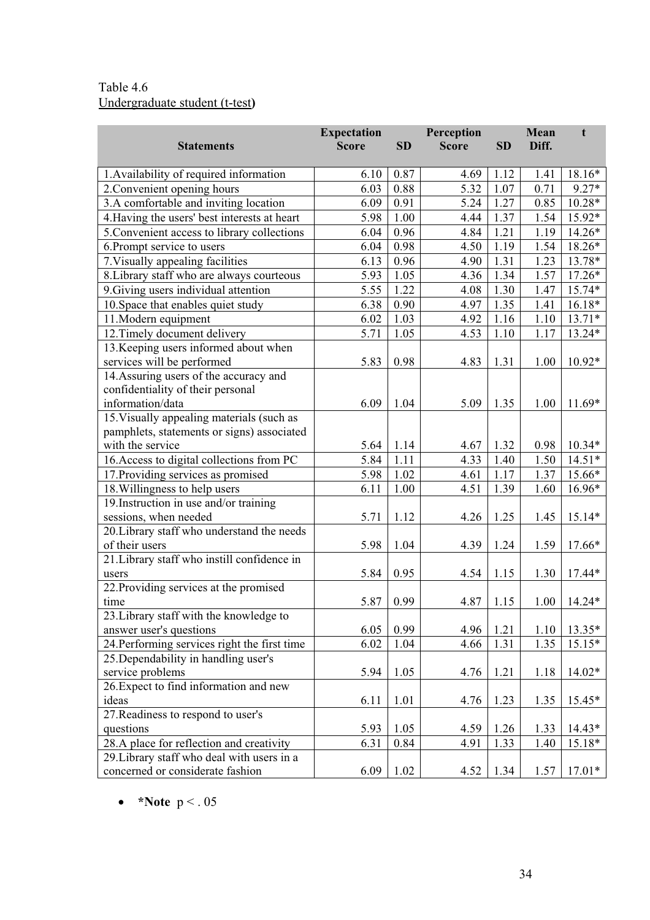Table 4.6

Undergraduate student (t-test)

| Statements | Expectation Score | SD | Perception Score | SD | Mean Diff. | t |
|---|---|---|---|---|---|---|
| 1.Availability of required information | 6.10 | 0.87 | 4.69 | 1.12 | 1.41 | 18.16* |
| 2.Convenient opening hours | 6.03 | 0.88 | 5.32 | 1.07 | 0.71 | 9.27* |
| 3.A comfortable and inviting location | 6.09 | 0.91 | 5.24 | 1.27 | 0.85 | 10.28* |
| 4.Having the users' best interests at heart | 5.98 | 1.00 | 4.44 | 1.37 | 1.54 | 15.92* |
| 5.Convenient access to library collections | 6.04 | 0.96 | 4.84 | 1.21 | 1.19 | 14.26* |
| 6.Prompt service to users | 6.04 | 0.98 | 4.50 | 1.19 | 1.54 | 18.26* |
| 7.Visually appealing facilities | 6.13 | 0.96 | 4.90 | 1.31 | 1.23 | 13.78* |
| 8.Library staff who are always courteous | 5.93 | 1.05 | 4.36 | 1.34 | 1.57 | 17.26* |
| 9.Giving users individual attention | 5.55 | 1.22 | 4.08 | 1.30 | 1.47 | 15.74* |
| 10.Space that enables quiet study | 6.38 | 0.90 | 4.97 | 1.35 | 1.41 | 16.18* |
| 11.Modern equipment | 6.02 | 1.03 | 4.92 | 1.16 | 1.10 | 13.71* |
| 12.Timely document delivery | 5.71 | 1.05 | 4.53 | 1.10 | 1.17 | 13.24* |
| 13.Keeping users informed about when services will be performed | 5.83 | 0.98 | 4.83 | 1.31 | 1.00 | 10.92* |
| 14.Assuring users of the accuracy and confidentiality of their personal information/data | 6.09 | 1.04 | 5.09 | 1.35 | 1.00 | 11.69* |
| 15.Visually appealing materials (such as pamphlets, statements or signs) associated with the service | 5.64 | 1.14 | 4.67 | 1.32 | 0.98 | 10.34* |
| 16.Access to digital collections from PC | 5.84 | 1.11 | 4.33 | 1.40 | 1.50 | 14.51* |
| 17.Providing services as promised | 5.98 | 1.02 | 4.61 | 1.17 | 1.37 | 15.66* |
| 18.Willingness to help users | 6.11 | 1.00 | 4.51 | 1.39 | 1.60 | 16.96* |
| 19.Instruction in use and/or training sessions, when needed | 5.71 | 1.12 | 4.26 | 1.25 | 1.45 | 15.14* |
| 20.Library staff who understand the needs of their users | 5.98 | 1.04 | 4.39 | 1.24 | 1.59 | 17.66* |
| 21.Library staff who instill confidence in users | 5.84 | 0.95 | 4.54 | 1.15 | 1.30 | 17.44* |
| 22.Providing services at the promised time | 5.87 | 0.99 | 4.87 | 1.15 | 1.00 | 14.24* |
| 23.Library staff with the knowledge to answer user's questions | 6.05 | 0.99 | 4.96 | 1.21 | 1.10 | 13.35* |
| 24.Performing services right the first time | 6.02 | 1.04 | 4.66 | 1.31 | 1.35 | 15.15* |
| 25.Dependability in handling user's service problems | 5.94 | 1.05 | 4.76 | 1.21 | 1.18 | 14.02* |
| 26.Expect to find information and new ideas | 6.11 | 1.01 | 4.76 | 1.23 | 1.35 | 15.45* |
| 27.Readiness to respond to user's questions | 5.93 | 1.05 | 4.59 | 1.26 | 1.33 | 14.43* |
| 28.A place for reflection and creativity | 6.31 | 0.84 | 4.91 | 1.33 | 1.40 | 15.18* |
| 29.Library staff who deal with users in a concerned or considerate fashion | 6.09 | 1.02 | 4.52 | 1.34 | 1.57 | 17.01* |

- **\*Note** $p < .05$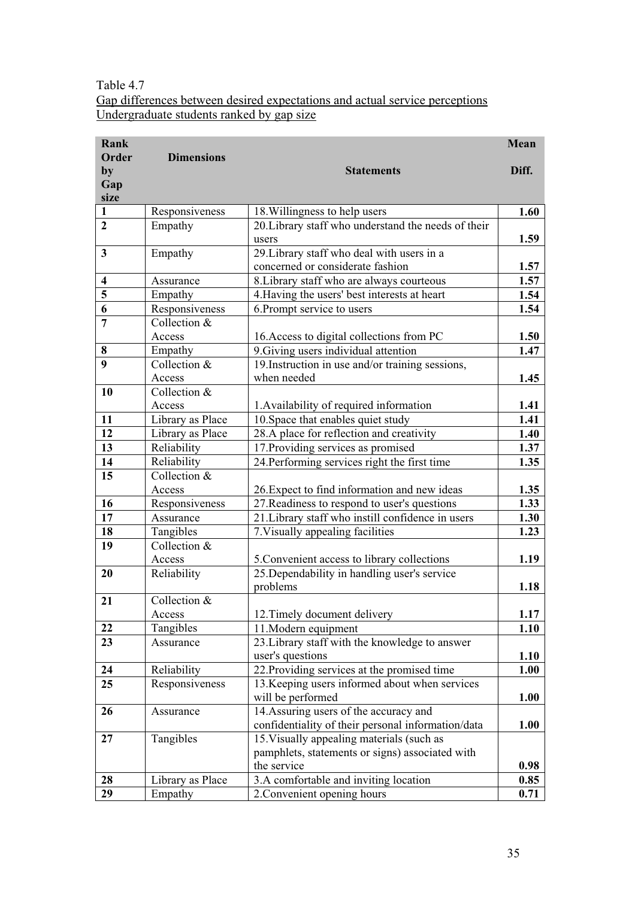Table 4.7

Gap differences between desired expectations and actual service perceptions
Undergraduate students ranked by gap size

| Rank Order by Gap size | Dimensions | Statements | Mean Diff. |
|---|---|---|---|
| 1 | Responsiveness | 18.Willingness to help users | **1.60** |
| 2 | Empathy | 20.Library staff who understand the needs of their users | **1.59** |
| 3 | Empathy | 29.Library staff who deal with users in a concerned or considerate fashion | **1.57** |
| 4 | Assurance | 8.Library staff who are always courteous | **1.57** |
| 5 | Empathy | 4.Having the users' best interests at heart | **1.54** |
| 6 | Responsiveness | 6.Prompt service to users | **1.54** |
| 7 | Collection & Access | 16.Access to digital collections from PC | **1.50** |
| 8 | Empathy | 9.Giving users individual attention | **1.47** |
| 9 | Collection & Access | 19.Instruction in use and/or training sessions, when needed | **1.45** |
| 10 | Collection & Access | 1.Availability of required information | **1.41** |
| 11 | Library as Place | 10.Space that enables quiet study | **1.41** |
| 12 | Library as Place | 28.A place for reflection and creativity | **1.40** |
| 13 | Reliability | 17.Providing services as promised | **1.37** |
| 14 | Reliability | 24.Performing services right the first time | **1.35** |
| 15 | Collection & Access | 26.Expect to find information and new ideas | **1.35** |
| 16 | Responsiveness | 27.Readiness to respond to user's questions | **1.33** |
| 17 | Assurance | 21.Library staff who instill confidence in users | **1.30** |
| 18 | Tangibles | 7.Visually appealing facilities | **1.23** |
| 19 | Collection & Access | 5.Convenient access to library collections | **1.19** |
| 20 | Reliability | 25.Dependability in handling user's service problems | **1.18** |
| 21 | Collection & Access | 12.Timely document delivery | **1.17** |
| 22 | Tangibles | 11.Modern equipment | **1.10** |
| 23 | Assurance | 23.Library staff with the knowledge to answer user's questions | **1.10** |
| 24 | Reliability | 22.Providing services at the promised time | **1.00** |
| 25 | Responsiveness | 13.Keeping users informed about when services will be performed | **1.00** |
| 26 | Assurance | 14.Assuring users of the accuracy and confidentiality of their personal information/data | **1.00** |
| 27 | Tangibles | 15.Visually appealing materials (such as pamphlets, statements or signs) associated with the service | **0.98** |
| 28 | Library as Place | 3.A comfortable and inviting location | **0.85** |
| 29 | Empathy | 2.Convenient opening hours | **0.71** |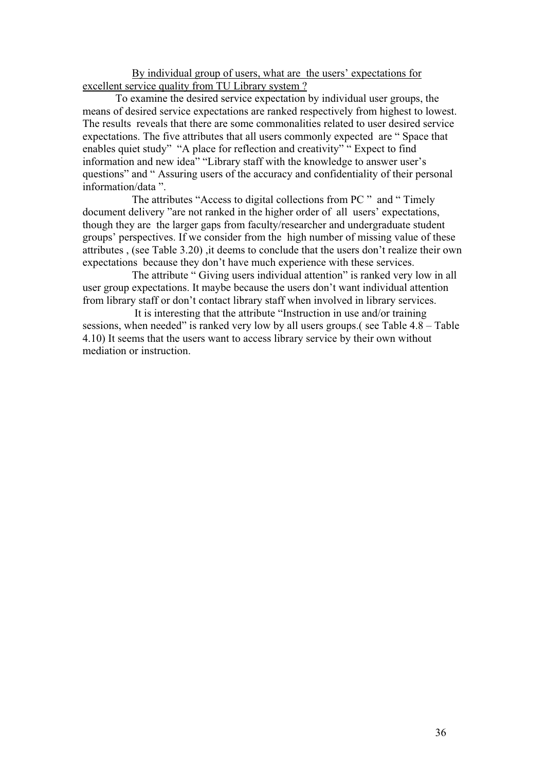By individual group of users, what are the users' expectations for excellent service quality from TU Library system ?

To examine the desired service expectation by individual user groups, the means of desired service expectations are ranked respectively from highest to lowest. The results reveals that there are some commonalities related to user desired service expectations. The five attributes that all users commonly expected are " Space that enables quiet study" "A place for reflection and creativity" " Expect to find information and new idea" "Library staff with the knowledge to answer user's questions" and " Assuring users of the accuracy and confidentiality of their personal information/data ".

The attributes "Access to digital collections from PC " and " Timely document delivery "are not ranked in the higher order of all users' expectations, though they are the larger gaps from faculty/researcher and undergraduate student groups' perspectives. If we consider from the high number of missing value of these attributes , (see Table 3.20) ,it deems to conclude that the users don't realize their own expectations because they don't have much experience with these services.

The attribute " Giving users individual attention" is ranked very low in all user group expectations. It maybe because the users don't want individual attention from library staff or don't contact library staff when involved in library services.

It is interesting that the attribute "Instruction in use and/or training sessions, when needed" is ranked very low by all users groups.( see Table 4.8 – Table 4.10) It seems that the users want to access library service by their own without mediation or instruction.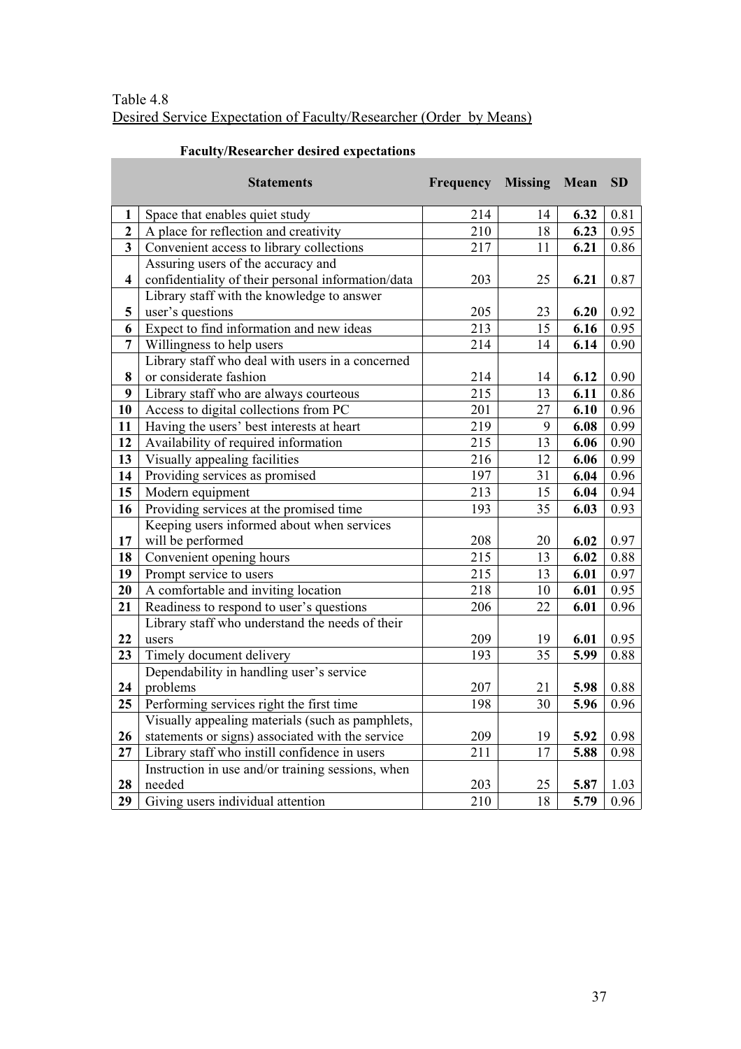Table 4.8

Desired Service Expectation of Faculty/Researcher (Order by Means)

**Faculty/Researcher desired expectations**

| | Statements | Frequency | Missing | Mean | SD |
|---|---|---|---|---|---|
| **1** | Space that enables quiet study | 214 | 14 | **6.32** | 0.81 |
| **2** | A place for reflection and creativity | 210 | 18 | **6.23** | 0.95 |
| **3** | Convenient access to library collections | 217 | 11 | **6.21** | 0.86 |
| **4** | Assuring users of the accuracy and confidentiality of their personal information/data | 203 | 25 | **6.21** | 0.87 |
| **5** | Library staff with the knowledge to answer user's questions | 205 | 23 | **6.20** | 0.92 |
| **6** | Expect to find information and new ideas | 213 | 15 | **6.16** | 0.95 |
| **7** | Willingness to help users | 214 | 14 | **6.14** | 0.90 |
| **8** | Library staff who deal with users in a concerned or considerate fashion | 214 | 14 | **6.12** | 0.90 |
| **9** | Library staff who are always courteous | 215 | 13 | **6.11** | 0.86 |
| **10** | Access to digital collections from PC | 201 | 27 | **6.10** | 0.96 |
| **11** | Having the users' best interests at heart | 219 | 9 | **6.08** | 0.99 |
| **12** | Availability of required information | 215 | 13 | **6.06** | 0.90 |
| **13** | Visually appealing facilities | 216 | 12 | **6.06** | 0.99 |
| **14** | Providing services as promised | 197 | 31 | **6.04** | 0.96 |
| **15** | Modern equipment | 213 | 15 | **6.04** | 0.94 |
| **16** | Providing services at the promised time | 193 | 35 | **6.03** | 0.93 |
| **17** | Keeping users informed about when services will be performed | 208 | 20 | **6.02** | 0.97 |
| **18** | Convenient opening hours | 215 | 13 | **6.02** | 0.88 |
| **19** | Prompt service to users | 215 | 13 | **6.01** | 0.97 |
| **20** | A comfortable and inviting location | 218 | 10 | **6.01** | 0.95 |
| **21** | Readiness to respond to user's questions | 206 | 22 | **6.01** | 0.96 |
| **22** | Library staff who understand the needs of their users | 209 | 19 | **6.01** | 0.95 |
| **23** | Timely document delivery | 193 | 35 | **5.99** | 0.88 |
| **24** | Dependability in handling user's service problems | 207 | 21 | **5.98** | 0.88 |
| **25** | Performing services right the first time | 198 | 30 | **5.96** | 0.96 |
| **26** | Visually appealing materials (such as pamphlets, statements or signs) associated with the service | 209 | 19 | **5.92** | 0.98 |
| **27** | Library staff who instill confidence in users | 211 | 17 | **5.88** | 0.98 |
| **28** | Instruction in use and/or training sessions, when needed | 203 | 25 | **5.87** | 1.03 |
| **29** | Giving users individual attention | 210 | 18 | **5.79** | 0.96 |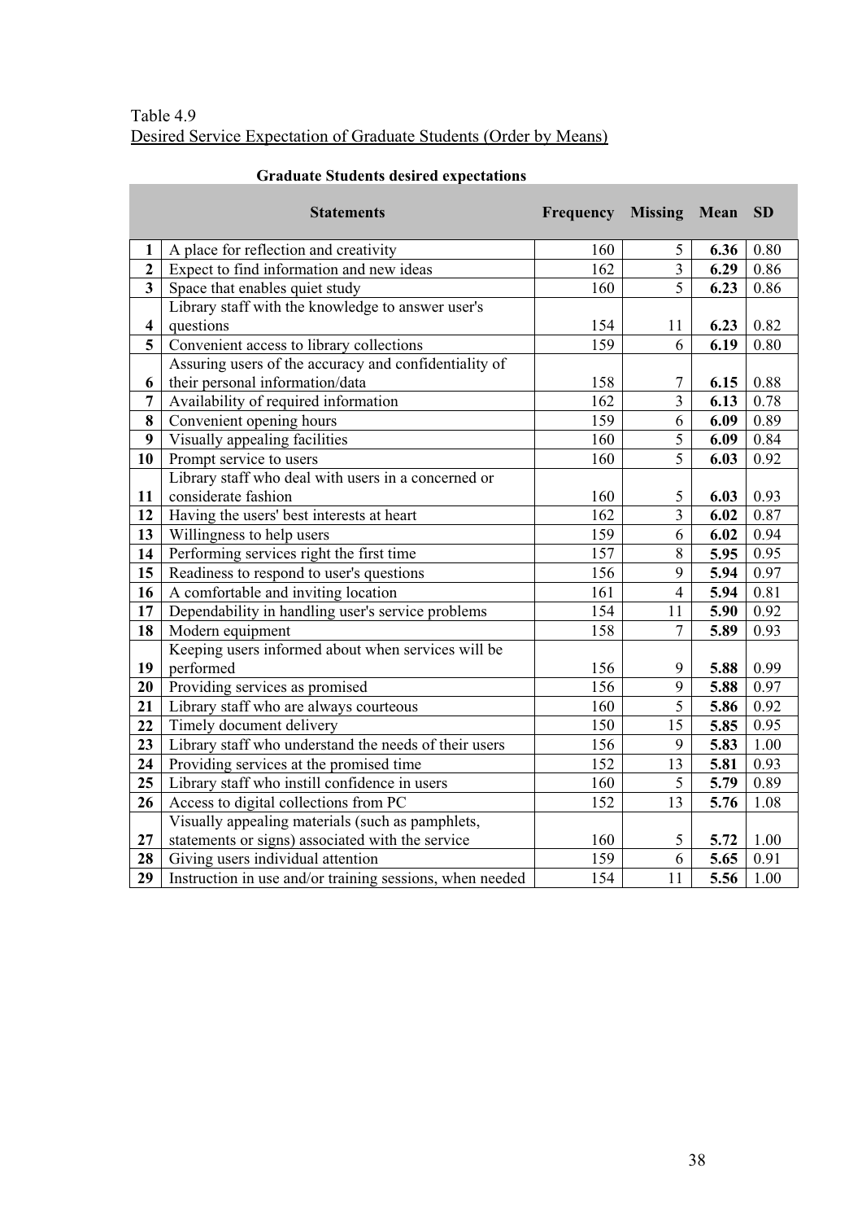Table 4.9
Desired Service Expectation of Graduate Students (Order by Means)

**Graduate Students desired expectations**

| | Statements | Frequency | Missing | Mean | SD |
|---|---|---|---|---|---|
| **1** | A place for reflection and creativity | 160 | 5 | **6.36** | 0.80 |
| **2** | Expect to find information and new ideas | 162 | 3 | **6.29** | 0.86 |
| **3** | Space that enables quiet study | 160 | 5 | **6.23** | 0.86 |
| **4** | Library staff with the knowledge to answer user's questions | 154 | 11 | **6.23** | 0.82 |
| **5** | Convenient access to library collections | 159 | 6 | **6.19** | 0.80 |
| **6** | Assuring users of the accuracy and confidentiality of their personal information/data | 158 | 7 | **6.15** | 0.88 |
| **7** | Availability of required information | 162 | 3 | **6.13** | 0.78 |
| **8** | Convenient opening hours | 159 | 6 | **6.09** | 0.89 |
| **9** | Visually appealing facilities | 160 | 5 | **6.09** | 0.84 |
| **10** | Prompt service to users | 160 | 5 | **6.03** | 0.92 |
| **11** | Library staff who deal with users in a concerned or considerate fashion | 160 | 5 | **6.03** | 0.93 |
| **12** | Having the users' best interests at heart | 162 | 3 | **6.02** | 0.87 |
| **13** | Willingness to help users | 159 | 6 | **6.02** | 0.94 |
| **14** | Performing services right the first time | 157 | 8 | **5.95** | 0.95 |
| **15** | Readiness to respond to user's questions | 156 | 9 | **5.94** | 0.97 |
| **16** | A comfortable and inviting location | 161 | 4 | **5.94** | 0.81 |
| **17** | Dependability in handling user's service problems | 154 | 11 | **5.90** | 0.92 |
| **18** | Modern equipment | 158 | 7 | **5.89** | 0.93 |
| **19** | Keeping users informed about when services will be performed | 156 | 9 | **5.88** | 0.99 |
| **20** | Providing services as promised | 156 | 9 | **5.88** | 0.97 |
| **21** | Library staff who are always courteous | 160 | 5 | **5.86** | 0.92 |
| **22** | Timely document delivery | 150 | 15 | **5.85** | 0.95 |
| **23** | Library staff who understand the needs of their users | 156 | 9 | **5.83** | 1.00 |
| **24** | Providing services at the promised time | 152 | 13 | **5.81** | 0.93 |
| **25** | Library staff who instill confidence in users | 160 | 5 | **5.79** | 0.89 |
| **26** | Access to digital collections from PC | 152 | 13 | **5.76** | 1.08 |
| **27** | Visually appealing materials (such as pamphlets, statements or signs) associated with the service | 160 | 5 | **5.72** | 1.00 |
| **28** | Giving users individual attention | 159 | 6 | **5.65** | 0.91 |
| **29** | Instruction in use and/or training sessions, when needed | 154 | 11 | **5.56** | 1.00 |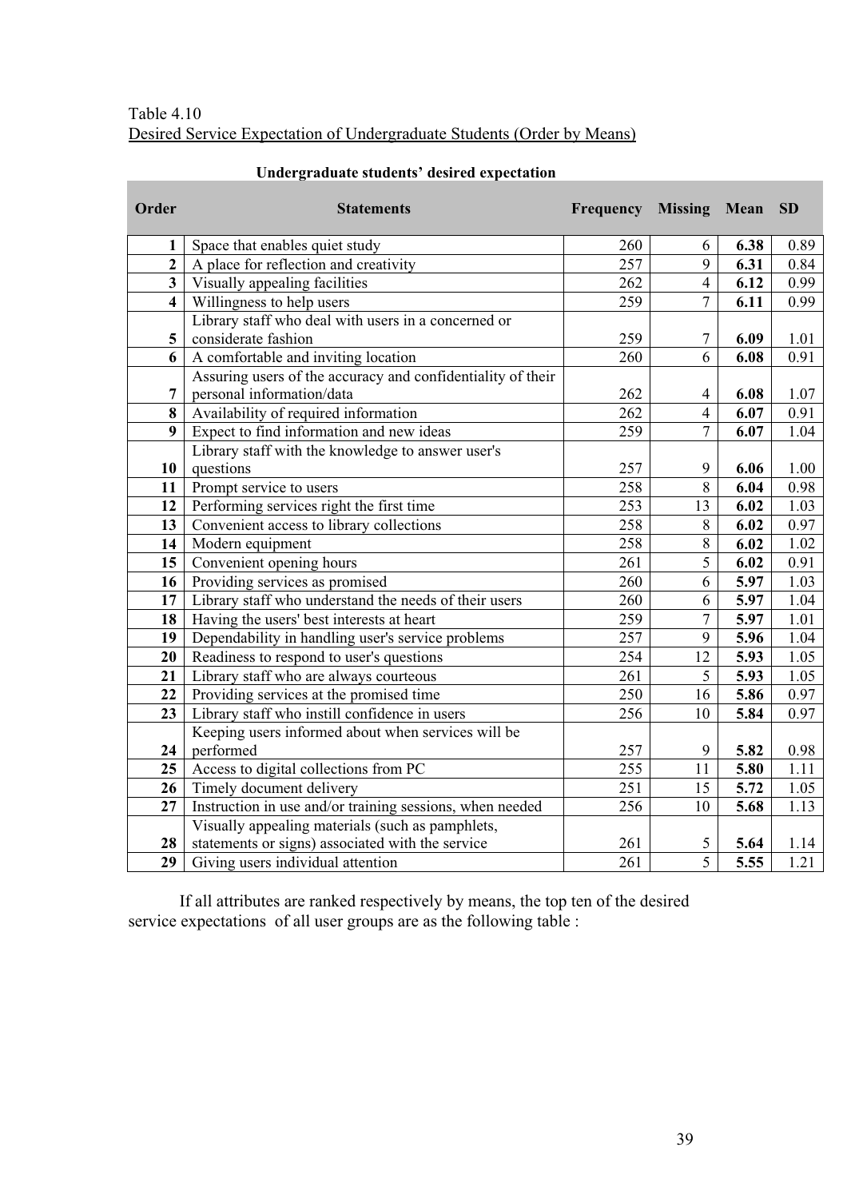Table 4.10

Desired Service Expectation of Undergraduate Students (Order by Means)

**Undergraduate students' desired expectation**

| Order | Statements | Frequency | Missing | Mean | SD |
|---|---|---|---|---|---|
| **1** | Space that enables quiet study | 260 | 6 | **6.38** | 0.89 |
| **2** | A place for reflection and creativity | 257 | 9 | **6.31** | 0.84 |
| **3** | Visually appealing facilities | 262 | 4 | **6.12** | 0.99 |
| **4** | Willingness to help users | 259 | 7 | **6.11** | 0.99 |
| **5** | Library staff who deal with users in a concerned or considerate fashion | 259 | 7 | **6.09** | 1.01 |
| **6** | A comfortable and inviting location | 260 | 6 | **6.08** | 0.91 |
| **7** | Assuring users of the accuracy and confidentiality of their personal information/data | 262 | 4 | **6.08** | 1.07 |
| **8** | Availability of required information | 262 | 4 | **6.07** | 0.91 |
| **9** | Expect to find information and new ideas | 259 | 7 | **6.07** | 1.04 |
| **10** | Library staff with the knowledge to answer user's questions | 257 | 9 | **6.06** | 1.00 |
| **11** | Prompt service to users | 258 | 8 | **6.04** | 0.98 |
| **12** | Performing services right the first time | 253 | 13 | **6.02** | 1.03 |
| **13** | Convenient access to library collections | 258 | 8 | **6.02** | 0.97 |
| **14** | Modern equipment | 258 | 8 | **6.02** | 1.02 |
| **15** | Convenient opening hours | 261 | 5 | **6.02** | 0.91 |
| **16** | Providing services as promised | 260 | 6 | **5.97** | 1.03 |
| **17** | Library staff who understand the needs of their users | 260 | 6 | **5.97** | 1.04 |
| **18** | Having the users' best interests at heart | 259 | 7 | **5.97** | 1.01 |
| **19** | Dependability in handling user's service problems | 257 | 9 | **5.96** | 1.04 |
| **20** | Readiness to respond to user's questions | 254 | 12 | **5.93** | 1.05 |
| **21** | Library staff who are always courteous | 261 | 5 | **5.93** | 1.05 |
| **22** | Providing services at the promised time | 250 | 16 | **5.86** | 0.97 |
| **23** | Library staff who instill confidence in users | 256 | 10 | **5.84** | 0.97 |
| **24** | Keeping users informed about when services will be performed | 257 | 9 | **5.82** | 0.98 |
| **25** | Access to digital collections from PC | 255 | 11 | **5.80** | 1.11 |
| **26** | Timely document delivery | 251 | 15 | **5.72** | 1.05 |
| **27** | Instruction in use and/or training sessions, when needed | 256 | 10 | **5.68** | 1.13 |
| **28** | Visually appealing materials (such as pamphlets, statements or signs) associated with the service | 261 | 5 | **5.64** | 1.14 |
| **29** | Giving users individual attention | 261 | 5 | **5.55** | 1.21 |

If all attributes are ranked respectively by means, the top ten of the desired service expectations of all user groups are as the following table :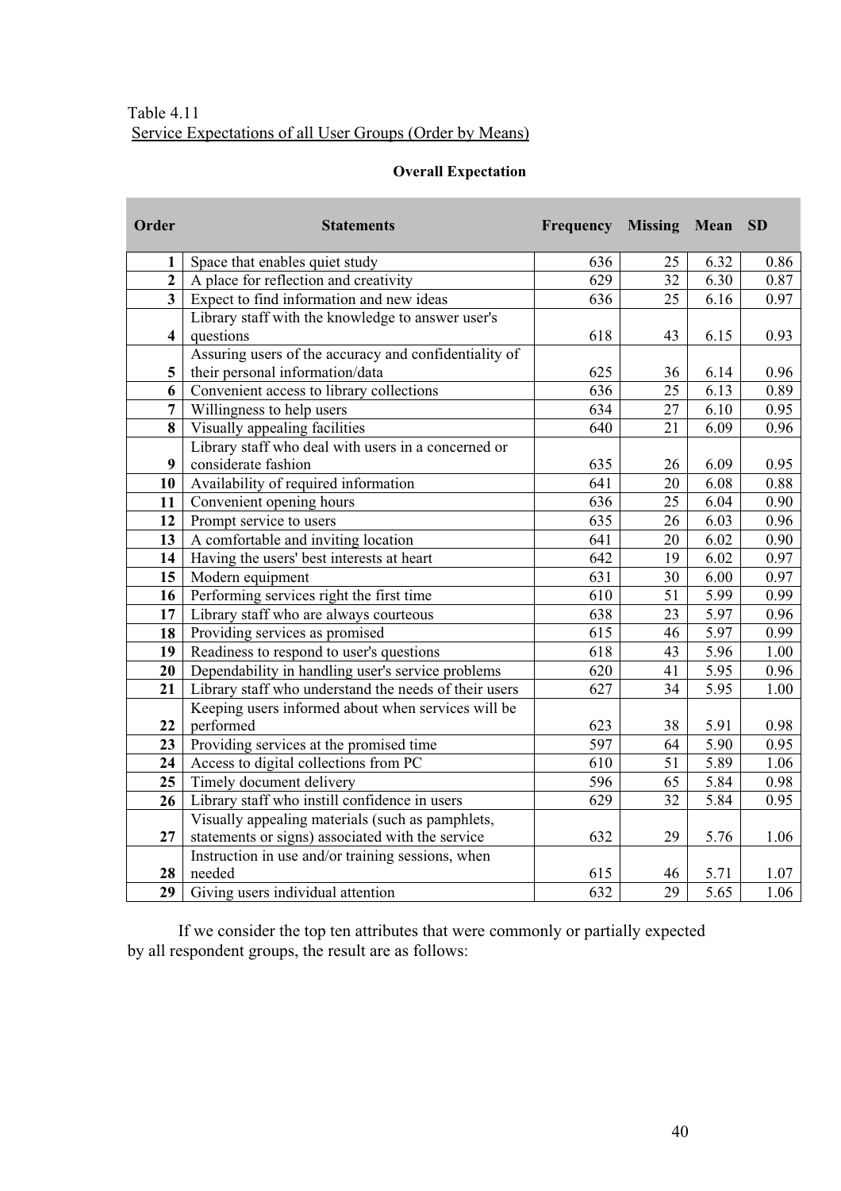Table 4.11
Service Expectations of all User Groups (Order by Means)

**Overall Expectation**

| Order | Statements | Frequency | Missing | Mean | SD |
|---|---|---|---|---|---|
| 1 | Space that enables quiet study | 636 | 25 | 6.32 | 0.86 |
| 2 | A place for reflection and creativity | 629 | 32 | 6.30 | 0.87 |
| 3 | Expect to find information and new ideas | 636 | 25 | 6.16 | 0.97 |
| 4 | Library staff with the knowledge to answer user's questions | 618 | 43 | 6.15 | 0.93 |
| 5 | Assuring users of the accuracy and confidentiality of their personal information/data | 625 | 36 | 6.14 | 0.96 |
| 6 | Convenient access to library collections | 636 | 25 | 6.13 | 0.89 |
| 7 | Willingness to help users | 634 | 27 | 6.10 | 0.95 |
| 8 | Visually appealing facilities | 640 | 21 | 6.09 | 0.96 |
| 9 | Library staff who deal with users in a concerned or considerate fashion | 635 | 26 | 6.09 | 0.95 |
| 10 | Availability of required information | 641 | 20 | 6.08 | 0.88 |
| 11 | Convenient opening hours | 636 | 25 | 6.04 | 0.90 |
| 12 | Prompt service to users | 635 | 26 | 6.03 | 0.96 |
| 13 | A comfortable and inviting location | 641 | 20 | 6.02 | 0.90 |
| 14 | Having the users' best interests at heart | 642 | 19 | 6.02 | 0.97 |
| 15 | Modern equipment | 631 | 30 | 6.00 | 0.97 |
| 16 | Performing services right the first time | 610 | 51 | 5.99 | 0.99 |
| 17 | Library staff who are always courteous | 638 | 23 | 5.97 | 0.96 |
| 18 | Providing services as promised | 615 | 46 | 5.97 | 0.99 |
| 19 | Readiness to respond to user's questions | 618 | 43 | 5.96 | 1.00 |
| 20 | Dependability in handling user's service problems | 620 | 41 | 5.95 | 0.96 |
| 21 | Library staff who understand the needs of their users | 627 | 34 | 5.95 | 1.00 |
| 22 | Keeping users informed about when services will be performed | 623 | 38 | 5.91 | 0.98 |
| 23 | Providing services at the promised time | 597 | 64 | 5.90 | 0.95 |
| 24 | Access to digital collections from PC | 610 | 51 | 5.89 | 1.06 |
| 25 | Timely document delivery | 596 | 65 | 5.84 | 0.98 |
| 26 | Library staff who instill confidence in users | 629 | 32 | 5.84 | 0.95 |
| 27 | Visually appealing materials (such as pamphlets, statements or signs) associated with the service | 632 | 29 | 5.76 | 1.06 |
| 28 | Instruction in use and/or training sessions, when needed | 615 | 46 | 5.71 | 1.07 |
| 29 | Giving users individual attention | 632 | 29 | 5.65 | 1.06 |

If we consider the top ten attributes that were commonly or partially expected by all respondent groups, the result are as follows: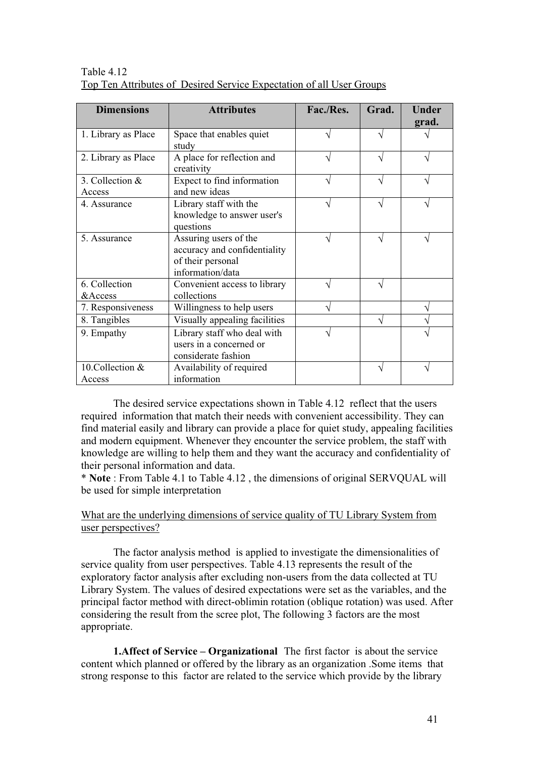Table 4.12
Top Ten Attributes of Desired Service Expectation of all User Groups

| Dimensions | Attributes | Fac./Res. | Grad. | Under grad. |
|---|---|---|---|---|
| 1. Library as Place | Space that enables quiet study | √ | √ | √ |
| 2. Library as Place | A place for reflection and creativity | √ | √ | √ |
| 3. Collection & Access | Expect to find information and new ideas | √ | √ | √ |
| 4. Assurance | Library staff with the knowledge to answer user's questions | √ | √ | √ |
| 5. Assurance | Assuring users of the accuracy and confidentiality of their personal information/data | √ | √ | √ |
| 6. Collection &Access | Convenient access to library collections | √ | √ | |
| 7. Responsiveness | Willingness to help users | √ | | √ |
| 8. Tangibles | Visually appealing facilities | | √ | √ |
| 9. Empathy | Library staff who deal with users in a concerned or considerate fashion | √ | | √ |
| 10.Collection & Access | Availability of required information | | √ | √ |

The desired service expectations shown in Table 4.12 reflect that the users required information that match their needs with convenient accessibility. They can find material easily and library can provide a place for quiet study, appealing facilities and modern equipment. Whenever they encounter the service problem, the staff with knowledge are willing to help them and they want the accuracy and confidentiality of their personal information and data.

* **Note** : From Table 4.1 to Table 4.12 , the dimensions of original SERVQUAL will be used for simple interpretation

What are the underlying dimensions of service quality of TU Library System from user perspectives?

The factor analysis method is applied to investigate the dimensionalities of service quality from user perspectives. Table 4.13 represents the result of the exploratory factor analysis after excluding non-users from the data collected at TU Library System. The values of desired expectations were set as the variables, and the principal factor method with direct-oblimin rotation (oblique rotation) was used. After considering the result from the scree plot, The following 3 factors are the most appropriate.

**1.Affect of Service – Organizational** The first factor is about the service content which planned or offered by the library as an organization .Some items that strong response to this factor are related to the service which provide by the library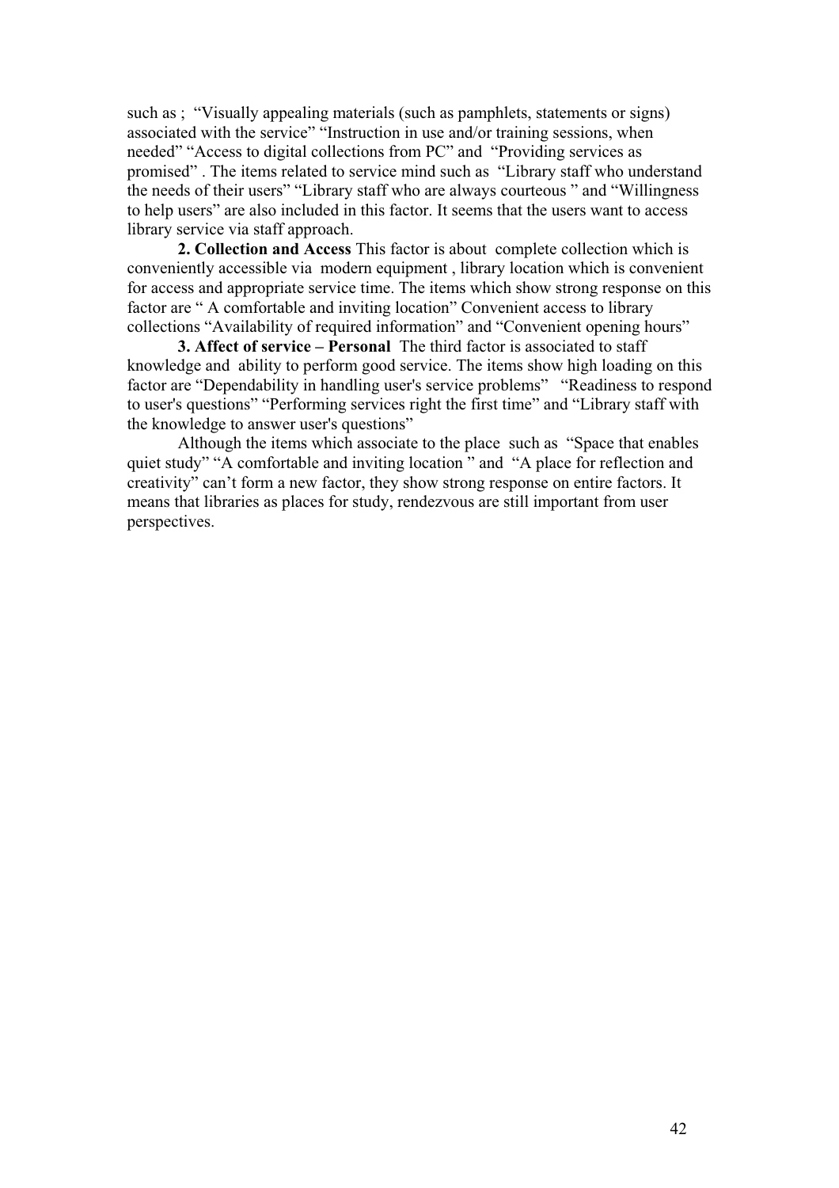such as ; "Visually appealing materials (such as pamphlets, statements or signs) associated with the service" "Instruction in use and/or training sessions, when needed" "Access to digital collections from PC" and "Providing services as promised" . The items related to service mind such as "Library staff who understand the needs of their users" "Library staff who are always courteous " and "Willingness to help users" are also included in this factor. It seems that the users want to access library service via staff approach.

**2. Collection and Access** This factor is about complete collection which is conveniently accessible via modern equipment , library location which is convenient for access and appropriate service time. The items which show strong response on this factor are " A comfortable and inviting location" Convenient access to library collections "Availability of required information" and "Convenient opening hours"

**3. Affect of service – Personal** The third factor is associated to staff knowledge and ability to perform good service. The items show high loading on this factor are "Dependability in handling user's service problems" "Readiness to respond to user's questions" "Performing services right the first time" and "Library staff with the knowledge to answer user's questions"

Although the items which associate to the place such as "Space that enables quiet study" "A comfortable and inviting location " and "A place for reflection and creativity" can't form a new factor, they show strong response on entire factors. It means that libraries as places for study, rendezvous are still important from user perspectives.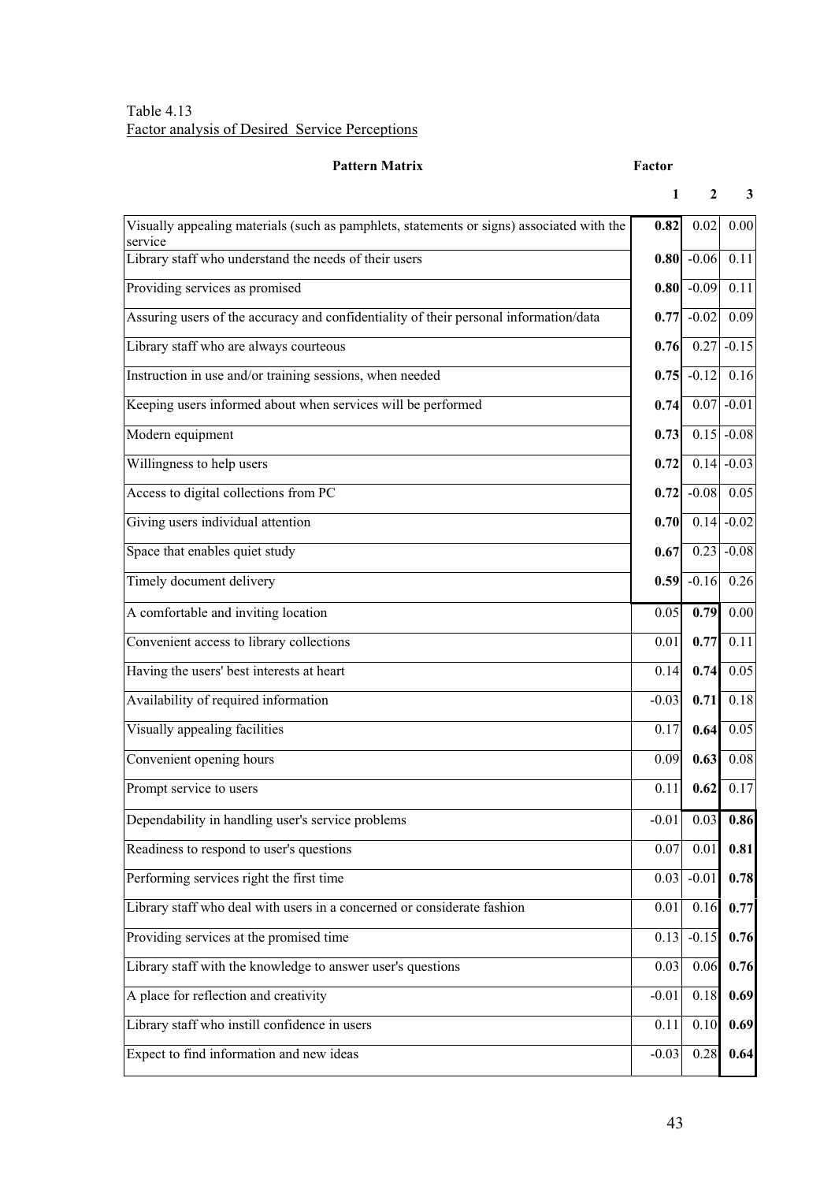Table 4.13
Factor analysis of Desired Service Perceptions

| Pattern Matrix | Factor | | |
|---|---|---|---|
| | **1** | **2** | **3** |
| Visually appealing materials (such as pamphlets, statements or signs) associated with the service | **0.82** | 0.02 | 0.00 |
| Library staff who understand the needs of their users | **0.80** | -0.06 | 0.11 |
| Providing services as promised | **0.80** | -0.09 | 0.11 |
| Assuring users of the accuracy and confidentiality of their personal information/data | **0.77** | -0.02 | 0.09 |
| Library staff who are always courteous | **0.76** | 0.27 | -0.15 |
| Instruction in use and/or training sessions, when needed | **0.75** | -0.12 | 0.16 |
| Keeping users informed about when services will be performed | **0.74** | 0.07 | -0.01 |
| Modern equipment | **0.73** | 0.15 | -0.08 |
| Willingness to help users | **0.72** | 0.14 | -0.03 |
| Access to digital collections from PC | **0.72** | -0.08 | 0.05 |
| Giving users individual attention | **0.70** | 0.14 | -0.02 |
| Space that enables quiet study | **0.67** | 0.23 | -0.08 |
| Timely document delivery | **0.59** | -0.16 | 0.26 |
| A comfortable and inviting location | 0.05 | **0.79** | 0.00 |
| Convenient access to library collections | 0.01 | **0.77** | 0.11 |
| Having the users' best interests at heart | 0.14 | **0.74** | 0.05 |
| Availability of required information | -0.03 | **0.71** | 0.18 |
| Visually appealing facilities | 0.17 | **0.64** | 0.05 |
| Convenient opening hours | 0.09 | **0.63** | 0.08 |
| Prompt service to users | 0.11 | **0.62** | 0.17 |
| Dependability in handling user's service problems | -0.01 | 0.03 | **0.86** |
| Readiness to respond to user's questions | 0.07 | 0.01 | **0.81** |
| Performing services right the first time | 0.03 | -0.01 | **0.78** |
| Library staff who deal with users in a concerned or considerate fashion | 0.01 | 0.16 | **0.77** |
| Providing services at the promised time | 0.13 | -0.15 | **0.76** |
| Library staff with the knowledge to answer user's questions | 0.03 | 0.06 | **0.76** |
| A place for reflection and creativity | -0.01 | 0.18 | **0.69** |
| Library staff who instill confidence in users | 0.11 | 0.10 | **0.69** |
| Expect to find information and new ideas | -0.03 | 0.28 | **0.64** |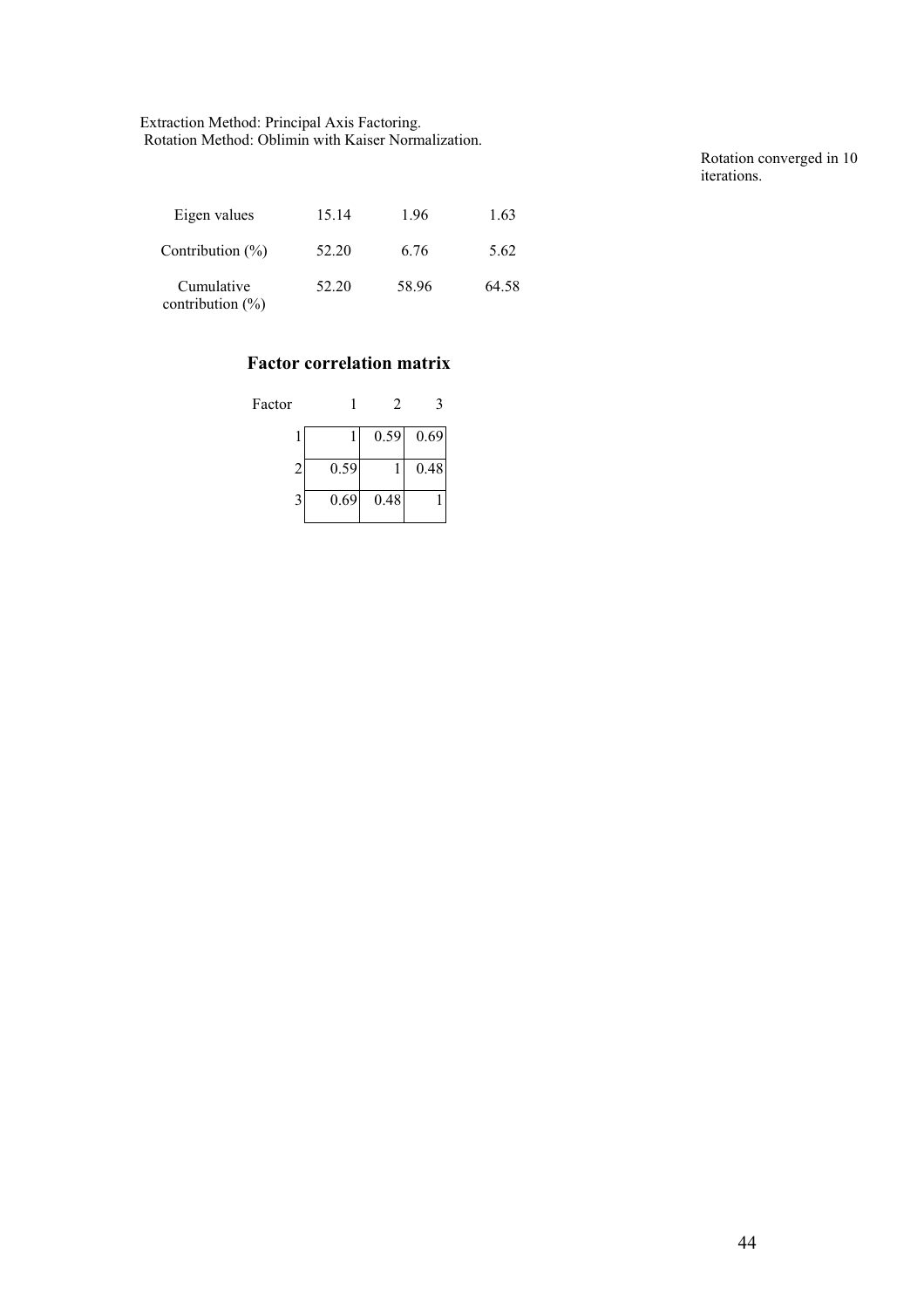Extraction Method: Principal Axis Factoring.
Rotation Method: Oblimin with Kaiser Normalization.

Rotation converged in 10 iterations.

| | | | |
|---|---|---|---|
| Eigen values | 15.14 | 1.96 | 1.63 |
| Contribution (%) | 52.20 | 6.76 | 5.62 |
| Cumulative contribution (%) | 52.20 | 58.96 | 64.58 |

**Factor correlation matrix**

| Factor | 1 | 2 | 3 |
|---|---|---|---|
| 1 | 1 | 0.59 | 0.69 |
| 2 | 0.59 | 1 | 0.48 |
| 3 | 0.69 | 0.48 | 1 |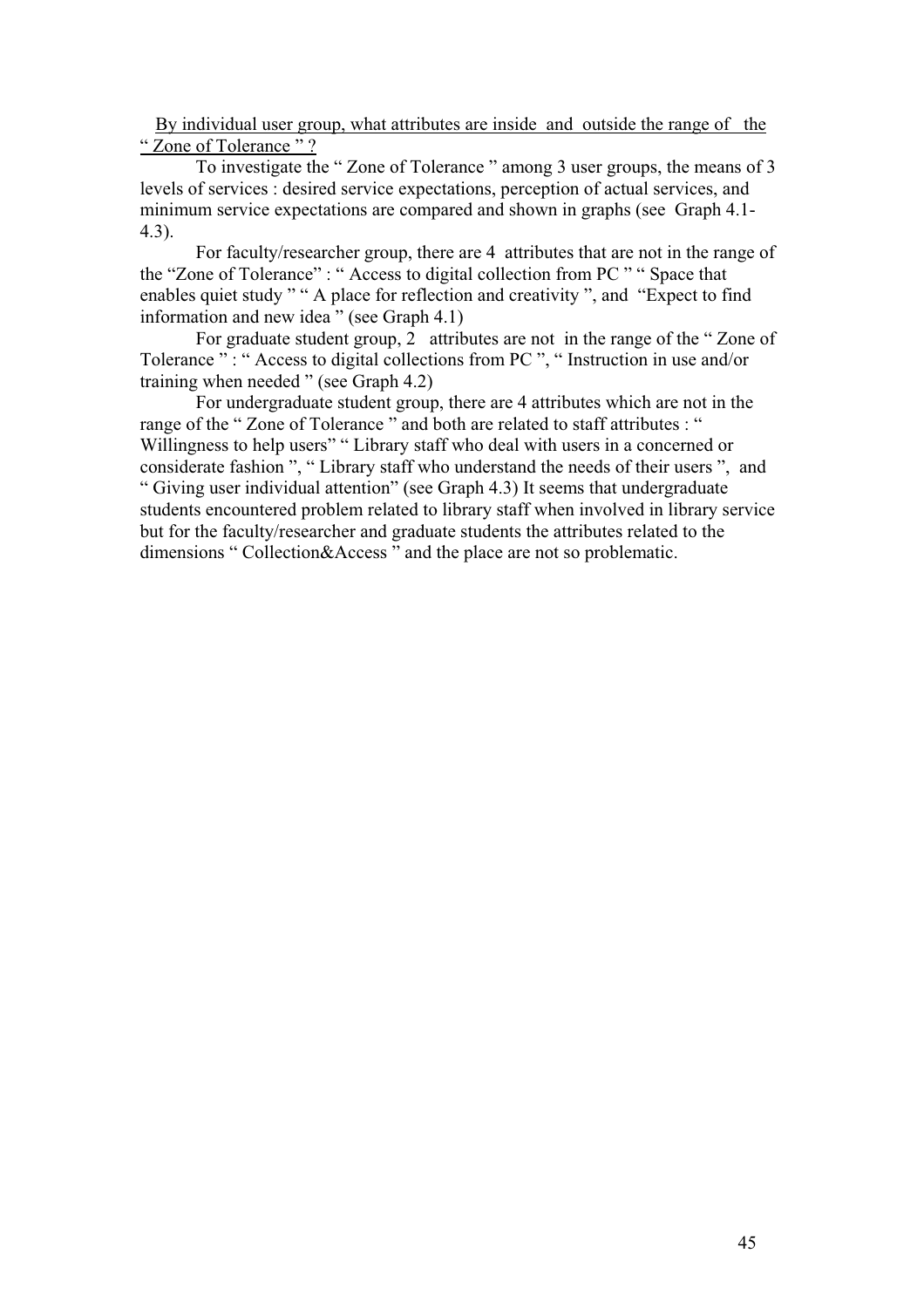<u>By individual user group, what attributes are inside and outside the range of the " Zone of Tolerance " ?</u>

To investigate the " Zone of Tolerance " among 3 user groups, the means of 3 levels of services : desired service expectations, perception of actual services, and minimum service expectations are compared and shown in graphs (see Graph 4.1-4.3).

For faculty/researcher group, there are 4 attributes that are not in the range of the "Zone of Tolerance" : " Access to digital collection from PC " " Space that enables quiet study " " A place for reflection and creativity ", and "Expect to find information and new idea " (see Graph 4.1)

For graduate student group, 2 attributes are not in the range of the " Zone of Tolerance " : " Access to digital collections from PC ", " Instruction in use and/or training when needed " (see Graph 4.2)

For undergraduate student group, there are 4 attributes which are not in the range of the " Zone of Tolerance " and both are related to staff attributes : " Willingness to help users" " Library staff who deal with users in a concerned or considerate fashion ", " Library staff who understand the needs of their users ", and " Giving user individual attention" (see Graph 4.3) It seems that undergraduate students encountered problem related to library staff when involved in library service but for the faculty/researcher and graduate students the attributes related to the dimensions " Collection&Access " and the place are not so problematic.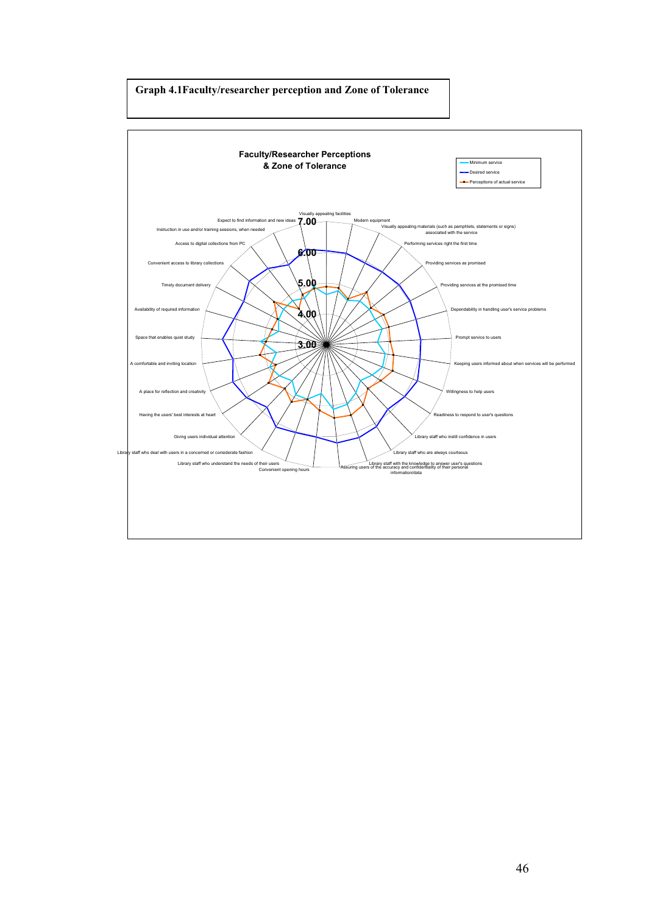**Graph 4.1Faculty/researcher perception and Zone of Tolerance**

**Faculty/Researcher Perceptions & Zone of Tolerance**

Minimum service
Desired service
Perceptions of actual service

7.00
6.00
5.00
4.00
3.00

Visually appealing facilities
Modern equipment
Visually appealing materials (such as pamphlets, statements or signs) associated with the service
Performing services right the first time
Providing services as promised
Providing services at the promised time
Dependability in handling user's service problems
Prompt service to users
Keeping users informed about when services will be performed
Willingness to help users
Readiness to respond to user's questions
Library staff who instill confidence in users
Library staff who are always courteous
Library staff with the knowledge to answer user's questions
Assuring users of the accuracy and confidentiality of their personal information/data
Convenient opening hours
Library staff who understand the needs of their users
Library staff who deal with users in a concerned or considerate fashion
Giving users individual attention
Having the users' best interests at heart
A place for reflection and creativity
A comfortable and inviting location
Space that enables quiet study
Availability of required information
Timely document delivery
Convenient access to library collections
Access to digital collections from PC
Instruction in use and/or training sessions, when needed
Expect to find information and new ideas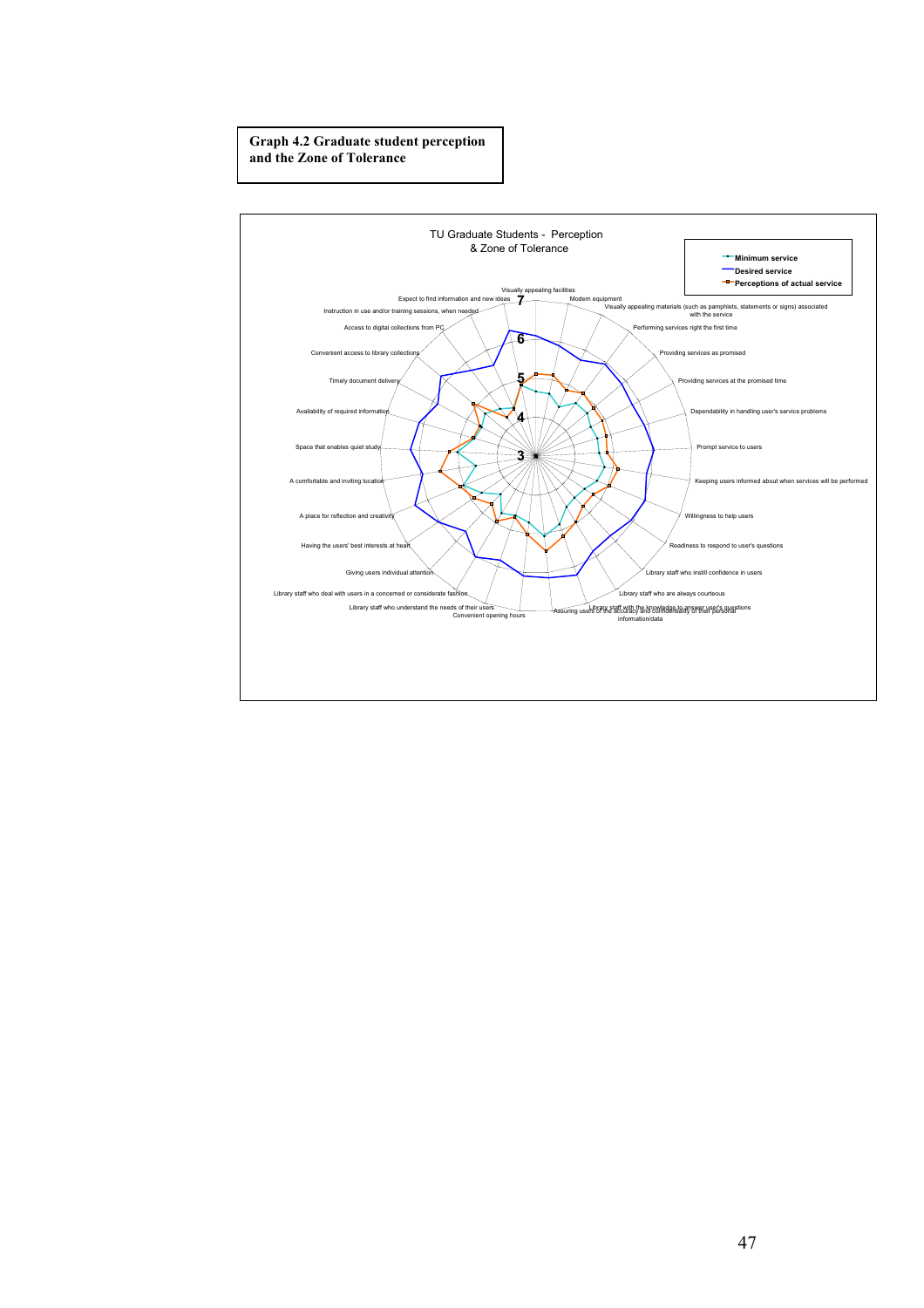**Graph 4.2 Graduate student perception and the Zone of Tolerance**

TU Graduate Students - Perception & Zone of Tolerance

- Minimum service
- Desired service
- Perceptions of actual service

Visually appealing facilities
Modern equipment
Visually appealing materials (such as pamphlets, statements or signs) associated with the service
Performing services right the first time
Providing services as promised
Providing services at the promised time
Dependability in handling user's service problems
Prompt service to users
Keeping users informed about when services will be performed
Willingness to help users
Readiness to respond to user's questions
Library staff who instill confidence in users
Library staff who are always courteous
Library staff with the knowledge to answer user's questions
Assuring users of the accuracy and confidentiality of their personal information/data
Convenient opening hours
Library staff who understand the needs of their users
Library staff who deal with users in a concerned or considerate fashion
Giving users individual attention
Having the users' best interests at heart
A place for reflection and creativity
A comfortable and inviting location
Space that enables quiet study
Availability of required information
Timely document delivery
Convenient access to library collections
Access to digital collections from PC
Instruction in use and/or training sessions, when needed
Expect to find information and new ideas

3 4 5 6 7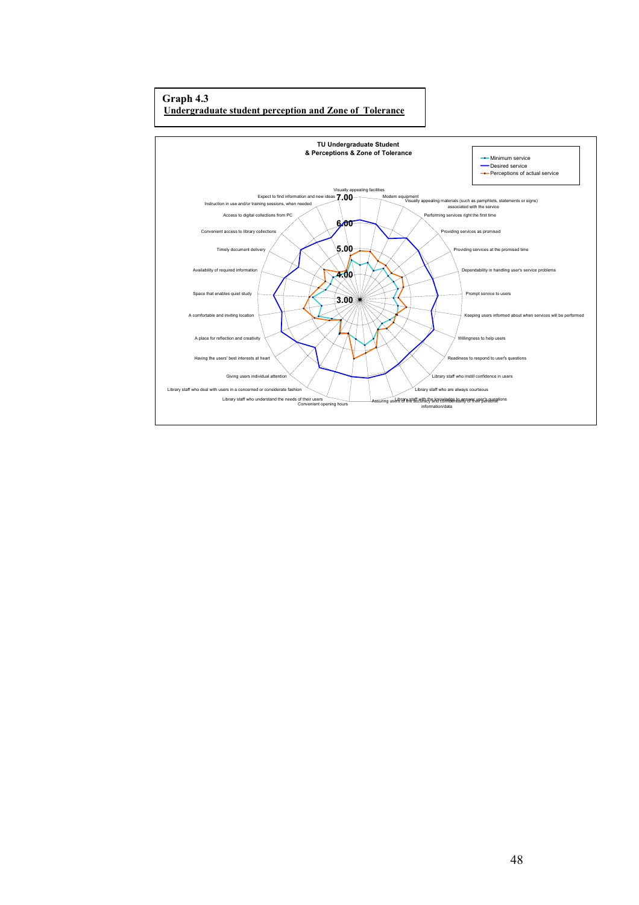**Graph 4.3**
**Undergraduate student perception and Zone of Tolerance**

**TU Undergraduate Student & Perceptions & Zone of Tolerance**

Legend:
- Minimum service
- Desired service
- Perceptions of actual service

Scale: 3.00, 4.00, 5.00, 6.00, 7.00

Axes:
- Visually appealing facilities
- Modern equipment
- Visually appealing materials (such as pamphlets, statements or signs) associated with the service
- Performing services right the first time
- Providing services as promised
- Providing services at the promised time
- Dependability in handling user's service problems
- Prompt service to users
- Keeping users informed about when services will be performed
- Willingness to help users
- Readiness to respond to user's questions
- Library staff who instill confidence in users
- Library staff who are always courteous
- Library staff with the knowledge to answer user's questions
- Assuring users of the accuracy and confidentiality of their personal information/data
- Convenient opening hours
- Library staff who understand the needs of their users
- Library staff who deal with users in a concerned or considerate fashion
- Giving users individual attention
- Having the users' best interests at heart
- A place for reflection and creativity
- A comfortable and inviting location
- Space that enables quiet study
- Availability of required information
- Timely document delivery
- Convenient access to library collections
- Access to digital collections from PC
- Instruction in use and/or training sessions, when needed
- Expect to find information and new ideas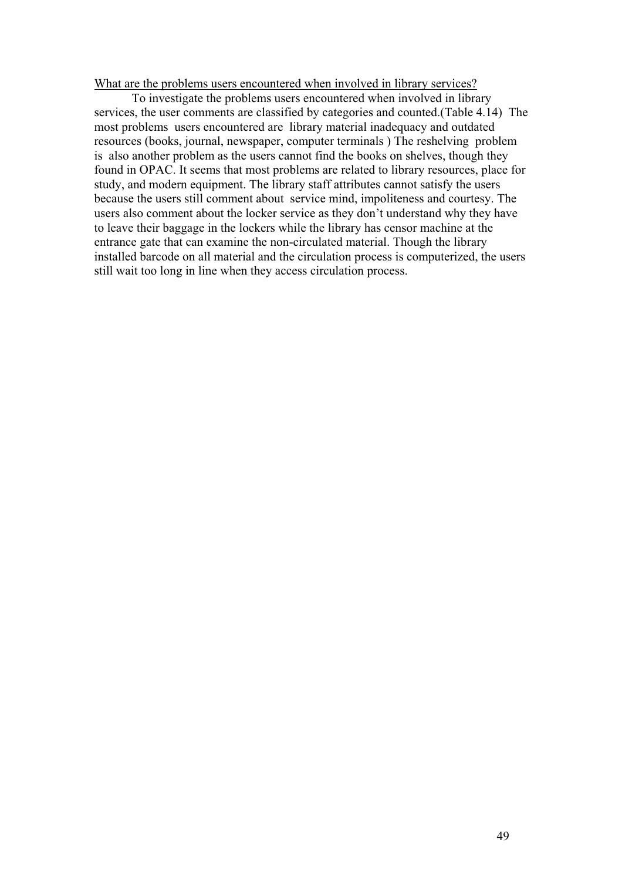What are the problems users encountered when involved in library services?

To investigate the problems users encountered when involved in library services, the user comments are classified by categories and counted.(Table 4.14) The most problems users encountered are library material inadequacy and outdated resources (books, journal, newspaper, computer terminals ) The reshelving problem is also another problem as the users cannot find the books on shelves, though they found in OPAC. It seems that most problems are related to library resources, place for study, and modern equipment. The library staff attributes cannot satisfy the users because the users still comment about service mind, impoliteness and courtesy. The users also comment about the locker service as they don't understand why they have to leave their baggage in the lockers while the library has censor machine at the entrance gate that can examine the non-circulated material. Though the library installed barcode on all material and the circulation process is computerized, the users still wait too long in line when they access circulation process.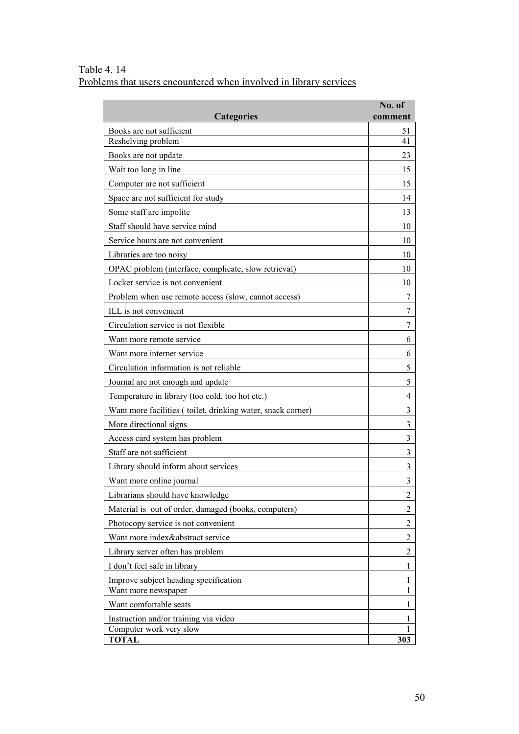Table 4. 14

Problems that users encountered when involved in library services

| Categories | No. of comment |
|---|---|
| Books are not sufficient | 51 |
| Reshelving problem | 41 |
| Books are not update | 23 |
| Wait too long in line | 15 |
| Computer are not sufficient | 15 |
| Space are not sufficient for study | 14 |
| Some staff are impolite | 13 |
| Staff should have service mind | 10 |
| Service hours are not convenient | 10 |
| Libraries are too noisy | 10 |
| OPAC problem (interface, complicate, slow retrieval) | 10 |
| Locker service is not convenient | 10 |
| Problem when use remote access (slow, cannot access) | 7 |
| ILL is not convenient | 7 |
| Circulation service is not flexible | 7 |
| Want more remote service | 6 |
| Want more internet service | 6 |
| Circulation information is not reliable | 5 |
| Journal are not enough and update | 5 |
| Temperature in library (too cold, too hot etc.) | 4 |
| Want more facilities ( toilet, drinking water, snack corner) | 3 |
| More directional signs | 3 |
| Access card system has problem | 3 |
| Staff are not sufficient | 3 |
| Library should inform about services | 3 |
| Want more online journal | 3 |
| Librarians should have knowledge | 2 |
| Material is out of order, damaged (books, computers) | 2 |
| Photocopy service is not convenient | 2 |
| Want more index&abstract service | 2 |
| Library server often has problem | 2 |
| I don't feel safe in library | 1 |
| Improve subject heading specification | 1 |
| Want more newspaper | 1 |
| Want comfortable seats | 1 |
| Instruction and/or training via video | 1 |
| Computer work very slow | 1 |
| **TOTAL** | **303** |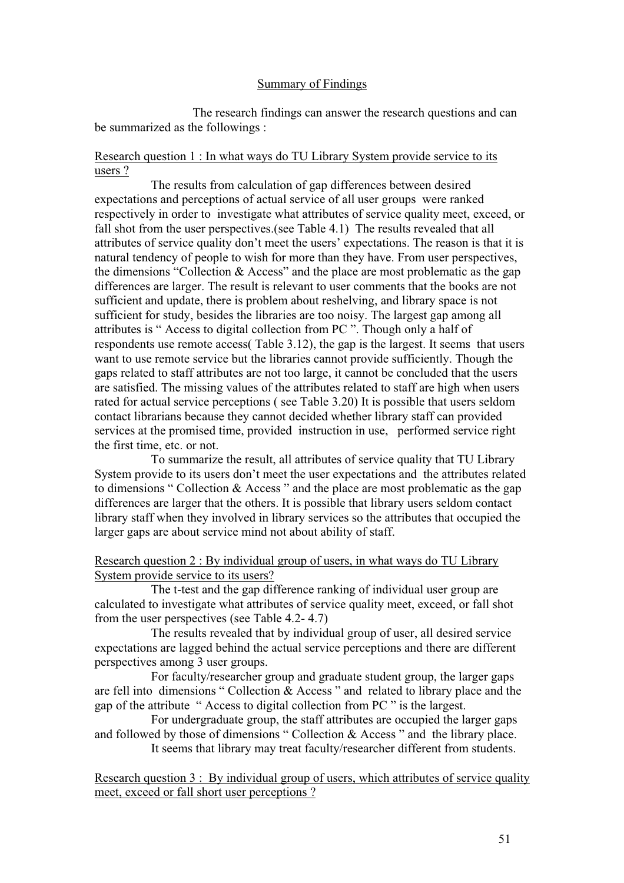## Summary of Findings

The research findings can answer the research questions and can be summarized as the followings :

Research question 1 : In what ways do TU Library System provide service to its users ?

The results from calculation of gap differences between desired expectations and perceptions of actual service of all user groups were ranked respectively in order to investigate what attributes of service quality meet, exceed, or fall shot from the user perspectives.(see Table 4.1) The results revealed that all attributes of service quality don't meet the users' expectations. The reason is that it is natural tendency of people to wish for more than they have. From user perspectives, the dimensions "Collection & Access" and the place are most problematic as the gap differences are larger. The result is relevant to user comments that the books are not sufficient and update, there is problem about reshelving, and library space is not sufficient for study, besides the libraries are too noisy. The largest gap among all attributes is " Access to digital collection from PC ". Though only a half of respondents use remote access( Table 3.12), the gap is the largest. It seems that users want to use remote service but the libraries cannot provide sufficiently. Though the gaps related to staff attributes are not too large, it cannot be concluded that the users are satisfied. The missing values of the attributes related to staff are high when users rated for actual service perceptions ( see Table 3.20) It is possible that users seldom contact librarians because they cannot decided whether library staff can provided services at the promised time, provided instruction in use, performed service right the first time, etc. or not.

To summarize the result, all attributes of service quality that TU Library System provide to its users don't meet the user expectations and the attributes related to dimensions " Collection & Access " and the place are most problematic as the gap differences are larger that the others. It is possible that library users seldom contact library staff when they involved in library services so the attributes that occupied the larger gaps are about service mind not about ability of staff.

Research question 2 : By individual group of users, in what ways do TU Library System provide service to its users?

The t-test and the gap difference ranking of individual user group are calculated to investigate what attributes of service quality meet, exceed, or fall shot from the user perspectives (see Table 4.2- 4.7)

The results revealed that by individual group of user, all desired service expectations are lagged behind the actual service perceptions and there are different perspectives among 3 user groups.

For faculty/researcher group and graduate student group, the larger gaps are fell into dimensions " Collection & Access " and related to library place and the gap of the attribute " Access to digital collection from PC " is the largest.

For undergraduate group, the staff attributes are occupied the larger gaps and followed by those of dimensions " Collection & Access " and the library place.

It seems that library may treat faculty/researcher different from students.

Research question 3 : By individual group of users, which attributes of service quality meet, exceed or fall short user perceptions ?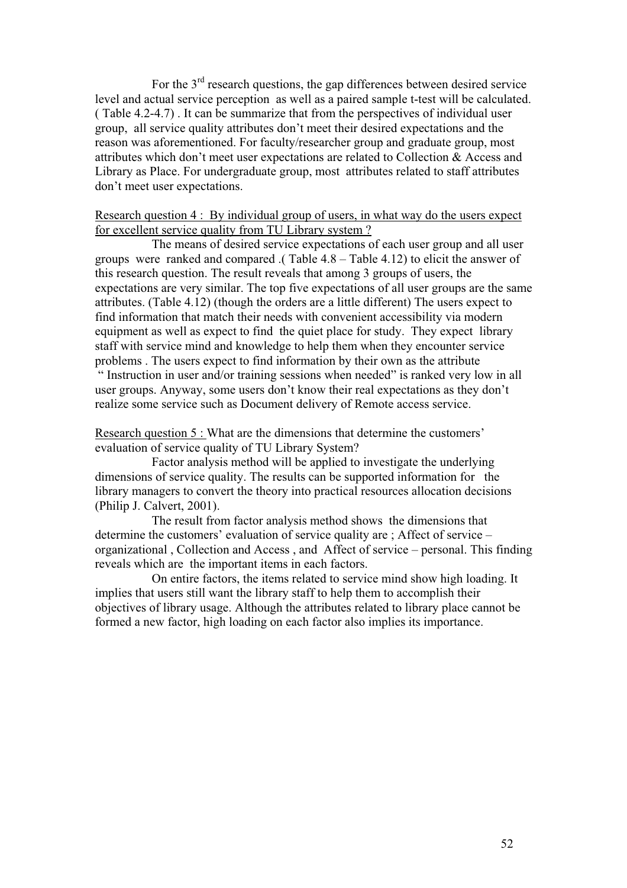For the 3rd research questions, the gap differences between desired service level and actual service perception as well as a paired sample t-test will be calculated. ( Table 4.2-4.7) . It can be summarize that from the perspectives of individual user group, all service quality attributes don't meet their desired expectations and the reason was aforementioned. For faculty/researcher group and graduate group, most attributes which don't meet user expectations are related to Collection & Access and Library as Place. For undergraduate group, most attributes related to staff attributes don't meet user expectations.

<u>Research question 4 : By individual group of users, in what way do the users expect for excellent service quality from TU Library system ?</u>

The means of desired service expectations of each user group and all user groups were ranked and compared .( Table 4.8 – Table 4.12) to elicit the answer of this research question. The result reveals that among 3 groups of users, the expectations are very similar. The top five expectations of all user groups are the same attributes. (Table 4.12) (though the orders are a little different) The users expect to find information that match their needs with convenient accessibility via modern equipment as well as expect to find the quiet place for study. They expect library staff with service mind and knowledge to help them when they encounter service problems . The users expect to find information by their own as the attribute " Instruction in user and/or training sessions when needed" is ranked very low in all user groups. Anyway, some users don't know their real expectations as they don't realize some service such as Document delivery of Remote access service.

<u>Research question 5 :</u> What are the dimensions that determine the customers' evaluation of service quality of TU Library System?

Factor analysis method will be applied to investigate the underlying dimensions of service quality. The results can be supported information for the library managers to convert the theory into practical resources allocation decisions (Philip J. Calvert, 2001).

The result from factor analysis method shows the dimensions that determine the customers' evaluation of service quality are ; Affect of service – organizational , Collection and Access , and Affect of service – personal. This finding reveals which are the important items in each factors.

On entire factors, the items related to service mind show high loading. It implies that users still want the library staff to help them to accomplish their objectives of library usage. Although the attributes related to library place cannot be formed a new factor, high loading on each factor also implies its importance.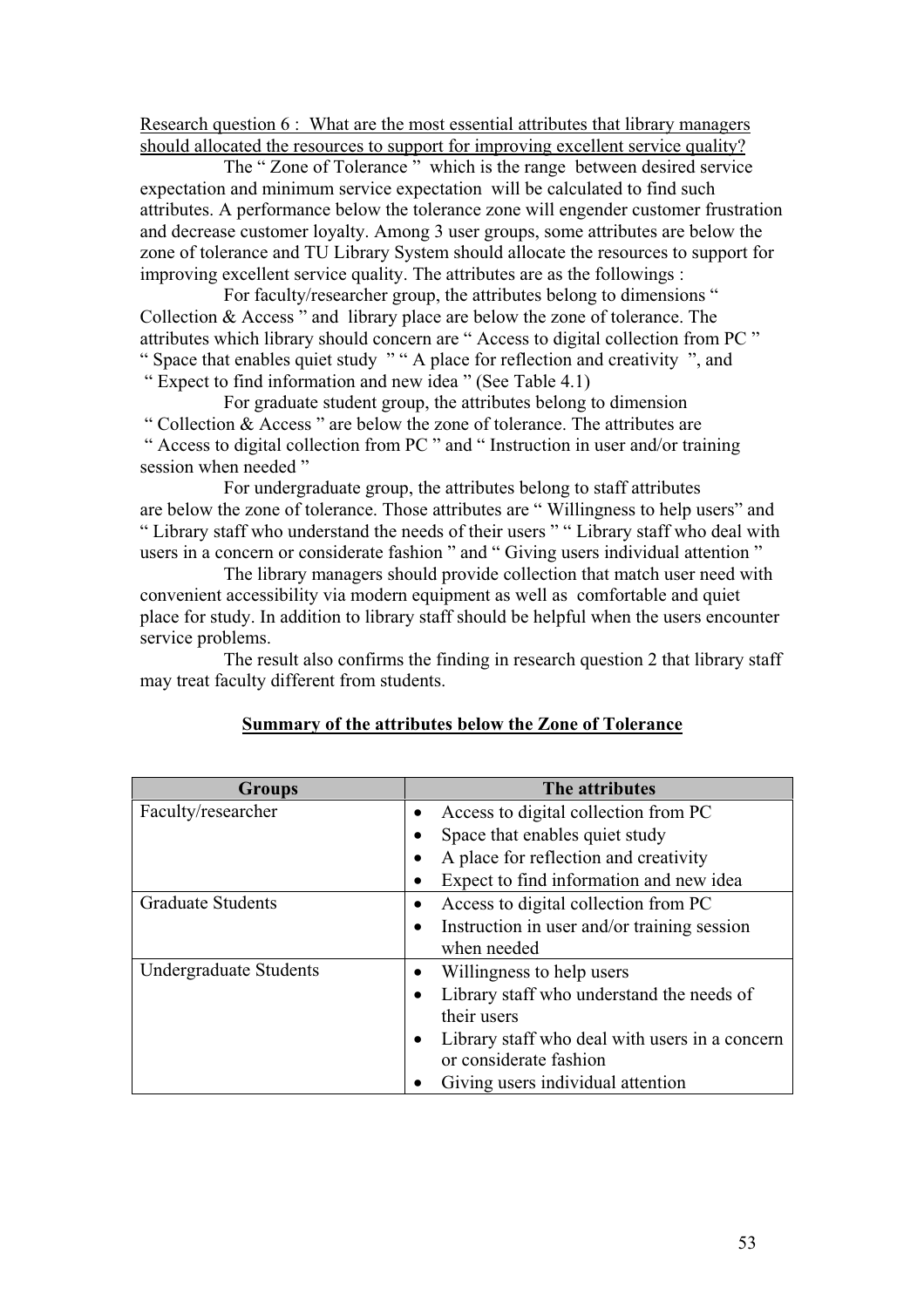Research question 6 : What are the most essential attributes that library managers should allocated the resources to support for improving excellent service quality?

The " Zone of Tolerance " which is the range between desired service expectation and minimum service expectation will be calculated to find such attributes. A performance below the tolerance zone will engender customer frustration and decrease customer loyalty. Among 3 user groups, some attributes are below the zone of tolerance and TU Library System should allocate the resources to support for improving excellent service quality. The attributes are as the followings :

For faculty/researcher group, the attributes belong to dimensions " Collection & Access " and library place are below the zone of tolerance. The attributes which library should concern are " Access to digital collection from PC " " Space that enables quiet study " " A place for reflection and creativity ", and " Expect to find information and new idea " (See Table 4.1)

For graduate student group, the attributes belong to dimension " Collection & Access " are below the zone of tolerance. The attributes are " Access to digital collection from PC " and " Instruction in user and/or training session when needed "

For undergraduate group, the attributes belong to staff attributes are below the zone of tolerance. Those attributes are " Willingness to help users" and " Library staff who understand the needs of their users " " Library staff who deal with users in a concern or considerate fashion " and " Giving users individual attention "

The library managers should provide collection that match user need with convenient accessibility via modern equipment as well as comfortable and quiet place for study. In addition to library staff should be helpful when the users encounter service problems.

The result also confirms the finding in research question 2 that library staff may treat faculty different from students.

**Summary of the attributes below the Zone of Tolerance**

| Groups | The attributes |
|---|---|
| Faculty/researcher | • Access to digital collection from PC<br>• Space that enables quiet study<br>• A place for reflection and creativity<br>• Expect to find information and new idea |
| Graduate Students | • Access to digital collection from PC<br>• Instruction in user and/or training session when needed |
| Undergraduate Students | • Willingness to help users<br>• Library staff who understand the needs of their users<br>• Library staff who deal with users in a concern or considerate fashion<br>• Giving users individual attention |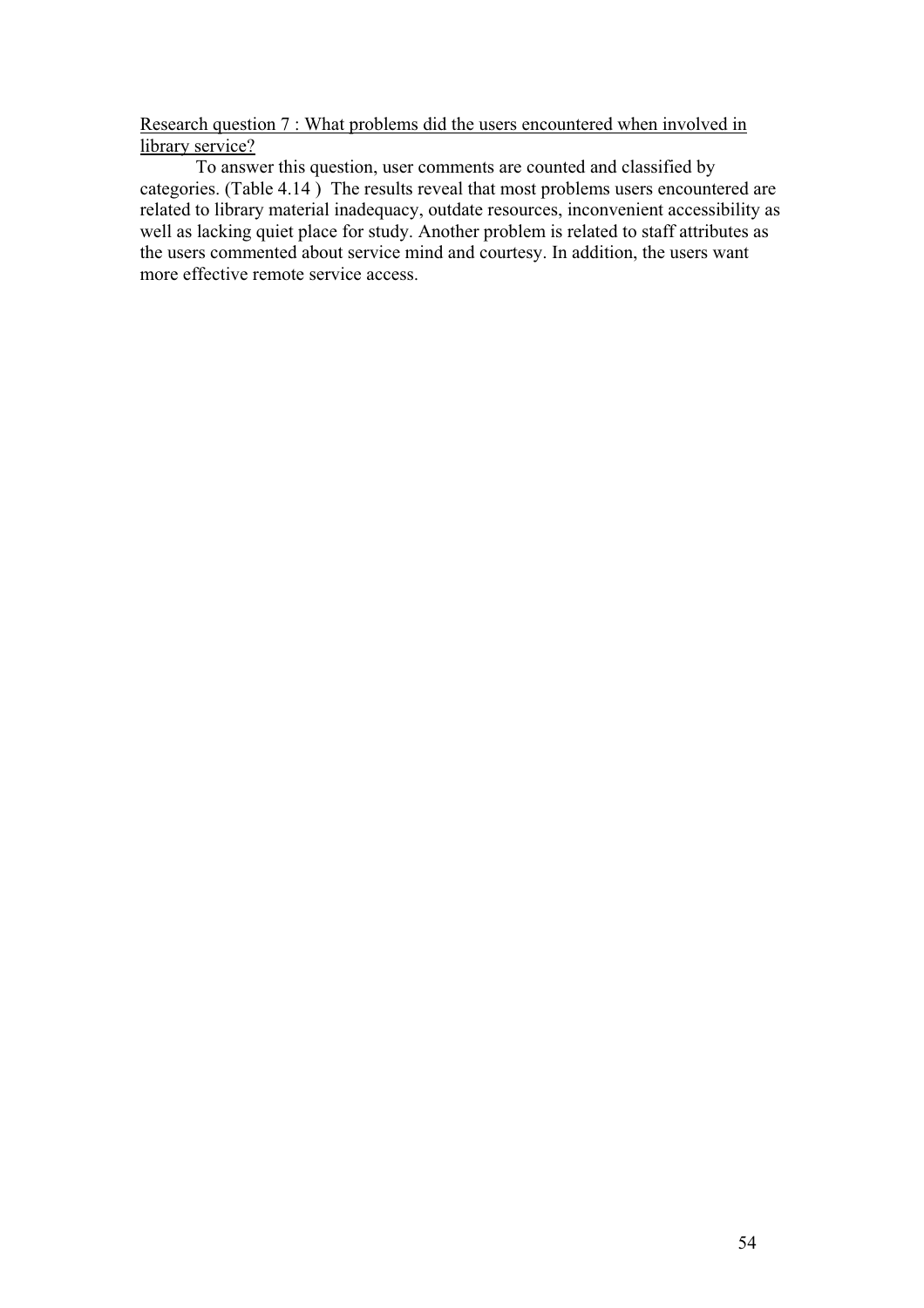<u>Research question 7 : What problems did the users encountered when involved in library service?</u>

To answer this question, user comments are counted and classified by categories. (Table 4.14 )  The results reveal that most problems users encountered are related to library material inadequacy, outdate resources, inconvenient accessibility as well as lacking quiet place for study. Another problem is related to staff attributes as the users commented about service mind and courtesy. In addition, the users want more effective remote service access.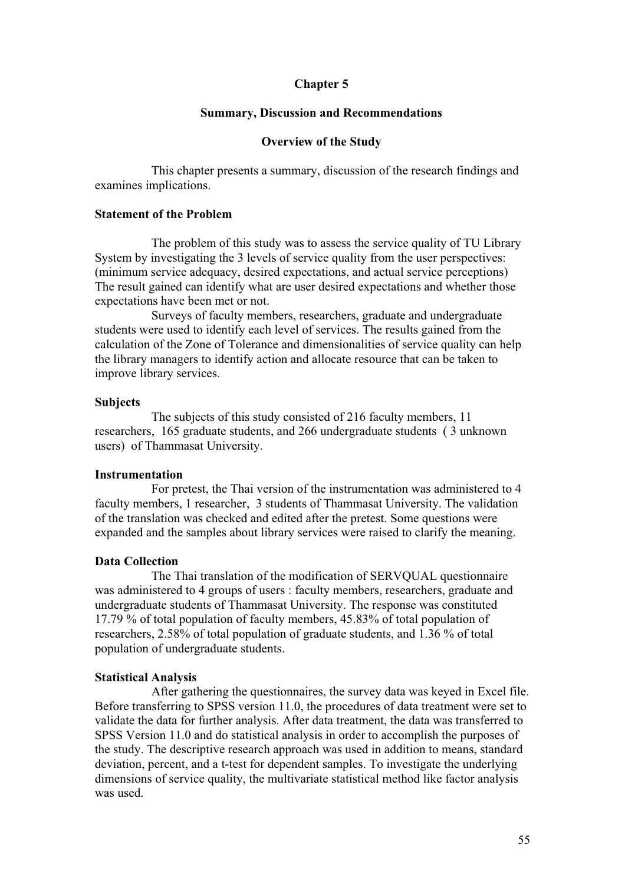# Chapter 5

## Summary, Discussion and Recommendations

### Overview of the Study

This chapter presents a summary, discussion of the research findings and examines implications.

**Statement of the Problem**

The problem of this study was to assess the service quality of TU Library System by investigating the 3 levels of service quality from the user perspectives: (minimum service adequacy, desired expectations, and actual service perceptions) The result gained can identify what are user desired expectations and whether those expectations have been met or not.

Surveys of faculty members, researchers, graduate and undergraduate students were used to identify each level of services. The results gained from the calculation of the Zone of Tolerance and dimensionalities of service quality can help the library managers to identify action and allocate resource that can be taken to improve library services.

**Subjects**

The subjects of this study consisted of 216 faculty members, 11 researchers, 165 graduate students, and 266 undergraduate students ( 3 unknown users) of Thammasat University.

**Instrumentation**

For pretest, the Thai version of the instrumentation was administered to 4 faculty members, 1 researcher, 3 students of Thammasat University. The validation of the translation was checked and edited after the pretest. Some questions were expanded and the samples about library services were raised to clarify the meaning.

**Data Collection**

The Thai translation of the modification of SERVQUAL questionnaire was administered to 4 groups of users : faculty members, researchers, graduate and undergraduate students of Thammasat University. The response was constituted 17.79 % of total population of faculty members, 45.83% of total population of researchers, 2.58% of total population of graduate students, and 1.36 % of total population of undergraduate students.

**Statistical Analysis**

After gathering the questionnaires, the survey data was keyed in Excel file. Before transferring to SPSS version 11.0, the procedures of data treatment were set to validate the data for further analysis. After data treatment, the data was transferred to SPSS Version 11.0 and do statistical analysis in order to accomplish the purposes of the study. The descriptive research approach was used in addition to means, standard deviation, percent, and a t-test for dependent samples. To investigate the underlying dimensions of service quality, the multivariate statistical method like factor analysis was used.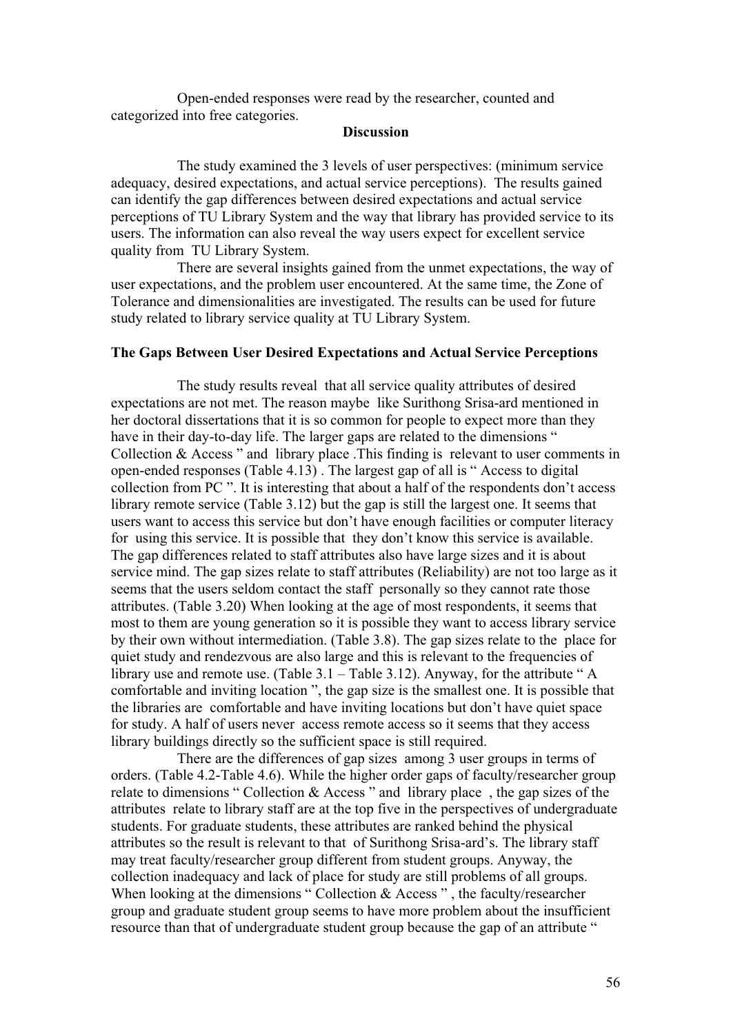Open-ended responses were read by the researcher, counted and categorized into free categories.

## Discussion

The study examined the 3 levels of user perspectives: (minimum service adequacy, desired expectations, and actual service perceptions). The results gained can identify the gap differences between desired expectations and actual service perceptions of TU Library System and the way that library has provided service to its users. The information can also reveal the way users expect for excellent service quality from TU Library System.

There are several insights gained from the unmet expectations, the way of user expectations, and the problem user encountered. At the same time, the Zone of Tolerance and dimensionalities are investigated. The results can be used for future study related to library service quality at TU Library System.

### The Gaps Between User Desired Expectations and Actual Service Perceptions

The study results reveal that all service quality attributes of desired expectations are not met. The reason maybe like Surithong Srisa-ard mentioned in her doctoral dissertations that it is so common for people to expect more than they have in their day-to-day life. The larger gaps are related to the dimensions " Collection & Access " and library place .This finding is relevant to user comments in open-ended responses (Table 4.13) . The largest gap of all is " Access to digital collection from PC ". It is interesting that about a half of the respondents don't access library remote service (Table 3.12) but the gap is still the largest one. It seems that users want to access this service but don't have enough facilities or computer literacy for using this service. It is possible that they don't know this service is available. The gap differences related to staff attributes also have large sizes and it is about service mind. The gap sizes relate to staff attributes (Reliability) are not too large as it seems that the users seldom contact the staff personally so they cannot rate those attributes. (Table 3.20) When looking at the age of most respondents, it seems that most to them are young generation so it is possible they want to access library service by their own without intermediation. (Table 3.8). The gap sizes relate to the place for quiet study and rendezvous are also large and this is relevant to the frequencies of library use and remote use. (Table 3.1 – Table 3.12). Anyway, for the attribute " A comfortable and inviting location ", the gap size is the smallest one. It is possible that the libraries are comfortable and have inviting locations but don't have quiet space for study. A half of users never access remote access so it seems that they access library buildings directly so the sufficient space is still required.

There are the differences of gap sizes among 3 user groups in terms of orders. (Table 4.2-Table 4.6). While the higher order gaps of faculty/researcher group relate to dimensions " Collection & Access " and library place , the gap sizes of the attributes relate to library staff are at the top five in the perspectives of undergraduate students. For graduate students, these attributes are ranked behind the physical attributes so the result is relevant to that of Surithong Srisa-ard's. The library staff may treat faculty/researcher group different from student groups. Anyway, the collection inadequacy and lack of place for study are still problems of all groups. When looking at the dimensions " Collection & Access " , the faculty/researcher group and graduate student group seems to have more problem about the insufficient resource than that of undergraduate student group because the gap of an attribute "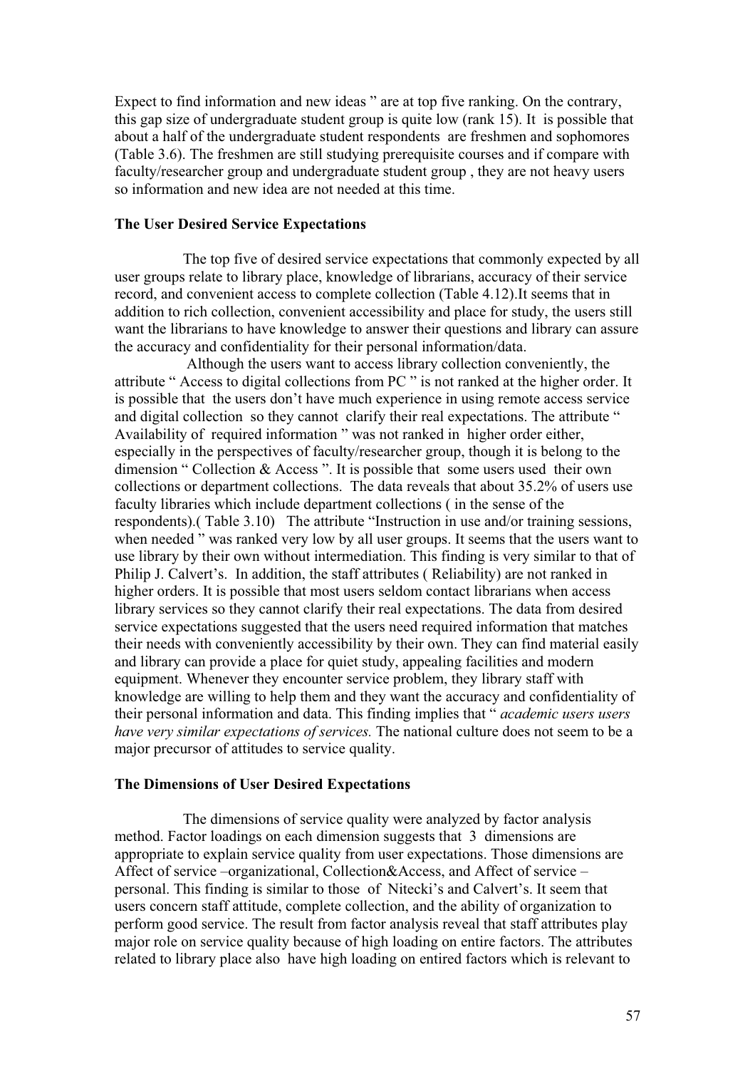Expect to find information and new ideas " are at top five ranking. On the contrary, this gap size of undergraduate student group is quite low (rank 15). It is possible that about a half of the undergraduate student respondents are freshmen and sophomores (Table 3.6). The freshmen are still studying prerequisite courses and if compare with faculty/researcher group and undergraduate student group , they are not heavy users so information and new idea are not needed at this time.

**The User Desired Service Expectations**

The top five of desired service expectations that commonly expected by all user groups relate to library place, knowledge of librarians, accuracy of their service record, and convenient access to complete collection (Table 4.12).It seems that in addition to rich collection, convenient accessibility and place for study, the users still want the librarians to have knowledge to answer their questions and library can assure the accuracy and confidentiality for their personal information/data.

Although the users want to access library collection conveniently, the attribute " Access to digital collections from PC " is not ranked at the higher order. It is possible that the users don't have much experience in using remote access service and digital collection so they cannot clarify their real expectations. The attribute " Availability of required information " was not ranked in higher order either, especially in the perspectives of faculty/researcher group, though it is belong to the dimension " Collection & Access ". It is possible that some users used their own collections or department collections. The data reveals that about 35.2% of users use faculty libraries which include department collections ( in the sense of the respondents).( Table 3.10) The attribute "Instruction in use and/or training sessions, when needed " was ranked very low by all user groups. It seems that the users want to use library by their own without intermediation. This finding is very similar to that of Philip J. Calvert's. In addition, the staff attributes ( Reliability) are not ranked in higher orders. It is possible that most users seldom contact librarians when access library services so they cannot clarify their real expectations. The data from desired service expectations suggested that the users need required information that matches their needs with conveniently accessibility by their own. They can find material easily and library can provide a place for quiet study, appealing facilities and modern equipment. Whenever they encounter service problem, they library staff with knowledge are willing to help them and they want the accuracy and confidentiality of their personal information and data. This finding implies that " *academic users users have very similar expectations of services.* The national culture does not seem to be a major precursor of attitudes to service quality.

**The Dimensions of User Desired Expectations**

The dimensions of service quality were analyzed by factor analysis method. Factor loadings on each dimension suggests that 3 dimensions are appropriate to explain service quality from user expectations. Those dimensions are Affect of service –organizational, Collection&Access, and Affect of service – personal. This finding is similar to those of Nitecki's and Calvert's. It seem that users concern staff attitude, complete collection, and the ability of organization to perform good service. The result from factor analysis reveal that staff attributes play major role on service quality because of high loading on entire factors. The attributes related to library place also have high loading on entired factors which is relevant to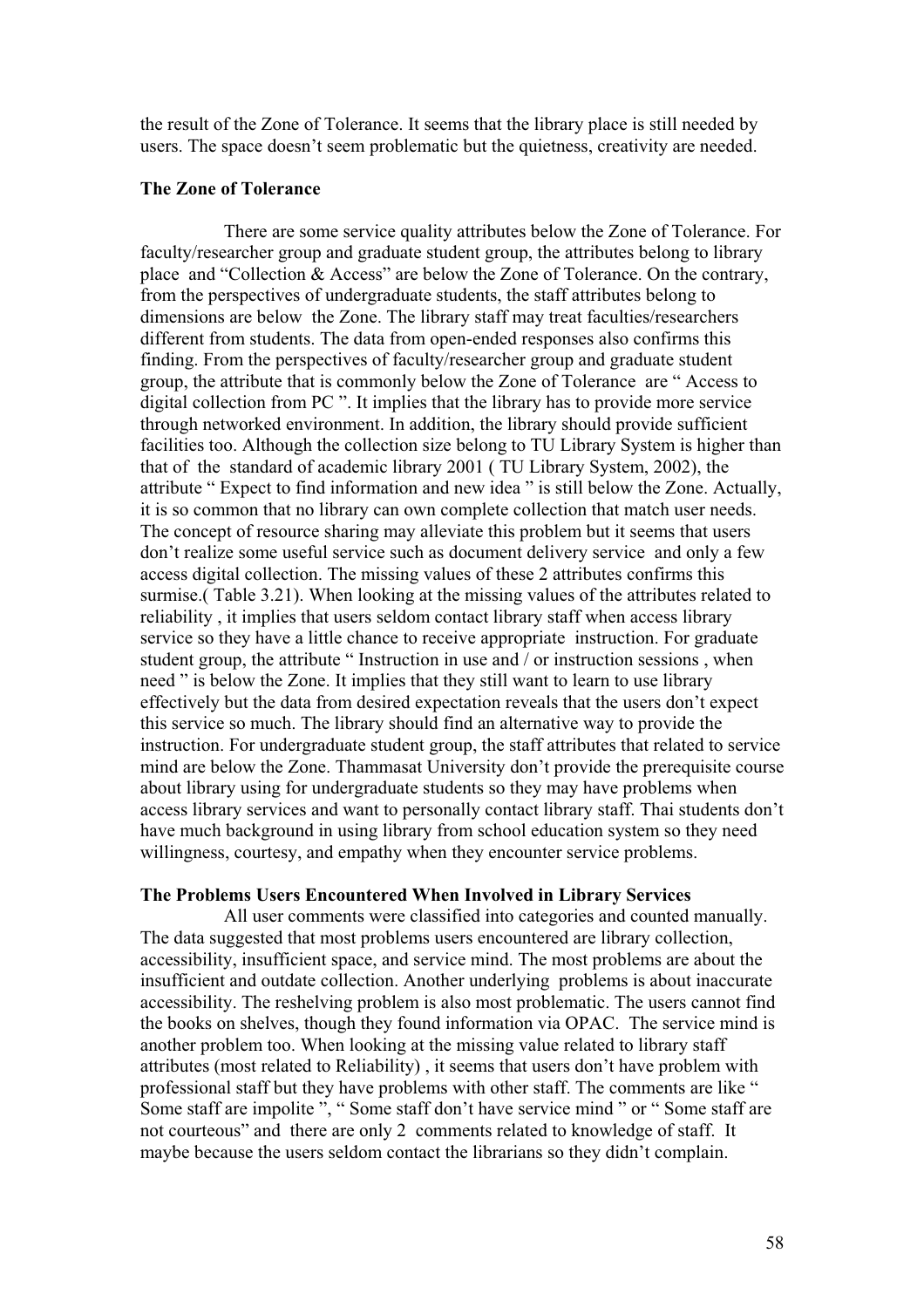the result of the Zone of Tolerance. It seems that the library place is still needed by users. The space doesn't seem problematic but the quietness, creativity are needed.

**The Zone of Tolerance**

There are some service quality attributes below the Zone of Tolerance. For faculty/researcher group and graduate student group, the attributes belong to library place and "Collection & Access" are below the Zone of Tolerance. On the contrary, from the perspectives of undergraduate students, the staff attributes belong to dimensions are below the Zone. The library staff may treat faculties/researchers different from students. The data from open-ended responses also confirms this finding. From the perspectives of faculty/researcher group and graduate student group, the attribute that is commonly below the Zone of Tolerance are " Access to digital collection from PC ". It implies that the library has to provide more service through networked environment. In addition, the library should provide sufficient facilities too. Although the collection size belong to TU Library System is higher than that of the standard of academic library 2001 ( TU Library System, 2002), the attribute " Expect to find information and new idea " is still below the Zone. Actually, it is so common that no library can own complete collection that match user needs. The concept of resource sharing may alleviate this problem but it seems that users don't realize some useful service such as document delivery service and only a few access digital collection. The missing values of these 2 attributes confirms this surmise.( Table 3.21). When looking at the missing values of the attributes related to reliability , it implies that users seldom contact library staff when access library service so they have a little chance to receive appropriate instruction. For graduate student group, the attribute " Instruction in use and / or instruction sessions , when need " is below the Zone. It implies that they still want to learn to use library effectively but the data from desired expectation reveals that the users don't expect this service so much. The library should find an alternative way to provide the instruction. For undergraduate student group, the staff attributes that related to service mind are below the Zone. Thammasat University don't provide the prerequisite course about library using for undergraduate students so they may have problems when access library services and want to personally contact library staff. Thai students don't have much background in using library from school education system so they need willingness, courtesy, and empathy when they encounter service problems.

**The Problems Users Encountered When Involved in Library Services**

All user comments were classified into categories and counted manually. The data suggested that most problems users encountered are library collection, accessibility, insufficient space, and service mind. The most problems are about the insufficient and outdate collection. Another underlying problems is about inaccurate accessibility. The reshelving problem is also most problematic. The users cannot find the books on shelves, though they found information via OPAC. The service mind is another problem too. When looking at the missing value related to library staff attributes (most related to Reliability) , it seems that users don't have problem with professional staff but they have problems with other staff. The comments are like " Some staff are impolite ", " Some staff don't have service mind " or " Some staff are not courteous" and there are only 2 comments related to knowledge of staff. It maybe because the users seldom contact the librarians so they didn't complain.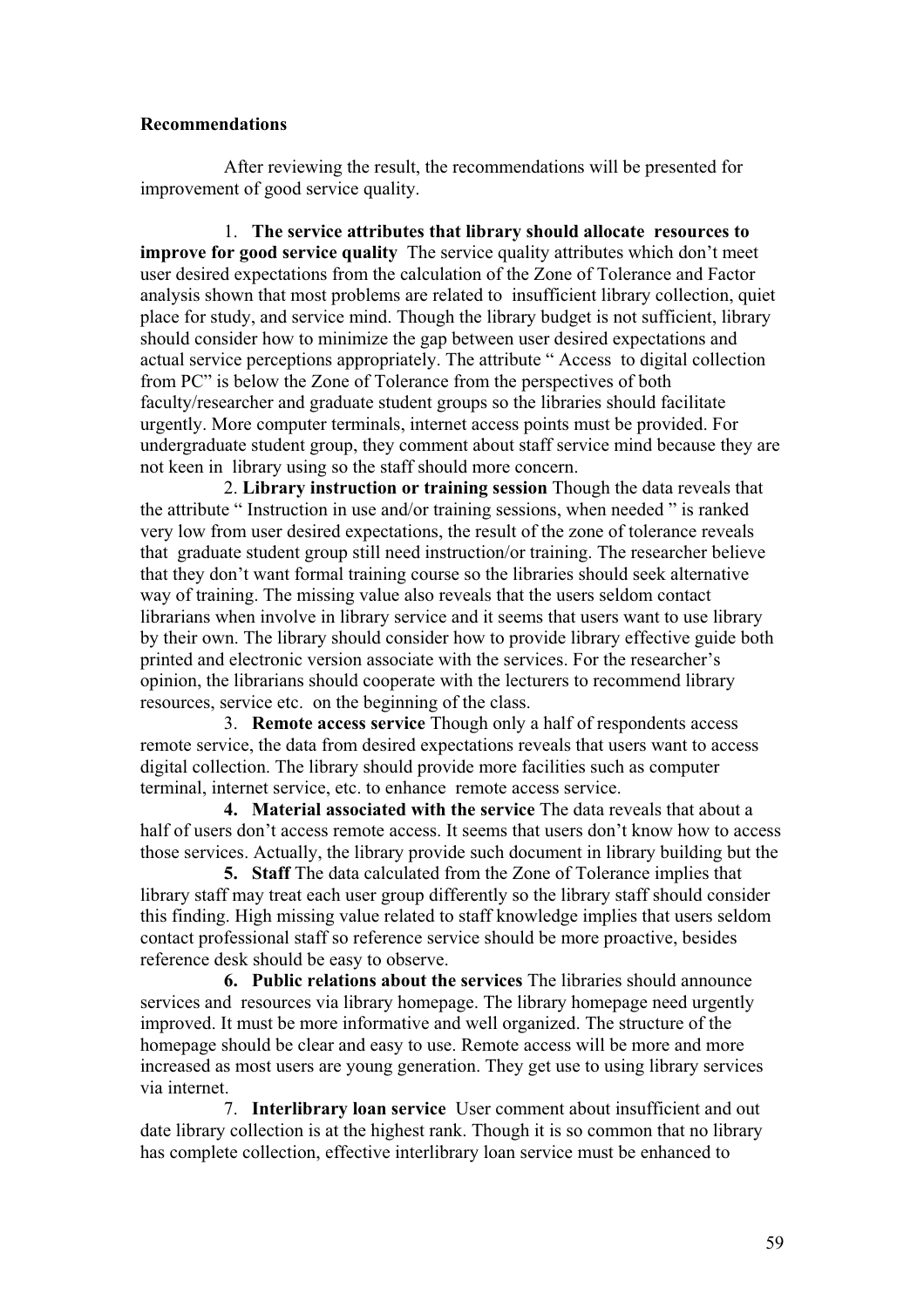**Recommendations**

After reviewing the result, the recommendations will be presented for improvement of good service quality.

1. **The service attributes that library should allocate resources to improve for good service quality** The service quality attributes which don't meet user desired expectations from the calculation of the Zone of Tolerance and Factor analysis shown that most problems are related to insufficient library collection, quiet place for study, and service mind. Though the library budget is not sufficient, library should consider how to minimize the gap between user desired expectations and actual service perceptions appropriately. The attribute " Access to digital collection from PC" is below the Zone of Tolerance from the perspectives of both faculty/researcher and graduate student groups so the libraries should facilitate urgently. More computer terminals, internet access points must be provided. For undergraduate student group, they comment about staff service mind because they are not keen in library using so the staff should more concern.

2. **Library instruction or training session** Though the data reveals that the attribute " Instruction in use and/or training sessions, when needed " is ranked very low from user desired expectations, the result of the zone of tolerance reveals that graduate student group still need instruction/or training. The researcher believe that they don't want formal training course so the libraries should seek alternative way of training. The missing value also reveals that the users seldom contact librarians when involve in library service and it seems that users want to use library by their own. The library should consider how to provide library effective guide both printed and electronic version associate with the services. For the researcher's opinion, the librarians should cooperate with the lecturers to recommend library resources, service etc. on the beginning of the class.

3. **Remote access service** Though only a half of respondents access remote service, the data from desired expectations reveals that users want to access digital collection. The library should provide more facilities such as computer terminal, internet service, etc. to enhance remote access service.

4. **Material associated with the service** The data reveals that about a half of users don't access remote access. It seems that users don't know how to access those services. Actually, the library provide such document in library building but the

5. **Staff** The data calculated from the Zone of Tolerance implies that library staff may treat each user group differently so the library staff should consider this finding. High missing value related to staff knowledge implies that users seldom contact professional staff so reference service should be more proactive, besides reference desk should be easy to observe.

6. **Public relations about the services** The libraries should announce services and resources via library homepage. The library homepage need urgently improved. It must be more informative and well organized. The structure of the homepage should be clear and easy to use. Remote access will be more and more increased as most users are young generation. They get use to using library services via internet.

7. **Interlibrary loan service** User comment about insufficient and out date library collection is at the highest rank. Though it is so common that no library has complete collection, effective interlibrary loan service must be enhanced to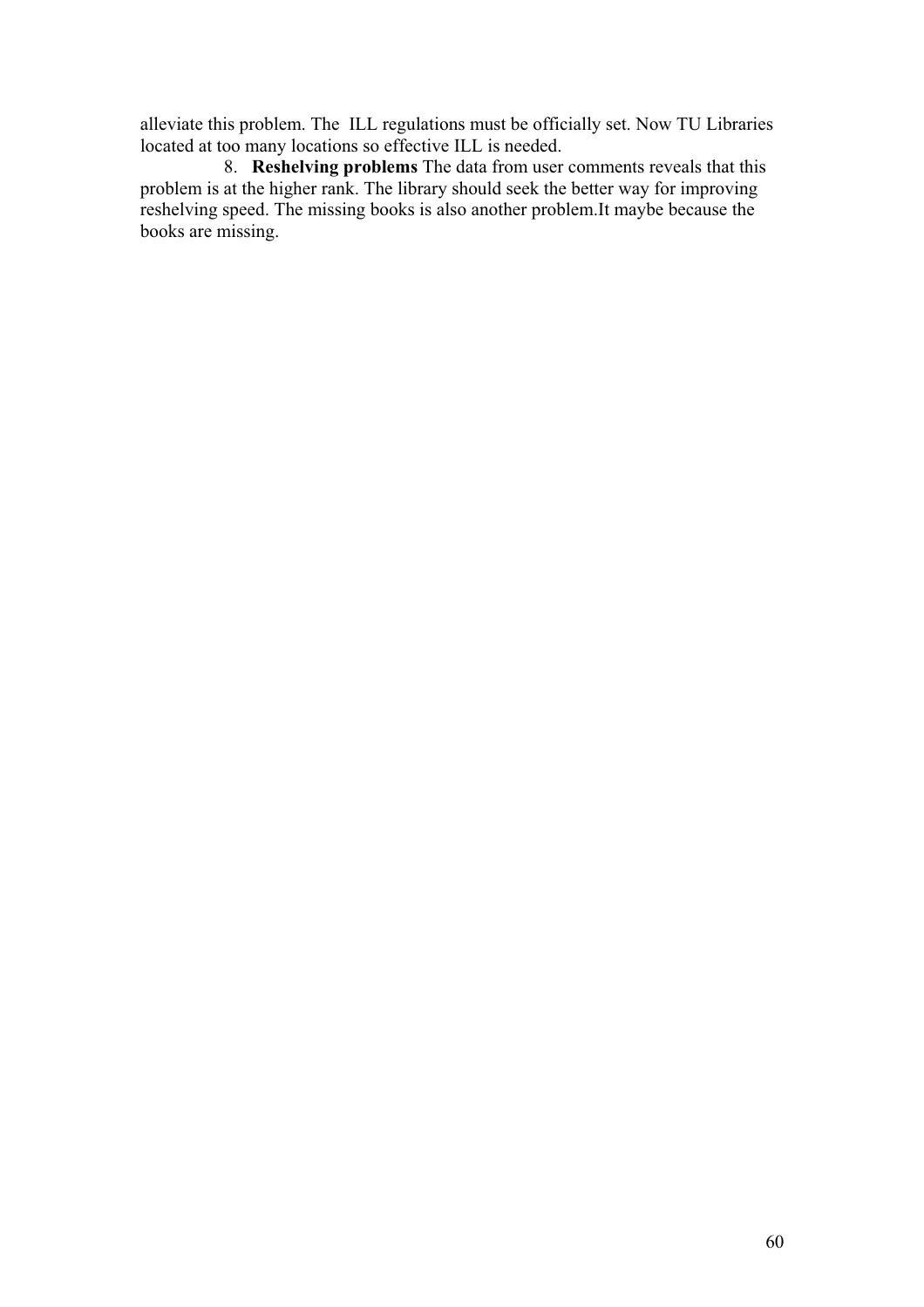alleviate this problem. The ILL regulations must be officially set. Now TU Libraries located at too many locations so effective ILL is needed.

8. **Reshelving problems** The data from user comments reveals that this problem is at the higher rank. The library should seek the better way for improving reshelving speed. The missing books is also another problem.It maybe because the books are missing.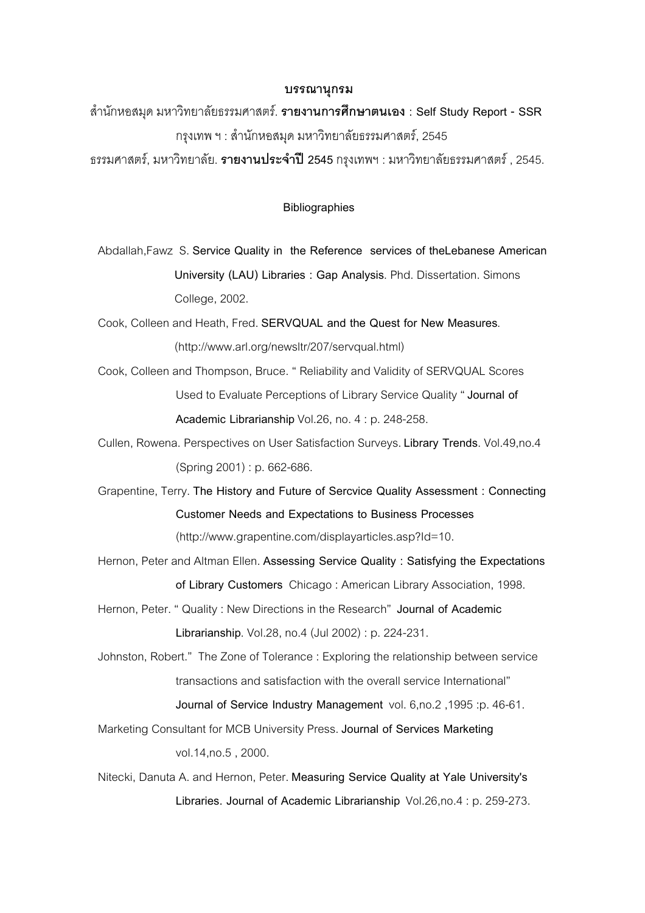## บรรณานุกรม

สำนักหอสมุด มหาวิทยาลัยธรรมศาสตร์. **รายงานการศึกษาตนเอง : Self Study Report - SSR** กรุงเทพ ฯ : สำนักหอสมุด มหาวิทยาลัยธรรมศาสตร์, 2545

ธรรมศาสตร์, มหาวิทยาลัย. **รายงานประจำปี 2545** กรุงเทพฯ : มหาวิทยาลัยธรรมศาสตร์ , 2545.

## Bibliographies

Abdallah,Fawz S. **Service Quality in the Reference services of theLebanese American University (LAU) Libraries : Gap Analysis**. Phd. Dissertation. Simons College, 2002.

Cook, Colleen and Heath, Fred. **SERVQUAL and the Quest for New Measures**. (http://www.arl.org/newsltr/207/servqual.html)

Cook, Colleen and Thompson, Bruce. " Reliability and Validity of SERVQUAL Scores Used to Evaluate Perceptions of Library Service Quality " **Journal of Academic Librarianship** Vol.26, no. 4 : p. 248-258.

Cullen, Rowena. Perspectives on User Satisfaction Surveys. **Library Trends**. Vol.49,no.4 (Spring 2001) : p. 662-686.

Grapentine, Terry. **The History and Future of Sercvice Quality Assessment : Connecting Customer Needs and Expectations to Business Processes** (http://www.grapentine.com/displayarticles.asp?Id=10.

Hernon, Peter and Altman Ellen. **Assessing Service Quality : Satisfying the Expectations of Library Customers** Chicago : American Library Association, 1998.

Hernon, Peter. " Quality : New Directions in the Research" **Journal of Academic Librarianship**. Vol.28, no.4 (Jul 2002) : p. 224-231.

Johnston, Robert." The Zone of Tolerance : Exploring the relationship between service transactions and satisfaction with the overall service International" **Journal of Service Industry Management** vol. 6,no.2 ,1995 :p. 46-61.

Marketing Consultant for MCB University Press. **Journal of Services Marketing** vol.14,no.5 , 2000.

Nitecki, Danuta A. and Hernon, Peter. **Measuring Service Quality at Yale University's Libraries. Journal of Academic Librarianship** Vol.26,no.4 : p. 259-273.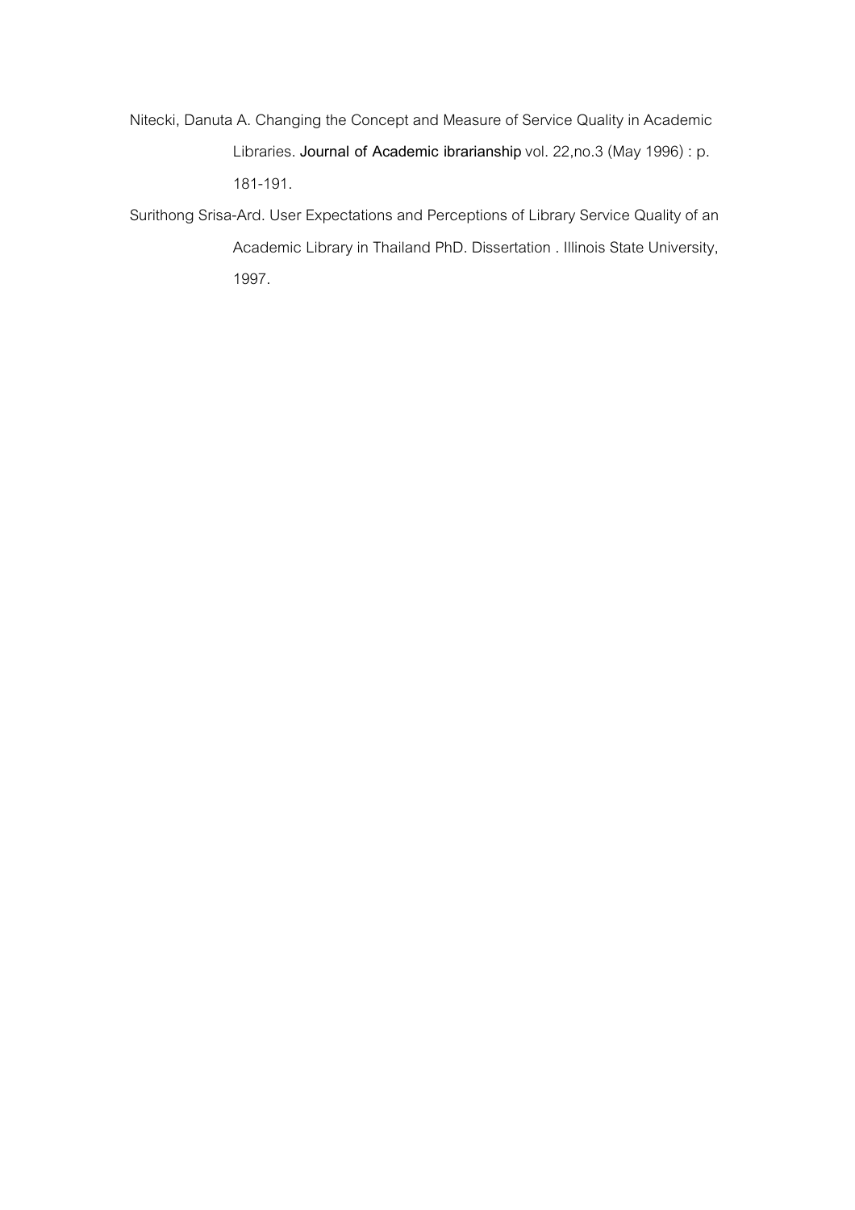Nitecki, Danuta A. Changing the Concept and Measure of Service Quality in Academic Libraries. **Journal of Academic ibrarianship** vol. 22,no.3 (May 1996) : p. 181-191.

Surithong Srisa-Ard. User Expectations and Perceptions of Library Service Quality of an Academic Library in Thailand PhD. Dissertation . Illinois State University, 1997.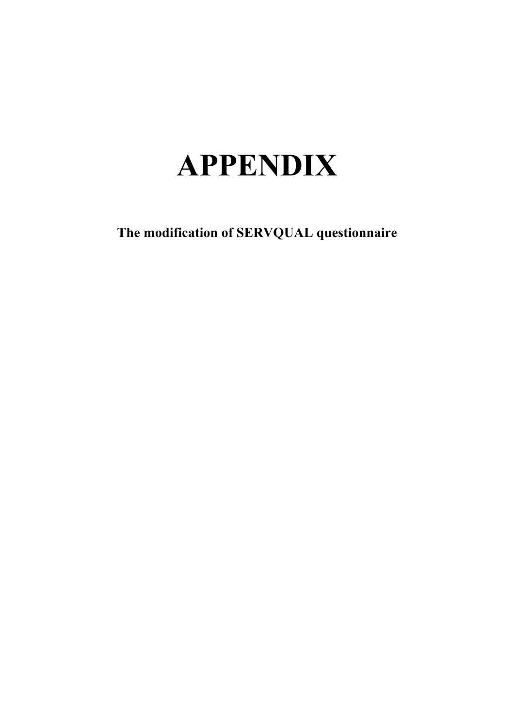# APPENDIX

**The modification of SERVQUAL questionnaire**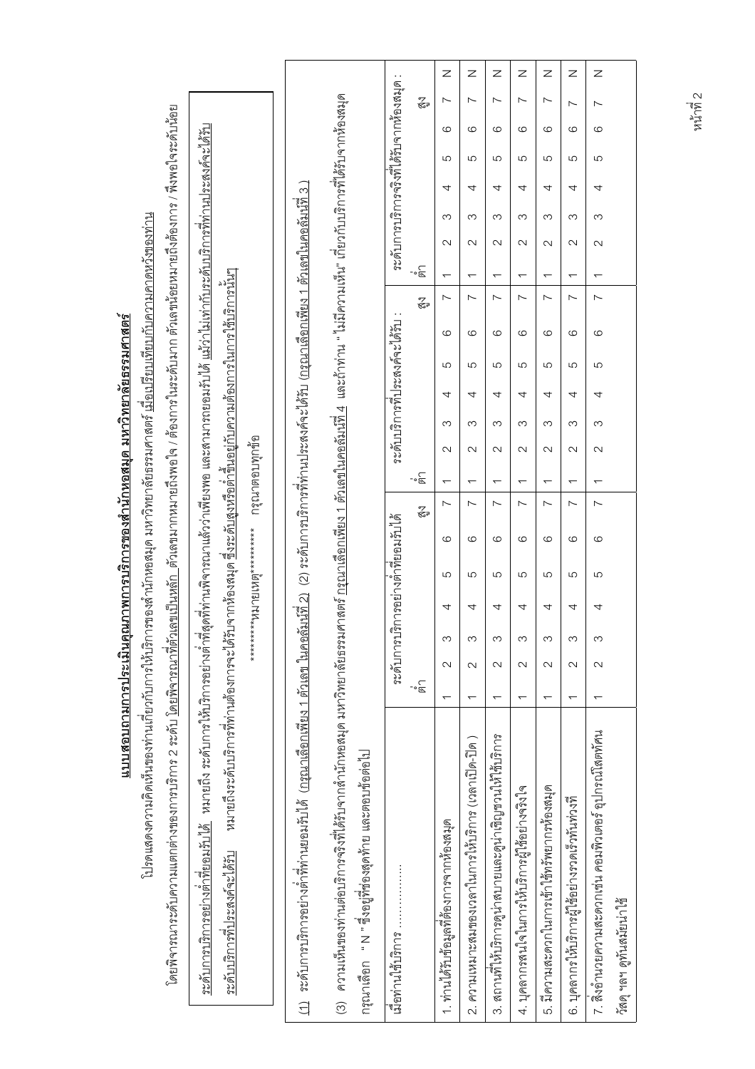# แบบสอบถามการประเมินคุณภาพการบริการของสำนักหอสมุด มหาวิทยาลัยธรรมศาสตร์

โปรดแสดงความคิดเห็นของท่านเกี่ยวกับการให้บริการของสำนักหอสมุด มหาวิทยาลัยธรรมศาสตร์ เมื่อเปรียบเทียบกับความคาดหวังของท่าน

โดยพิจารณาระดับความแตกต่างของการบริการ 2 ระดับ โดยพิจารณาที่ตัวเลขเป็นหลัก ตัวเลขมากกหมายถึงพอใจ / ต้องการในระดับมาก ตัวเลขน้อยหมายถึงต้องการ / พึงพอใจระดับน้อย

ระดับการบริการอย่างต่ำที่ยอมรับได้ หมายถึง ระดับการให้บริการอย่างต่ำที่สุดที่ท่านพิจารณาแล้วว่าเพียงพอ และสามารถยอมรับได้ แม้ว่าไม่เท่ากับระดับบริการที่ท่านประสงค์จะได้รับ

ระดับบริการที่ประสงค์จะได้รับ หมายถึงระดับบริการที่ท่านต้องการจะได้รับจากห้องสมุด ซึ่งระดับสูงหรือต่ำขึ้นอยู่กับความต้องการในการใช้บริการนั้นๆ

\*\*\*\*\*\*\*\*\*หมายเหตุ\*\*\*\*\*\*\*\*\* กรุณาตอบทุกข้อ

(1) ระดับการบริการอย่างต่ำที่ท่านยอมรับได้ (กรุณาเลือกเพียง 1 ตัวเลข ในคอลัมน์ที่ 2) (2) ระดับการบริการที่ท่านประสงค์จะได้รับ (กรุณาเลือกเพียง 1 ตัวเลขในคอลัมน์ที่ 3)

(3) ความเห็นของท่านต่อบริการจริงที่ได้รับจากสำนักหอสมุด มหาวิทยาลัยธรรมศาสตร์ กรุณาเลือกเพียง 1 ตัวเลขในคอลัมน์ที่ 4 และถ้าท่าน "ไม่มีความเห็น" เกี่ยวกับบริการที่ได้รับจากห้องสมุด กรุณาเลือก " N " ซึ่งอยู่ที่ช่องสุดท้าย และตอบข้อต่อไป

| เมื่อท่านใช้บริการ ................ | ระดับการบริการอย่างต่ำที่ยอมรับได้ (ต่ำ – สูง) | | | | | | | ระดับบริการที่ท่านประสงค์จะได้รับ : (ต่ำ – สูง) | | | | | | | ระดับการบริการจริงที่ได้รับจากห้องสมุด : (ต่ำ – สูง) | | | | | | | |
|---|---|---|---|---|---|---|---|---|---|---|---|---|---|---|---|---|---|---|---|---|---|---|
| 1. ท่านได้รับข้อมูลที่ต้องการจากห้องสมุด | 1 | 2 | 3 | 4 | 5 | 6 | 7 | 1 | 2 | 3 | 4 | 5 | 6 | 7 | 1 | 2 | 3 | 4 | 5 | 6 | 7 | N |
| 2. ความเหมาะสมของเวลาในการให้บริการ (เวลาเปิด-ปิด) | 1 | 2 | 3 | 4 | 5 | 6 | 7 | 1 | 2 | 3 | 4 | 5 | 6 | 7 | 1 | 2 | 3 | 4 | 5 | 6 | 7 | N |
| 3. สถานที่ให้บริการดูน่าสบายและดูน่าเชิญชวนให้ใช้บริการ | 1 | 2 | 3 | 4 | 5 | 6 | 7 | 1 | 2 | 3 | 4 | 5 | 6 | 7 | 1 | 2 | 3 | 4 | 5 | 6 | 7 | N |
| 4. บุคลากรสนใจในการให้บริการผู้ใช้อย่างจริงใจ | 1 | 2 | 3 | 4 | 5 | 6 | 7 | 1 | 2 | 3 | 4 | 5 | 6 | 7 | 1 | 2 | 3 | 4 | 5 | 6 | 7 | N |
| 5. มีความสะดวกในการเข้าใช้ทรัพยากรห้องสมุด | 1 | 2 | 3 | 4 | 5 | 6 | 7 | 1 | 2 | 3 | 4 | 5 | 6 | 7 | 1 | 2 | 3 | 4 | 5 | 6 | 7 | N |
| 6. บุคลากรให้บริการผู้ใช้อย่างรวดเร็วทันท่วงที | 1 | 2 | 3 | 4 | 5 | 6 | 7 | 1 | 2 | 3 | 4 | 5 | 6 | 7 | 1 | 2 | 3 | 4 | 5 | 6 | 7 | N |
| 7. สิ่งอำนวยความสะดวกเช่น คอมพิวเตอร์ อุปกรณ์โสตทัศนวัสดุ ฯลฯ ดูทันสมัยน่าใช้ | 1 | 2 | 3 | 4 | 5 | 6 | 7 | 1 | 2 | 3 | 4 | 5 | 6 | 7 | 1 | 2 | 3 | 4 | 5 | 6 | 7 | N |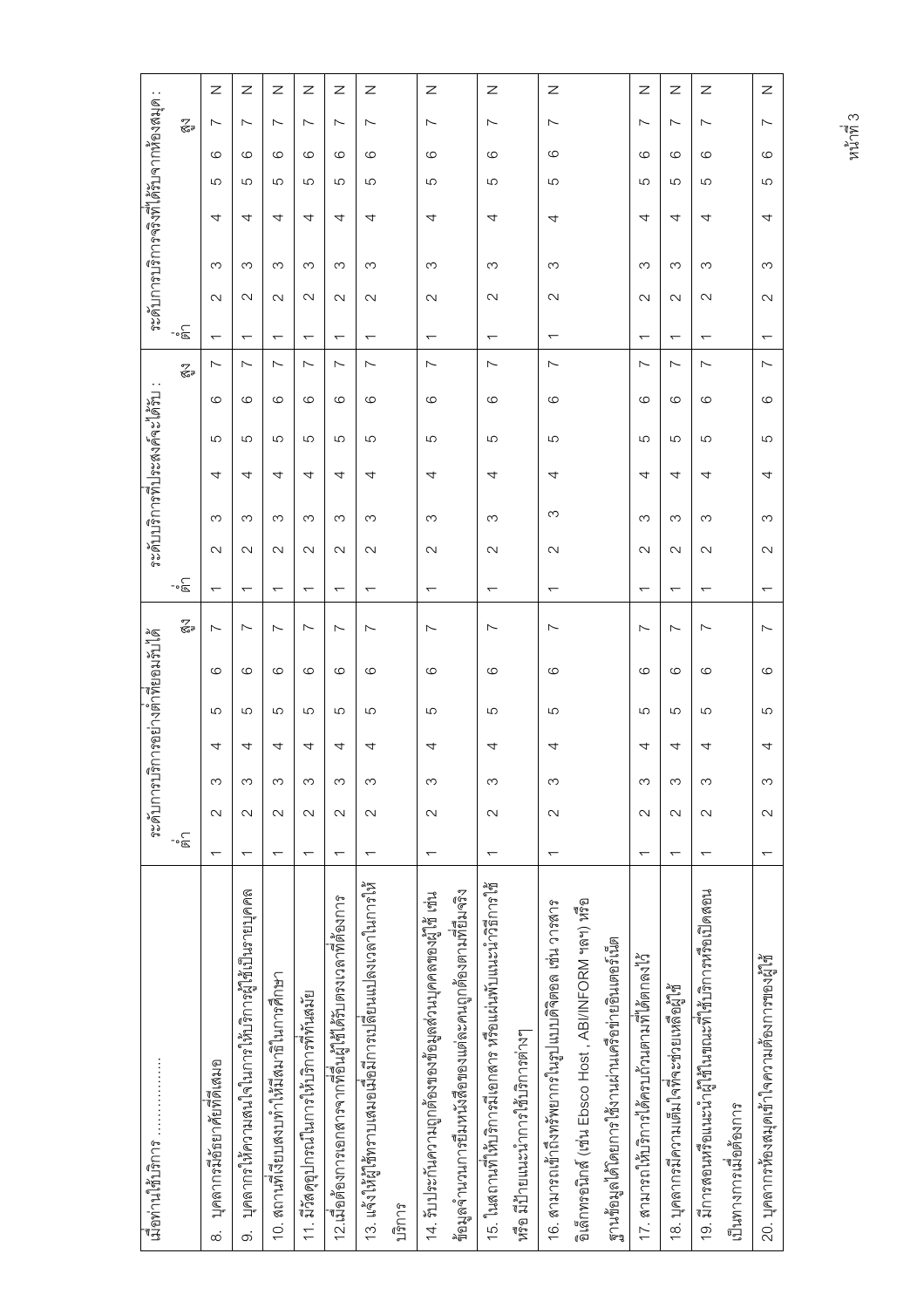| เมื่อท่านใช้บริการ ………………… | ระดับการบริการอย่างต่ำที่ยอมรับได้ | | | | | | | ระดับบริการที่ประสงค์จะได้รับ : | | | | | | | ระดับการบริการจริงที่ได้รับจากห้องสมุด : | | | | | | | |
|---|---|---|---|---|---|---|---|---|---|---|---|---|---|---|---|---|---|---|---|---|---|
| | ต่ำ | | | | | | สูง | ต่ำ | | | | | | สูง | ต่ำ | | | | | | สูง | |
| 8. บุคลากรมีอัธยาศัยที่ดีเสมอ | 1 | 2 | 3 | 4 | 5 | 6 | 7 | 1 | 2 | 3 | 4 | 5 | 6 | 7 | 1 | 2 | 3 | 4 | 5 | 6 | 7 | N |
| 9. บุคลากรให้ความสนใจในการให้บริการผู้ใช้เป็นรายบุคคล | 1 | 2 | 3 | 4 | 5 | 6 | 7 | 1 | 2 | 3 | 4 | 5 | 6 | 7 | 1 | 2 | 3 | 4 | 5 | 6 | 7 | N |
| 10. สถานที่เงียบสงบทำให้มีสมาธิในการศึกษา | 1 | 2 | 3 | 4 | 5 | 6 | 7 | 1 | 2 | 3 | 4 | 5 | 6 | 7 | 1 | 2 | 3 | 4 | 5 | 6 | 7 | N |
| 11. มีวัสดุอุปกรณ์ในการให้บริการที่ทันสมัย | 1 | 2 | 3 | 4 | 5 | 6 | 7 | 1 | 2 | 3 | 4 | 5 | 6 | 7 | 1 | 2 | 3 | 4 | 5 | 6 | 7 | N |
| 12.เมื่อติดต่อขอเอกสารจากที่อื่นผู้ใช้ได้รับตรงเวลาที่ต้องการ | 1 | 2 | 3 | 4 | 5 | 6 | 7 | 1 | 2 | 3 | 4 | 5 | 6 | 7 | 1 | 2 | 3 | 4 | 5 | 6 | 7 | N |
| 13. แจ้งให้ผู้ใช้ทราบเสมอเมื่อมีการเปลี่ยนแปลงเวลาในการให้บริการ | 1 | 2 | 3 | 4 | 5 | 6 | 7 | 1 | 2 | 3 | 4 | 5 | 6 | 7 | 1 | 2 | 3 | 4 | 5 | 6 | 7 | N |
| 14. รับประกันความถูกต้องของข้อมูลส่วนบุคคลของผู้ใช้ เช่น ข้อมูลจำนวนการยืมหนังสือของแต่ละคนถูกต้องตามที่ยืมจริง | 1 | 2 | 3 | 4 | 5 | 6 | 7 | 1 | 2 | 3 | 4 | 5 | 6 | 7 | 1 | 2 | 3 | 4 | 5 | 6 | 7 | N |
| 15. ในสถานที่ให้บริการมีเอกสาร หรือแผ่นพับแนะนำวิธีการใช้ หรือ มีป้ายแนะนำการใช้บริการต่างๆ | 1 | 2 | 3 | 4 | 5 | 6 | 7 | 1 | 2 | 3 | 4 | 5 | 6 | 7 | 1 | 2 | 3 | 4 | 5 | 6 | 7 | N |
| 16. สามารถเข้าถึงทรัพยากรในรูปแบบดิจิตอล เช่น วารสารอิเล็กทรอนิกส์ (เช่น Ebsco Host , ABI/INFORM ฯลฯ) หรือฐานข้อมูลได้โดยการใช้งานผ่านเครือข่ายอินเตอร์เน็ต | 1 | 2 | 3 | 4 | 5 | 6 | 7 | 1 | 2 | 3 | 4 | 5 | 6 | 7 | 1 | 2 | 3 | 4 | 5 | 6 | 7 | N |
| 17. สามารถให้บริการได้ครบถ้วนตามที่ได้ตกลงไว้ | 1 | 2 | 3 | 4 | 5 | 6 | 7 | 1 | 2 | 3 | 4 | 5 | 6 | 7 | 1 | 2 | 3 | 4 | 5 | 6 | 7 | N |
| 18. บุคลากรมีความเต็มใจที่จะช่วยเหลือผู้ใช้ | 1 | 2 | 3 | 4 | 5 | 6 | 7 | 1 | 2 | 3 | 4 | 5 | 6 | 7 | 1 | 2 | 3 | 4 | 5 | 6 | 7 | N |
| 19. มีการสอนหรือแนะนำผู้ใช้ในขณะที่ใช้บริการหรือเปิดสอนเป็นทางการเมื่อต้องการ | 1 | 2 | 3 | 4 | 5 | 6 | 7 | 1 | 2 | 3 | 4 | 5 | 6 | 7 | 1 | 2 | 3 | 4 | 5 | 6 | 7 | N |
| 20. บุคลากรห้องสมุดเข้าใจความต้องการของผู้ใช้ | 1 | 2 | 3 | 4 | 5 | 6 | 7 | 1 | 2 | 3 | 4 | 5 | 6 | 7 | 1 | 2 | 3 | 4 | 5 | 6 | 7 | N |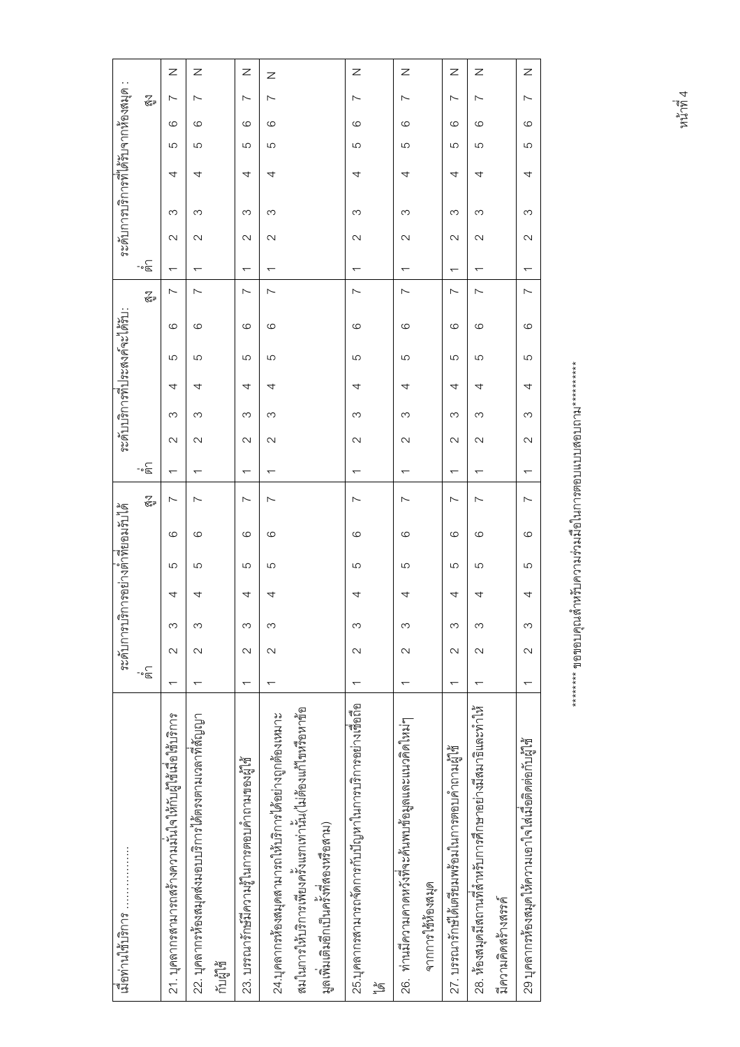| เมื่อท่านใช้บริการ ............... | ระดับการบริการอย่างต่ำที่ยอมรับได้ ต่ำ - สูง | | | | | | | ระดับบริการที่ประสงค์จะได้รับ: ต่ำ - สูง | | | | | | | ระดับการบริการที่ได้รับจากห้องสมุด : ต่ำ - สูง | | | | | | | |
|---|---|---|---|---|---|---|---|---|---|---|---|---|---|---|---|---|---|---|---|---|---|---|
| 21. บุคลากรสามารถสร้างความมั่นใจให้กับผู้ใช้เมื่อใช้บริการ | 1 | 2 | 3 | 4 | 5 | 6 | 7 | 1 | 2 | 3 | 4 | 5 | 6 | 7 | 1 | 2 | 3 | 4 | 5 | 6 | 7 | N |
| 22. บุคลากรห้องสมุดส่งมอบบริการได้ตรงตามเวลาที่สัญญากับผู้ใช้ | 1 | 2 | 3 | 4 | 5 | 6 | 7 | 1 | 2 | 3 | 4 | 5 | 6 | 7 | 1 | 2 | 3 | 4 | 5 | 6 | 7 | N |
| 23. บรรณารักษ์มีความรู้ในการตอบคำถามของผู้ใช้ | 1 | 2 | 3 | 4 | 5 | 6 | 7 | 1 | 2 | 3 | 4 | 5 | 6 | 7 | 1 | 2 | 3 | 4 | 5 | 6 | 7 | N |
| 24.บุคลากรห้องสมุดสามารถให้บริการได้อย่างถูกต้องเหมาะสมในการให้บริการเพียงครั้งแรกเท่านั้น(ไม่ต้องแก้ไขหรือหาข้อมูลเพิ่มเติมอีกเป็นครั้งที่สองหรือสาม) | 1 | 2 | 3 | 4 | 5 | 6 | 7 | 1 | 2 | 3 | 4 | 5 | 6 | 7 | 1 | 2 | 3 | 4 | 5 | 6 | 7 | N |
| 25.บุคลากรสามารถจัดการกับปัญหาในการบริการอย่างเชื่อถือได้ | 1 | 2 | 3 | 4 | 5 | 6 | 7 | 1 | 2 | 3 | 4 | 5 | 6 | 7 | 1 | 2 | 3 | 4 | 5 | 6 | 7 | N |
| 26. ท่านมีความคาดหวังที่จะค้นพบข้อมูลและแนวคิดใหม่ๆ จากการใช้ห้องสมุด | 1 | 2 | 3 | 4 | 5 | 6 | 7 | 1 | 2 | 3 | 4 | 5 | 6 | 7 | 1 | 2 | 3 | 4 | 5 | 6 | 7 | N |
| 27. บรรณารักษ์ได้เตรียมพร้อมในการตอบคำถามผู้ใช้ | 1 | 2 | 3 | 4 | 5 | 6 | 7 | 1 | 2 | 3 | 4 | 5 | 6 | 7 | 1 | 2 | 3 | 4 | 5 | 6 | 7 | N |
| 28. ห้องสมุดมีสถานที่สำหรับการศึกษาอย่างมีสมาธิและทำให้มีความคิดสร้างสรรค์ | 1 | 2 | 3 | 4 | 5 | 6 | 7 | 1 | 2 | 3 | 4 | 5 | 6 | 7 | 1 | 2 | 3 | 4 | 5 | 6 | 7 | N |
| 29.บุคลากรห้องสมุดให้ความเอาใจใส่เมื่อติดต่อกับผู้ใช้ | 1 | 2 | 3 | 4 | 5 | 6 | 7 | 1 | 2 | 3 | 4 | 5 | 6 | 7 | 1 | 2 | 3 | 4 | 5 | 6 | 7 | N |

******* ขอขอบคุณสำหรับความร่วมมือในการตอบแบบสอบถาม*********